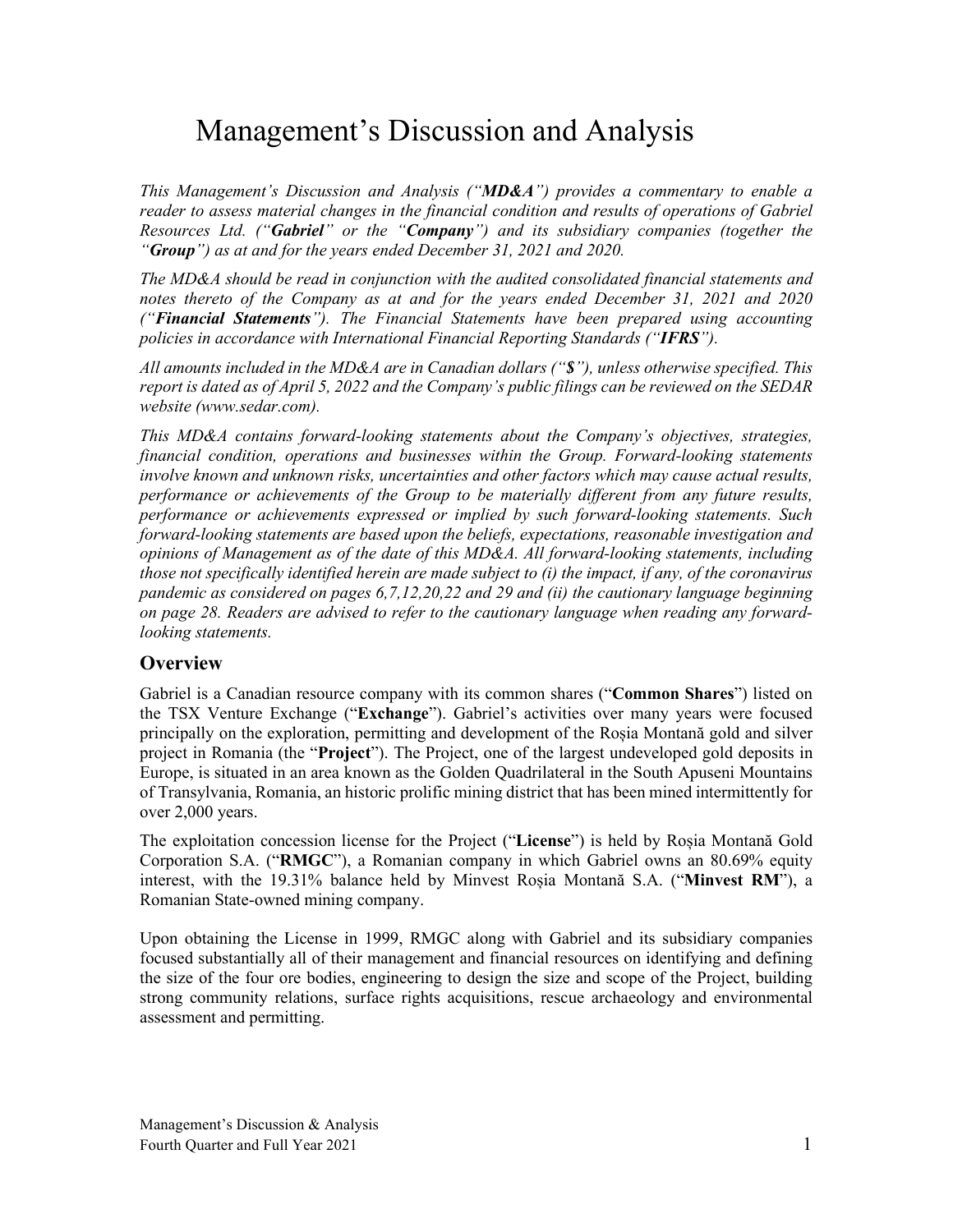# Management's Discussion and Analysis

*This Management's Discussion and Analysis ("**MD&A**") provides a commentary to enable a reader to assess material changes in the financial condition and results of operations of Gabriel Resources Ltd. ("**Gabriel**" or the "**Company**") and its subsidiary companies (together the "**Group**") as at and for the years ended December 31, 2021 and 2020.*

*The MD&A should be read in conjunction with the audited consolidated financial statements and notes thereto of the Company as at and for the years ended December 31, 2021 and 2020 ("**Financial Statements**"). The Financial Statements have been prepared using accounting policies in accordance with International Financial Reporting Standards ("**IFRS**").*

*All amounts included in the MD&A are in Canadian dollars ("**$**"), unless otherwise specified. This report is dated as of April 5, 2022 and the Company's public filings can be reviewed on the SEDAR website (www.sedar.com).*

*This MD&A contains forward-looking statements about the Company's objectives, strategies, financial condition, operations and businesses within the Group. Forward-looking statements involve known and unknown risks, uncertainties and other factors which may cause actual results, performance or achievements of the Group to be materially different from any future results, performance or achievements expressed or implied by such forward-looking statements. Such forward-looking statements are based upon the beliefs, expectations, reasonable investigation and opinions of Management as of the date of this MD&A. All forward-looking statements, including those not specifically identified herein are made subject to (i) the impact, if any, of the coronavirus pandemic as considered on pages 6,7,12,20,22 and 29 and (ii) the cautionary language beginning on page 28. Readers are advised to refer to the cautionary language when reading any forward-looking statements.*

## Overview

Gabriel is a Canadian resource company with its common shares ("**Common Shares**") listed on the TSX Venture Exchange ("**Exchange**"). Gabriel's activities over many years were focused principally on the exploration, permitting and development of the Roșia Montană gold and silver project in Romania (the "**Project**"). The Project, one of the largest undeveloped gold deposits in Europe, is situated in an area known as the Golden Quadrilateral in the South Apuseni Mountains of Transylvania, Romania, an historic prolific mining district that has been mined intermittently for over 2,000 years.

The exploitation concession license for the Project ("**License**") is held by Roșia Montană Gold Corporation S.A. ("**RMGC**"), a Romanian company in which Gabriel owns an 80.69% equity interest, with the 19.31% balance held by Minvest Roșia Montană S.A. ("**Minvest RM**"), a Romanian State-owned mining company.

Upon obtaining the License in 1999, RMGC along with Gabriel and its subsidiary companies focused substantially all of their management and financial resources on identifying and defining the size of the four ore bodies, engineering to design the size and scope of the Project, building strong community relations, surface rights acquisitions, rescue archaeology and environmental assessment and permitting.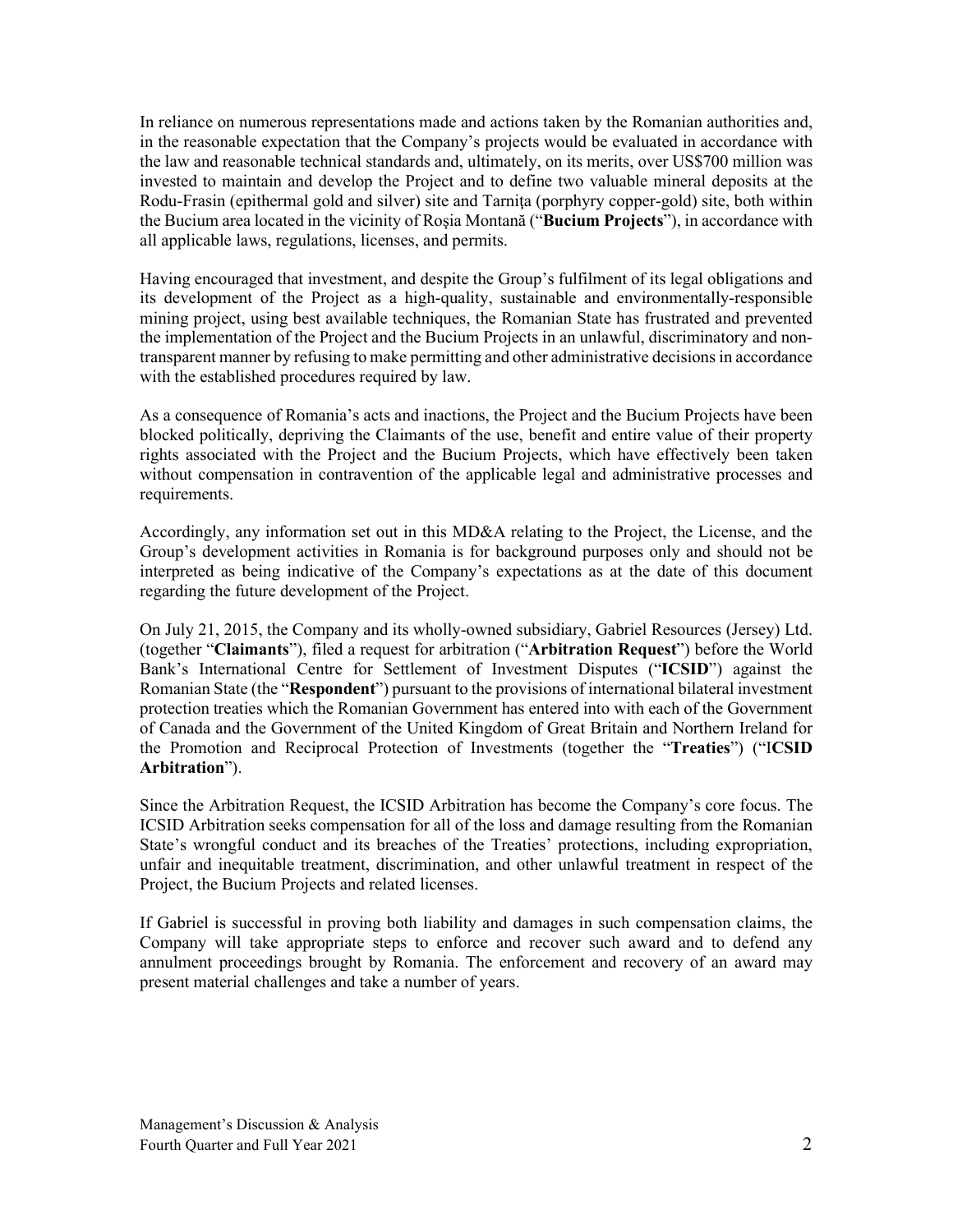In reliance on numerous representations made and actions taken by the Romanian authorities and, in the reasonable expectation that the Company's projects would be evaluated in accordance with the law and reasonable technical standards and, ultimately, on its merits, over US$700 million was invested to maintain and develop the Project and to define two valuable mineral deposits at the Rodu-Frasin (epithermal gold and silver) site and Tarniţa (porphyry copper-gold) site, both within the Bucium area located in the vicinity of Roşia Montană ("**Bucium Projects**"), in accordance with all applicable laws, regulations, licenses, and permits.

Having encouraged that investment, and despite the Group's fulfilment of its legal obligations and its development of the Project as a high-quality, sustainable and environmentally-responsible mining project, using best available techniques, the Romanian State has frustrated and prevented the implementation of the Project and the Bucium Projects in an unlawful, discriminatory and non-transparent manner by refusing to make permitting and other administrative decisions in accordance with the established procedures required by law.

As a consequence of Romania's acts and inactions, the Project and the Bucium Projects have been blocked politically, depriving the Claimants of the use, benefit and entire value of their property rights associated with the Project and the Bucium Projects, which have effectively been taken without compensation in contravention of the applicable legal and administrative processes and requirements.

Accordingly, any information set out in this MD&A relating to the Project, the License, and the Group's development activities in Romania is for background purposes only and should not be interpreted as being indicative of the Company's expectations as at the date of this document regarding the future development of the Project.

On July 21, 2015, the Company and its wholly-owned subsidiary, Gabriel Resources (Jersey) Ltd. (together "**Claimants**"), filed a request for arbitration ("**Arbitration Request**") before the World Bank's International Centre for Settlement of Investment Disputes ("**ICSID**") against the Romanian State (the "**Respondent**") pursuant to the provisions of international bilateral investment protection treaties which the Romanian Government has entered into with each of the Government of Canada and the Government of the United Kingdom of Great Britain and Northern Ireland for the Promotion and Reciprocal Protection of Investments (together the "**Treaties**") ("**ICSID Arbitration**").

Since the Arbitration Request, the ICSID Arbitration has become the Company's core focus. The ICSID Arbitration seeks compensation for all of the loss and damage resulting from the Romanian State's wrongful conduct and its breaches of the Treaties' protections, including expropriation, unfair and inequitable treatment, discrimination, and other unlawful treatment in respect of the Project, the Bucium Projects and related licenses.

If Gabriel is successful in proving both liability and damages in such compensation claims, the Company will take appropriate steps to enforce and recover such award and to defend any annulment proceedings brought by Romania. The enforcement and recovery of an award may present material challenges and take a number of years.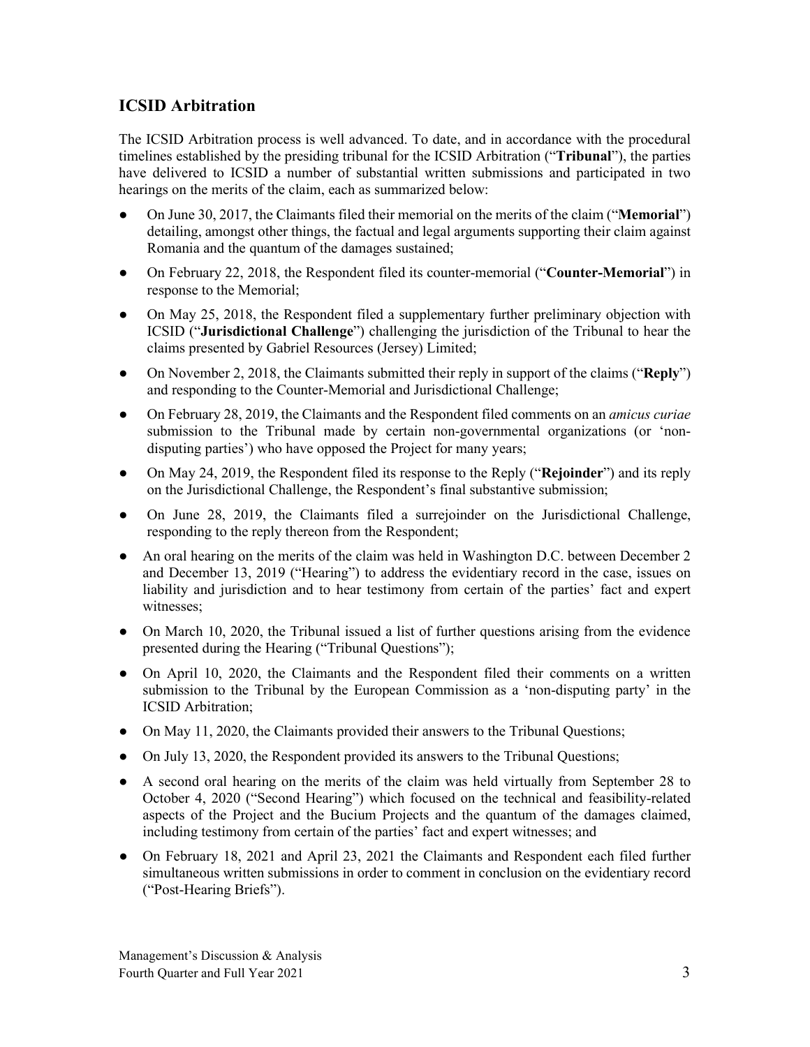## ICSID Arbitration

The ICSID Arbitration process is well advanced. To date, and in accordance with the procedural timelines established by the presiding tribunal for the ICSID Arbitration ("**Tribunal**"), the parties have delivered to ICSID a number of substantial written submissions and participated in two hearings on the merits of the claim, each as summarized below:

- On June 30, 2017, the Claimants filed their memorial on the merits of the claim ("**Memorial**") detailing, amongst other things, the factual and legal arguments supporting their claim against Romania and the quantum of the damages sustained;
- On February 22, 2018, the Respondent filed its counter-memorial ("**Counter-Memorial**") in response to the Memorial;
- On May 25, 2018, the Respondent filed a supplementary further preliminary objection with ICSID ("**Jurisdictional Challenge**") challenging the jurisdiction of the Tribunal to hear the claims presented by Gabriel Resources (Jersey) Limited;
- On November 2, 2018, the Claimants submitted their reply in support of the claims ("**Reply**") and responding to the Counter-Memorial and Jurisdictional Challenge;
- On February 28, 2019, the Claimants and the Respondent filed comments on an *amicus curiae* submission to the Tribunal made by certain non-governmental organizations (or 'non-disputing parties') who have opposed the Project for many years;
- On May 24, 2019, the Respondent filed its response to the Reply ("**Rejoinder**") and its reply on the Jurisdictional Challenge, the Respondent's final substantive submission;
- On June 28, 2019, the Claimants filed a surrejoinder on the Jurisdictional Challenge, responding to the reply thereon from the Respondent;
- An oral hearing on the merits of the claim was held in Washington D.C. between December 2 and December 13, 2019 ("Hearing") to address the evidentiary record in the case, issues on liability and jurisdiction and to hear testimony from certain of the parties' fact and expert witnesses;
- On March 10, 2020, the Tribunal issued a list of further questions arising from the evidence presented during the Hearing ("Tribunal Questions");
- On April 10, 2020, the Claimants and the Respondent filed their comments on a written submission to the Tribunal by the European Commission as a 'non-disputing party' in the ICSID Arbitration;
- On May 11, 2020, the Claimants provided their answers to the Tribunal Questions;
- On July 13, 2020, the Respondent provided its answers to the Tribunal Questions;
- A second oral hearing on the merits of the claim was held virtually from September 28 to October 4, 2020 ("Second Hearing") which focused on the technical and feasibility-related aspects of the Project and the Bucium Projects and the quantum of the damages claimed, including testimony from certain of the parties' fact and expert witnesses; and
- On February 18, 2021 and April 23, 2021 the Claimants and Respondent each filed further simultaneous written submissions in order to comment in conclusion on the evidentiary record ("Post-Hearing Briefs").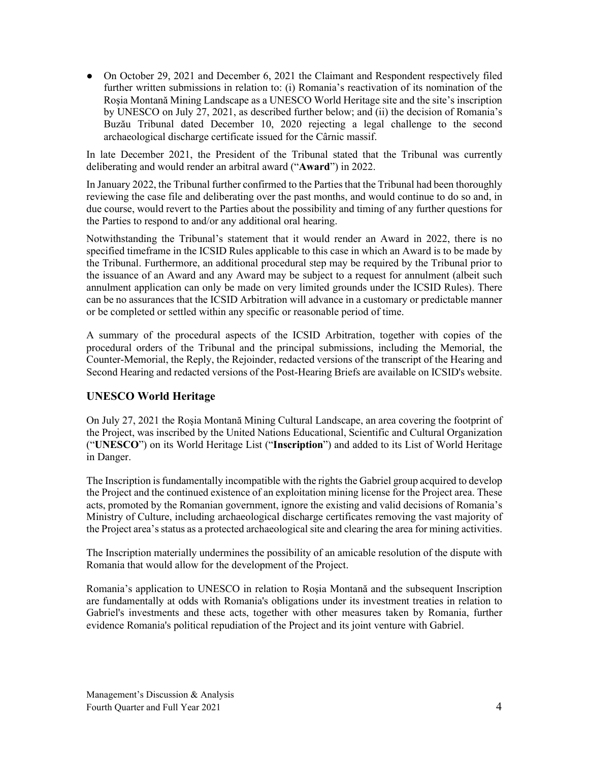- On October 29, 2021 and December 6, 2021 the Claimant and Respondent respectively filed further written submissions in relation to: (i) Romania's reactivation of its nomination of the Roşia Montană Mining Landscape as a UNESCO World Heritage site and the site's inscription by UNESCO on July 27, 2021, as described further below; and (ii) the decision of Romania's Buzău Tribunal dated December 10, 2020 rejecting a legal challenge to the second archaeological discharge certificate issued for the Cârnic massif.

In late December 2021, the President of the Tribunal stated that the Tribunal was currently deliberating and would render an arbitral award ("**Award**") in 2022.

In January 2022, the Tribunal further confirmed to the Parties that the Tribunal had been thoroughly reviewing the case file and deliberating over the past months, and would continue to do so and, in due course, would revert to the Parties about the possibility and timing of any further questions for the Parties to respond to and/or any additional oral hearing.

Notwithstanding the Tribunal's statement that it would render an Award in 2022, there is no specified timeframe in the ICSID Rules applicable to this case in which an Award is to be made by the Tribunal. Furthermore, an additional procedural step may be required by the Tribunal prior to the issuance of an Award and any Award may be subject to a request for annulment (albeit such annulment application can only be made on very limited grounds under the ICSID Rules). There can be no assurances that the ICSID Arbitration will advance in a customary or predictable manner or be completed or settled within any specific or reasonable period of time.

A summary of the procedural aspects of the ICSID Arbitration, together with copies of the procedural orders of the Tribunal and the principal submissions, including the Memorial, the Counter-Memorial, the Reply, the Rejoinder, redacted versions of the transcript of the Hearing and Second Hearing and redacted versions of the Post-Hearing Briefs are available on ICSID's website.

## UNESCO World Heritage

On July 27, 2021 the Roşia Montană Mining Cultural Landscape, an area covering the footprint of the Project, was inscribed by the United Nations Educational, Scientific and Cultural Organization ("**UNESCO**") on its World Heritage List ("**Inscription**") and added to its List of World Heritage in Danger.

The Inscription is fundamentally incompatible with the rights the Gabriel group acquired to develop the Project and the continued existence of an exploitation mining license for the Project area. These acts, promoted by the Romanian government, ignore the existing and valid decisions of Romania's Ministry of Culture, including archaeological discharge certificates removing the vast majority of the Project area's status as a protected archaeological site and clearing the area for mining activities.

The Inscription materially undermines the possibility of an amicable resolution of the dispute with Romania that would allow for the development of the Project.

Romania's application to UNESCO in relation to Roşia Montană and the subsequent Inscription are fundamentally at odds with Romania's obligations under its investment treaties in relation to Gabriel's investments and these acts, together with other measures taken by Romania, further evidence Romania's political repudiation of the Project and its joint venture with Gabriel.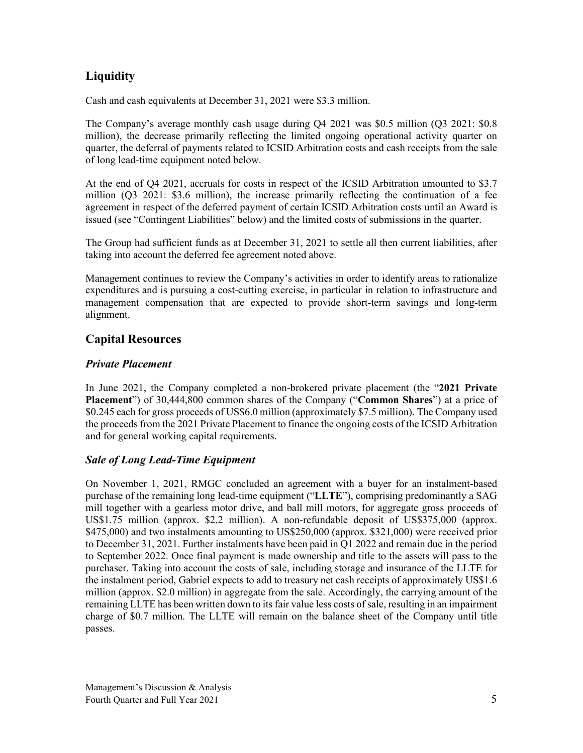## Liquidity

Cash and cash equivalents at December 31, 2021 were $3.3 million.

The Company's average monthly cash usage during Q4 2021 was $0.5 million (Q3 2021: $0.8 million), the decrease primarily reflecting the limited ongoing operational activity quarter on quarter, the deferral of payments related to ICSID Arbitration costs and cash receipts from the sale of long lead-time equipment noted below.

At the end of Q4 2021, accruals for costs in respect of the ICSID Arbitration amounted to $3.7 million (Q3 2021: $3.6 million), the increase primarily reflecting the continuation of a fee agreement in respect of the deferred payment of certain ICSID Arbitration costs until an Award is issued (see "Contingent Liabilities" below) and the limited costs of submissions in the quarter.

The Group had sufficient funds as at December 31, 2021 to settle all then current liabilities, after taking into account the deferred fee agreement noted above.

Management continues to review the Company's activities in order to identify areas to rationalize expenditures and is pursuing a cost-cutting exercise, in particular in relation to infrastructure and management compensation that are expected to provide short-term savings and long-term alignment.

## Capital Resources

### *Private Placement*

In June 2021, the Company completed a non-brokered private placement (the "**2021 Private Placement**") of 30,444,800 common shares of the Company ("**Common Shares**") at a price of $0.245 each for gross proceeds of US$6.0 million (approximately $7.5 million). The Company used the proceeds from the 2021 Private Placement to finance the ongoing costs of the ICSID Arbitration and for general working capital requirements.

### *Sale of Long Lead-Time Equipment*

On November 1, 2021, RMGC concluded an agreement with a buyer for an instalment-based purchase of the remaining long lead-time equipment ("**LLTE**"), comprising predominantly a SAG mill together with a gearless motor drive, and ball mill motors, for aggregate gross proceeds of US$1.75 million (approx. $2.2 million). A non-refundable deposit of US$375,000 (approx. $475,000) and two instalments amounting to US$250,000 (approx. $321,000) were received prior to December 31, 2021. Further instalments have been paid in Q1 2022 and remain due in the period to September 2022. Once final payment is made ownership and title to the assets will pass to the purchaser. Taking into account the costs of sale, including storage and insurance of the LLTE for the instalment period, Gabriel expects to add to treasury net cash receipts of approximately US$1.6 million (approx. $2.0 million) in aggregate from the sale. Accordingly, the carrying amount of the remaining LLTE has been written down to its fair value less costs of sale, resulting in an impairment charge of $0.7 million. The LLTE will remain on the balance sheet of the Company until title passes.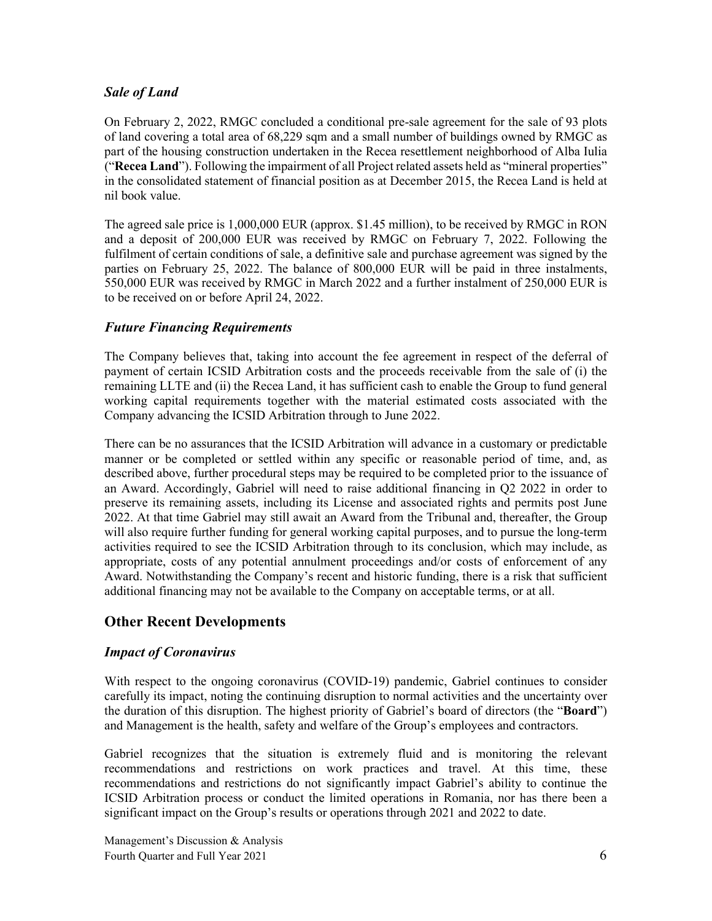### *Sale of Land*

On February 2, 2022, RMGC concluded a conditional pre-sale agreement for the sale of 93 plots of land covering a total area of 68,229 sqm and a small number of buildings owned by RMGC as part of the housing construction undertaken in the Recea resettlement neighborhood of Alba Iulia ("**Recea Land**"). Following the impairment of all Project related assets held as "mineral properties" in the consolidated statement of financial position as at December 2015, the Recea Land is held at nil book value.

The agreed sale price is 1,000,000 EUR (approx. $1.45 million), to be received by RMGC in RON and a deposit of 200,000 EUR was received by RMGC on February 7, 2022. Following the fulfilment of certain conditions of sale, a definitive sale and purchase agreement was signed by the parties on February 25, 2022. The balance of 800,000 EUR will be paid in three instalments, 550,000 EUR was received by RMGC in March 2022 and a further instalment of 250,000 EUR is to be received on or before April 24, 2022.

### *Future Financing Requirements*

The Company believes that, taking into account the fee agreement in respect of the deferral of payment of certain ICSID Arbitration costs and the proceeds receivable from the sale of (i) the remaining LLTE and (ii) the Recea Land, it has sufficient cash to enable the Group to fund general working capital requirements together with the material estimated costs associated with the Company advancing the ICSID Arbitration through to June 2022.

There can be no assurances that the ICSID Arbitration will advance in a customary or predictable manner or be completed or settled within any specific or reasonable period of time, and, as described above, further procedural steps may be required to be completed prior to the issuance of an Award. Accordingly, Gabriel will need to raise additional financing in Q2 2022 in order to preserve its remaining assets, including its License and associated rights and permits post June 2022. At that time Gabriel may still await an Award from the Tribunal and, thereafter, the Group will also require further funding for general working capital purposes, and to pursue the long-term activities required to see the ICSID Arbitration through to its conclusion, which may include, as appropriate, costs of any potential annulment proceedings and/or costs of enforcement of any Award. Notwithstanding the Company's recent and historic funding, there is a risk that sufficient additional financing may not be available to the Company on acceptable terms, or at all.

## Other Recent Developments

### *Impact of Coronavirus*

With respect to the ongoing coronavirus (COVID-19) pandemic, Gabriel continues to consider carefully its impact, noting the continuing disruption to normal activities and the uncertainty over the duration of this disruption. The highest priority of Gabriel's board of directors (the "**Board**") and Management is the health, safety and welfare of the Group's employees and contractors.

Gabriel recognizes that the situation is extremely fluid and is monitoring the relevant recommendations and restrictions on work practices and travel. At this time, these recommendations and restrictions do not significantly impact Gabriel's ability to continue the ICSID Arbitration process or conduct the limited operations in Romania, nor has there been a significant impact on the Group's results or operations through 2021 and 2022 to date.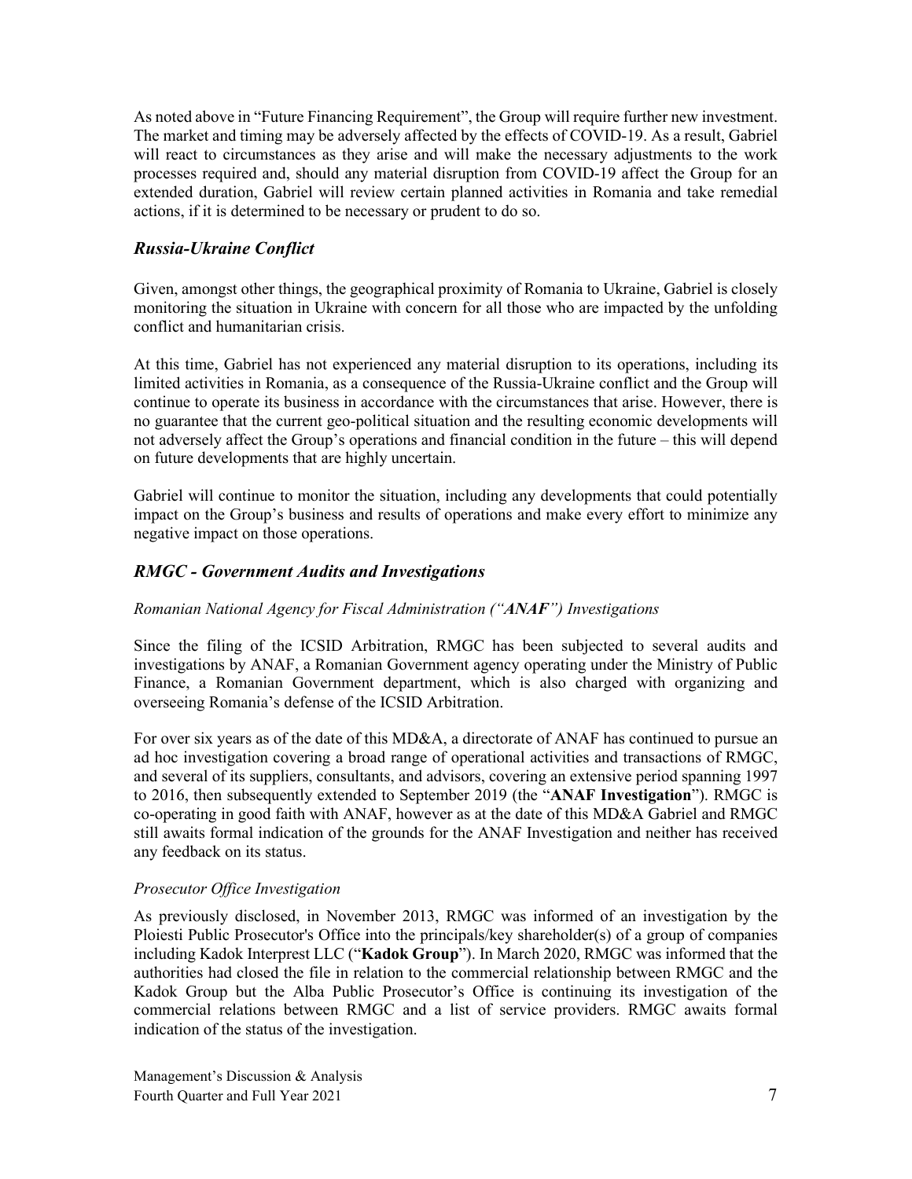As noted above in "Future Financing Requirement", the Group will require further new investment. The market and timing may be adversely affected by the effects of COVID-19. As a result, Gabriel will react to circumstances as they arise and will make the necessary adjustments to the work processes required and, should any material disruption from COVID-19 affect the Group for an extended duration, Gabriel will review certain planned activities in Romania and take remedial actions, if it is determined to be necessary or prudent to do so.

## *Russia-Ukraine Conflict*

Given, amongst other things, the geographical proximity of Romania to Ukraine, Gabriel is closely monitoring the situation in Ukraine with concern for all those who are impacted by the unfolding conflict and humanitarian crisis.

At this time, Gabriel has not experienced any material disruption to its operations, including its limited activities in Romania, as a consequence of the Russia-Ukraine conflict and the Group will continue to operate its business in accordance with the circumstances that arise. However, there is no guarantee that the current geo-political situation and the resulting economic developments will not adversely affect the Group's operations and financial condition in the future – this will depend on future developments that are highly uncertain.

Gabriel will continue to monitor the situation, including any developments that could potentially impact on the Group's business and results of operations and make every effort to minimize any negative impact on those operations.

## *RMGC - Government Audits and Investigations*

### *Romanian National Agency for Fiscal Administration ("ANAF") Investigations*

Since the filing of the ICSID Arbitration, RMGC has been subjected to several audits and investigations by ANAF, a Romanian Government agency operating under the Ministry of Public Finance, a Romanian Government department, which is also charged with organizing and overseeing Romania's defense of the ICSID Arbitration.

For over six years as of the date of this MD&A, a directorate of ANAF has continued to pursue an ad hoc investigation covering a broad range of operational activities and transactions of RMGC, and several of its suppliers, consultants, and advisors, covering an extensive period spanning 1997 to 2016, then subsequently extended to September 2019 (the "**ANAF Investigation**"). RMGC is co-operating in good faith with ANAF, however as at the date of this MD&A Gabriel and RMGC still awaits formal indication of the grounds for the ANAF Investigation and neither has received any feedback on its status.

### *Prosecutor Office Investigation*

As previously disclosed, in November 2013, RMGC was informed of an investigation by the Ploiesti Public Prosecutor's Office into the principals/key shareholder(s) of a group of companies including Kadok Interprest LLC ("**Kadok Group**"). In March 2020, RMGC was informed that the authorities had closed the file in relation to the commercial relationship between RMGC and the Kadok Group but the Alba Public Prosecutor's Office is continuing its investigation of the commercial relations between RMGC and a list of service providers. RMGC awaits formal indication of the status of the investigation.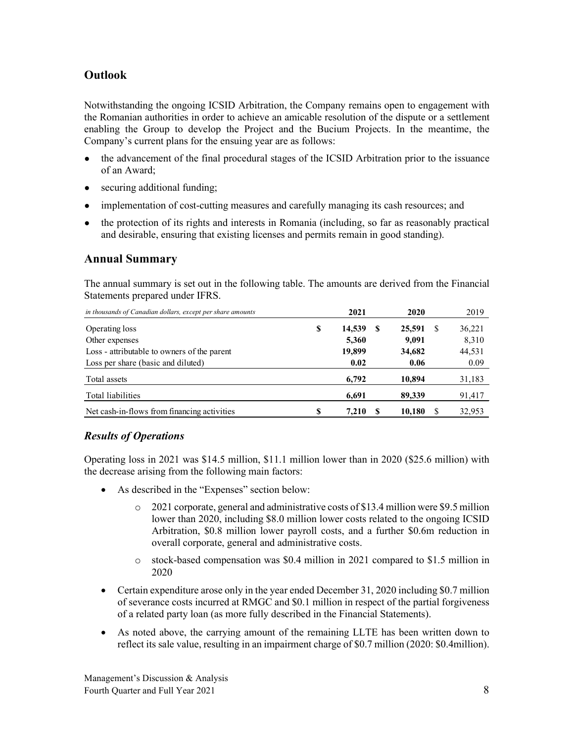## Outlook

Notwithstanding the ongoing ICSID Arbitration, the Company remains open to engagement with the Romanian authorities in order to achieve an amicable resolution of the dispute or a settlement enabling the Group to develop the Project and the Bucium Projects. In the meantime, the Company's current plans for the ensuing year are as follows:

- the advancement of the final procedural stages of the ICSID Arbitration prior to the issuance of an Award;
- securing additional funding;
- implementation of cost-cutting measures and carefully managing its cash resources; and
- the protection of its rights and interests in Romania (including, so far as reasonably practical and desirable, ensuring that existing licenses and permits remain in good standing).

## Annual Summary

The annual summary is set out in the following table. The amounts are derived from the Financial Statements prepared under IFRS.

| *in thousands of Canadian dollars, except per share amounts* | **2021** | **2020** | 2019 |
|---|---|---|---|
| Operating loss | **$ 14,539** | **$ 25,591** | $ 36,221 |
| Other expenses | **5,360** | **9,091** | 8,310 |
| Loss - attributable to owners of the parent | **19,899** | **34,682** | 44,531 |
| Loss per share (basic and diluted) | **0.02** | **0.06** | 0.09 |
| Total assets | **6,792** | **10,894** | 31,183 |
| Total liabilities | **6,691** | **89,339** | 91,417 |
| Net cash-in-flows from financing activities | **$ 7,210** | **$ 10,180** | $ 32,953 |

### *Results of Operations*

Operating loss in 2021 was $14.5 million, $11.1 million lower than in 2020 ($25.6 million) with the decrease arising from the following main factors:

- As described in the "Expenses" section below:
    - 2021 corporate, general and administrative costs of $13.4 million were $9.5 million lower than 2020, including $8.0 million lower costs related to the ongoing ICSID Arbitration, $0.8 million lower payroll costs, and a further $0.6m reduction in overall corporate, general and administrative costs.
    - stock-based compensation was $0.4 million in 2021 compared to $1.5 million in 2020
- Certain expenditure arose only in the year ended December 31, 2020 including $0.7 million of severance costs incurred at RMGC and $0.1 million in respect of the partial forgiveness of a related party loan (as more fully described in the Financial Statements).
- As noted above, the carrying amount of the remaining LLTE has been written down to reflect its sale value, resulting in an impairment charge of $0.7 million (2020: $0.4million).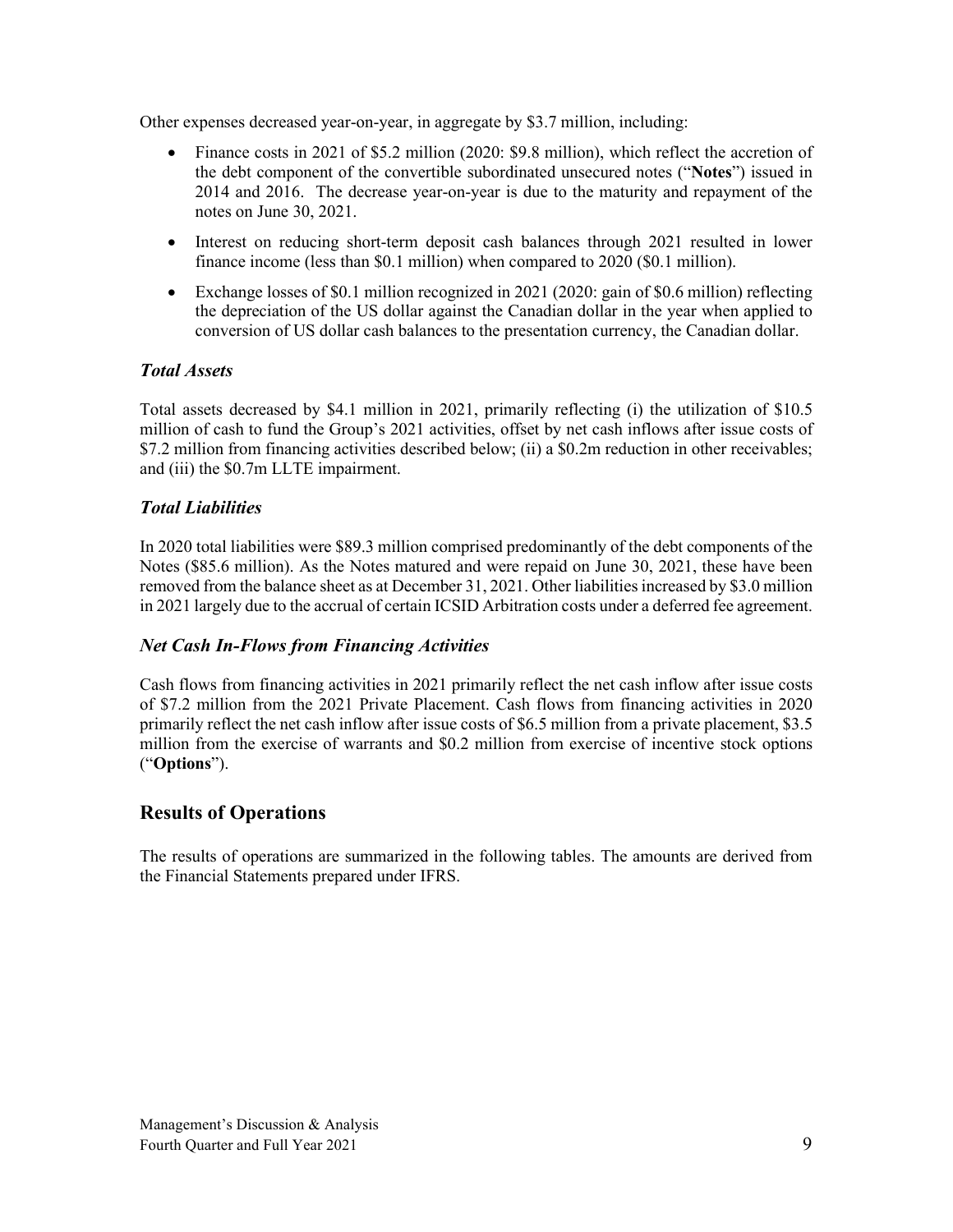Other expenses decreased year-on-year, in aggregate by $3.7 million, including:

- Finance costs in 2021 of $5.2 million (2020: $9.8 million), which reflect the accretion of the debt component of the convertible subordinated unsecured notes ("**Notes**") issued in 2014 and 2016. The decrease year-on-year is due to the maturity and repayment of the notes on June 30, 2021.
- Interest on reducing short-term deposit cash balances through 2021 resulted in lower finance income (less than $0.1 million) when compared to 2020 ($0.1 million).
- Exchange losses of $0.1 million recognized in 2021 (2020: gain of $0.6 million) reflecting the depreciation of the US dollar against the Canadian dollar in the year when applied to conversion of US dollar cash balances to the presentation currency, the Canadian dollar.

### *Total Assets*

Total assets decreased by $4.1 million in 2021, primarily reflecting (i) the utilization of $10.5 million of cash to fund the Group's 2021 activities, offset by net cash inflows after issue costs of $7.2 million from financing activities described below; (ii) a $0.2m reduction in other receivables; and (iii) the $0.7m LLTE impairment.

### *Total Liabilities*

In 2020 total liabilities were $89.3 million comprised predominantly of the debt components of the Notes ($85.6 million). As the Notes matured and were repaid on June 30, 2021, these have been removed from the balance sheet as at December 31, 2021. Other liabilities increased by $3.0 million in 2021 largely due to the accrual of certain ICSID Arbitration costs under a deferred fee agreement.

### *Net Cash In-Flows from Financing Activities*

Cash flows from financing activities in 2021 primarily reflect the net cash inflow after issue costs of $7.2 million from the 2021 Private Placement. Cash flows from financing activities in 2020 primarily reflect the net cash inflow after issue costs of $6.5 million from a private placement, $3.5 million from the exercise of warrants and $0.2 million from exercise of incentive stock options ("**Options**").

## Results of Operations

The results of operations are summarized in the following tables. The amounts are derived from the Financial Statements prepared under IFRS.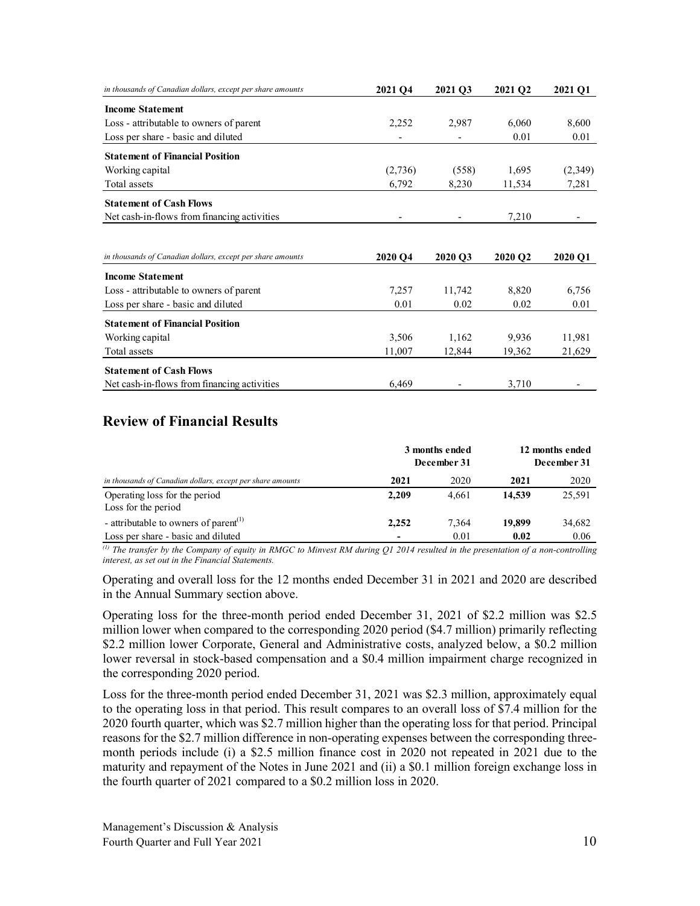| *in thousands of Canadian dollars, except per share amounts* | **2021 Q4** | **2021 Q3** | **2021 Q2** | **2021 Q1** |
|---|---|---|---|---|
| **Income Statement** | | | | |
| Loss - attributable to owners of parent | 2,252 | 2,987 | 6,060 | 8,600 |
| Loss per share - basic and diluted | - | - | 0.01 | 0.01 |
| **Statement of Financial Position** | | | | |
| Working capital | (2,736) | (558) | 1,695 | (2,349) |
| Total assets | 6,792 | 8,230 | 11,534 | 7,281 |
| **Statement of Cash Flows** | | | | |
| Net cash-in-flows from financing activities | - | - | 7,210 | - |

| *in thousands of Canadian dollars, except per share amounts* | **2020 Q4** | **2020 Q3** | **2020 Q2** | **2020 Q1** |
|---|---|---|---|---|
| **Income Statement** | | | | |
| Loss - attributable to owners of parent | 7,257 | 11,742 | 8,820 | 6,756 |
| Loss per share - basic and diluted | 0.01 | 0.02 | 0.02 | 0.01 |
| **Statement of Financial Position** | | | | |
| Working capital | 3,506 | 1,162 | 9,936 | 11,981 |
| Total assets | 11,007 | 12,844 | 19,362 | 21,629 |
| **Statement of Cash Flows** | | | | |
| Net cash-in-flows from financing activities | 6,469 | - | 3,710 | - |

## Review of Financial Results

| | **3 months ended December 31** | | **12 months ended December 31** | |
|---|---|---|---|---|
| *in thousands of Canadian dollars, except per share amounts* | **2021** | 2020 | **2021** | 2020 |
| Operating loss for the period | **2,209** | 4,661 | **14,539** | 25,591 |
| Loss for the period | | | | |
| - attributable to owners of parent[1] | **2,252** | 7,364 | **19,899** | 34,682 |
| Loss per share - basic and diluted | **-** | 0.01 | **0.02** | 0.06 |

*[1] The transfer by the Company of equity in RMGC to Minvest RM during Q1 2014 resulted in the presentation of a non-controlling interest, as set out in the Financial Statements.*

Operating and overall loss for the 12 months ended December 31 in 2021 and 2020 are described in the Annual Summary section above.

Operating loss for the three-month period ended December 31, 2021 of $2.2 million was $2.5 million lower when compared to the corresponding 2020 period ($4.7 million) primarily reflecting $2.2 million lower Corporate, General and Administrative costs, analyzed below, a $0.2 million lower reversal in stock-based compensation and a $0.4 million impairment charge recognized in the corresponding 2020 period.

Loss for the three-month period ended December 31, 2021 was $2.3 million, approximately equal to the operating loss in that period. This result compares to an overall loss of $7.4 million for the 2020 fourth quarter, which was $2.7 million higher than the operating loss for that period. Principal reasons for the $2.7 million difference in non-operating expenses between the corresponding three-month periods include (i) a $2.5 million finance cost in 2020 not repeated in 2021 due to the maturity and repayment of the Notes in June 2021 and (ii) a $0.1 million foreign exchange loss in the fourth quarter of 2021 compared to a $0.2 million loss in 2020.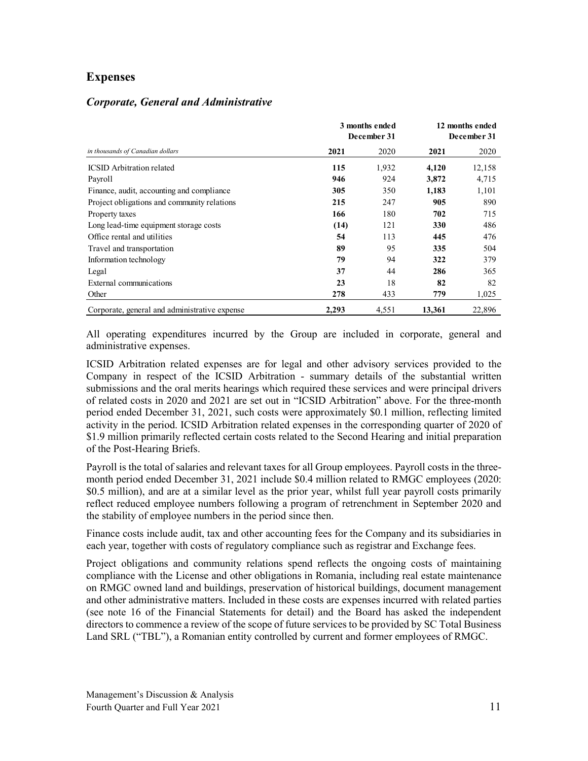## Expenses

### *Corporate, General and Administrative*

| *in thousands of Canadian dollars* | 3 months ended December 31 | | 12 months ended December 31 | |
|---|---|---|---|---|
| | **2021** | 2020 | **2021** | 2020 |
| ICSID Arbitration related | **115** | 1,932 | **4,120** | 12,158 |
| Payroll | **946** | 924 | **3,872** | 4,715 |
| Finance, audit, accounting and compliance | **305** | 350 | **1,183** | 1,101 |
| Project obligations and community relations | **215** | 247 | **905** | 890 |
| Property taxes | **166** | 180 | **702** | 715 |
| Long lead-time equipment storage costs | **(14)** | 121 | **330** | 486 |
| Office rental and utilities | **54** | 113 | **445** | 476 |
| Travel and transportation | **89** | 95 | **335** | 504 |
| Information technology | **79** | 94 | **322** | 379 |
| Legal | **37** | 44 | **286** | 365 |
| External communications | **23** | 18 | **82** | 82 |
| Other | **278** | 433 | **779** | 1,025 |
| Corporate, general and administrative expense | **2,293** | 4,551 | **13,361** | 22,896 |

All operating expenditures incurred by the Group are included in corporate, general and administrative expenses.

ICSID Arbitration related expenses are for legal and other advisory services provided to the Company in respect of the ICSID Arbitration - summary details of the substantial written submissions and the oral merits hearings which required these services and were principal drivers of related costs in 2020 and 2021 are set out in "ICSID Arbitration" above. For the three-month period ended December 31, 2021, such costs were approximately $0.1 million, reflecting limited activity in the period. ICSID Arbitration related expenses in the corresponding quarter of 2020 of $1.9 million primarily reflected certain costs related to the Second Hearing and initial preparation of the Post-Hearing Briefs.

Payroll is the total of salaries and relevant taxes for all Group employees. Payroll costs in the three-month period ended December 31, 2021 include $0.4 million related to RMGC employees (2020: $0.5 million), and are at a similar level as the prior year, whilst full year payroll costs primarily reflect reduced employee numbers following a program of retrenchment in September 2020 and the stability of employee numbers in the period since then.

Finance costs include audit, tax and other accounting fees for the Company and its subsidiaries in each year, together with costs of regulatory compliance such as registrar and Exchange fees.

Project obligations and community relations spend reflects the ongoing costs of maintaining compliance with the License and other obligations in Romania, including real estate maintenance on RMGC owned land and buildings, preservation of historical buildings, document management and other administrative matters. Included in these costs are expenses incurred with related parties (see note 16 of the Financial Statements for detail) and the Board has asked the independent directors to commence a review of the scope of future services to be provided by SC Total Business Land SRL ("TBL"), a Romanian entity controlled by current and former employees of RMGC.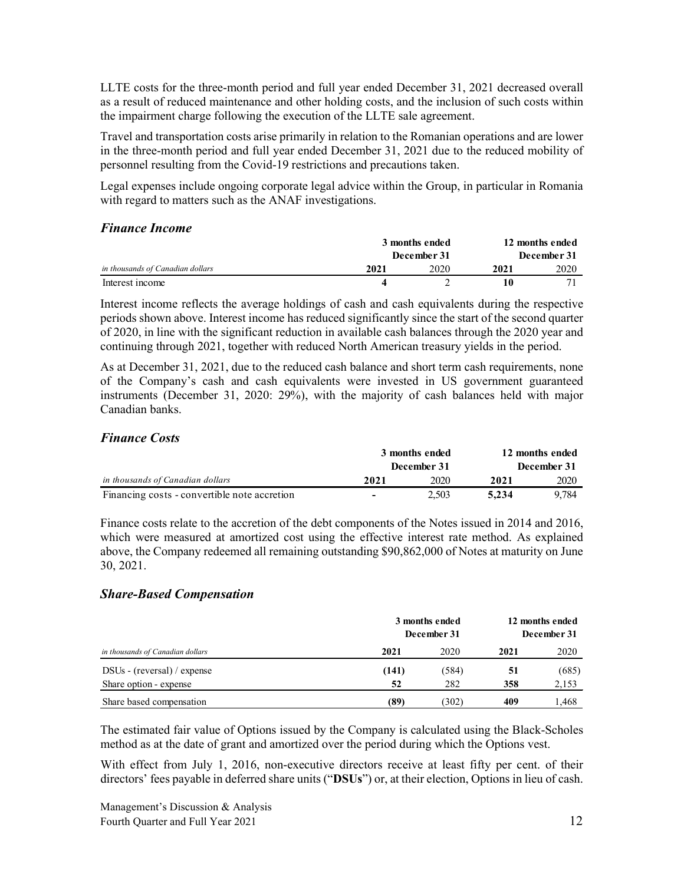LLTE costs for the three-month period and full year ended December 31, 2021 decreased overall as a result of reduced maintenance and other holding costs, and the inclusion of such costs within the impairment charge following the execution of the LLTE sale agreement.

Travel and transportation costs arise primarily in relation to the Romanian operations and are lower in the three-month period and full year ended December 31, 2021 due to the reduced mobility of personnel resulting from the Covid-19 restrictions and precautions taken.

Legal expenses include ongoing corporate legal advice within the Group, in particular in Romania with regard to matters such as the ANAF investigations.

### *Finance Income*

| | 3 months ended December 31 | | 12 months ended December 31 | |
|---|---|---|---|---|
| *in thousands of Canadian dollars* | **2021** | 2020 | **2021** | 2020 |
| Interest income | **4** | 2 | **10** | 71 |

Interest income reflects the average holdings of cash and cash equivalents during the respective periods shown above. Interest income has reduced significantly since the start of the second quarter of 2020, in line with the significant reduction in available cash balances through the 2020 year and continuing through 2021, together with reduced North American treasury yields in the period.

As at December 31, 2021, due to the reduced cash balance and short term cash requirements, none of the Company's cash and cash equivalents were invested in US government guaranteed instruments (December 31, 2020: 29%), with the majority of cash balances held with major Canadian banks.

### *Finance Costs*

| | 3 months ended December 31 | | 12 months ended December 31 | |
|---|---|---|---|---|
| *in thousands of Canadian dollars* | **2021** | 2020 | **2021** | 2020 |
| Financing costs - convertible note accretion | **-** | 2,503 | **5,234** | 9,784 |

Finance costs relate to the accretion of the debt components of the Notes issued in 2014 and 2016, which were measured at amortized cost using the effective interest rate method. As explained above, the Company redeemed all remaining outstanding $90,862,000 of Notes at maturity on June 30, 2021.

### *Share-Based Compensation*

| | 3 months ended December 31 | | 12 months ended December 31 | |
|---|---|---|---|---|
| *in thousands of Canadian dollars* | **2021** | 2020 | **2021** | 2020 |
| DSUs - (reversal) / expense | **(141)** | (584) | **51** | (685) |
| Share option - expense | **52** | 282 | **358** | 2,153 |
| Share based compensation | **(89)** | (302) | **409** | 1,468 |

The estimated fair value of Options issued by the Company is calculated using the Black-Scholes method as at the date of grant and amortized over the period during which the Options vest.

With effect from July 1, 2016, non-executive directors receive at least fifty per cent. of their directors' fees payable in deferred share units ("**DSUs**") or, at their election, Options in lieu of cash.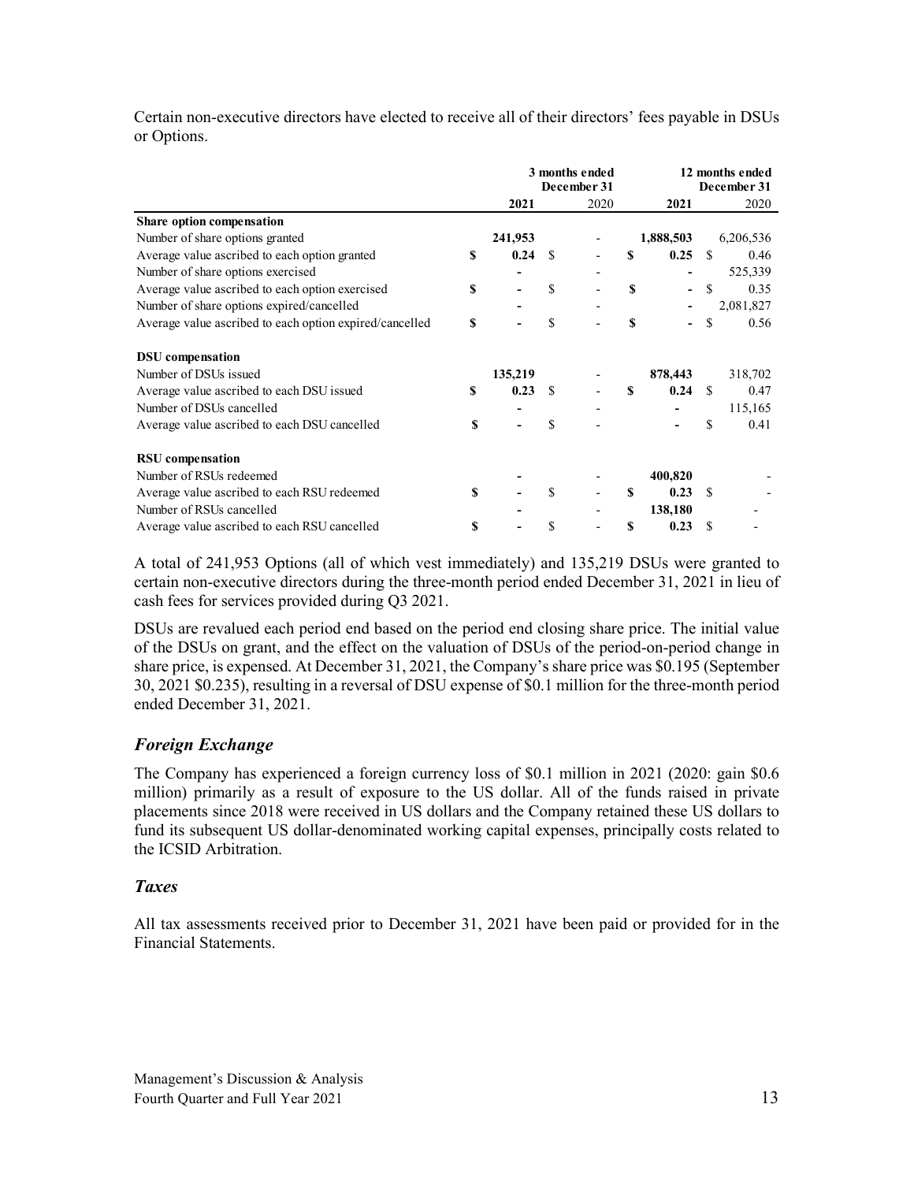Certain non-executive directors have elected to receive all of their directors' fees payable in DSUs or Options.

| | 3 months ended December 31 | | 12 months ended December 31 | |
|---|---|---|---|---|
| | **2021** | 2020 | **2021** | 2020 |
| **Share option compensation** | | | | |
| Number of share options granted | **241,953** | - | **1,888,503** | 6,206,536 |
| Average value ascribed to each option granted | **$ 0.24** | $ - | **$ 0.25** | $ 0.46 |
| Number of share options exercised | **-** | - | **-** | 525,339 |
| Average value ascribed to each option exercised | **$ -** | $ - | **$ -** | $ 0.35 |
| Number of share options expired/cancelled | **-** | - | **-** | 2,081,827 |
| Average value ascribed to each option expired/cancelled | **$ -** | $ - | **$ -** | $ 0.56 |
| | | | | |
| **DSU compensation** | | | | |
| Number of DSUs issued | **135,219** | - | **878,443** | 318,702 |
| Average value ascribed to each DSU issued | **$ 0.23** | $ - | **$ 0.24** | $ 0.47 |
| Number of DSUs cancelled | **-** | - | **-** | 115,165 |
| Average value ascribed to each DSU cancelled | **$ -** | $ - | **-** | $ 0.41 |
| | | | | |
| **RSU compensation** | | | | |
| Number of RSUs redeemed | **-** | - | **400,820** | - |
| Average value ascribed to each RSU redeemed | **$ -** | $ - | **$ 0.23** | $ - |
| Number of RSUs cancelled | **-** | - | **138,180** | - |
| Average value ascribed to each RSU cancelled | **$ -** | $ - | **$ 0.23** | $ - |

A total of 241,953 Options (all of which vest immediately) and 135,219 DSUs were granted to certain non-executive directors during the three-month period ended December 31, 2021 in lieu of cash fees for services provided during Q3 2021.

DSUs are revalued each period end based on the period end closing share price. The initial value of the DSUs on grant, and the effect on the valuation of DSUs of the period-on-period change in share price, is expensed. At December 31, 2021, the Company's share price was $0.195 (September 30, 2021 $0.235), resulting in a reversal of DSU expense of $0.1 million for the three-month period ended December 31, 2021.

### *Foreign Exchange*

The Company has experienced a foreign currency loss of $0.1 million in 2021 (2020: gain $0.6 million) primarily as a result of exposure to the US dollar. All of the funds raised in private placements since 2018 were received in US dollars and the Company retained these US dollars to fund its subsequent US dollar-denominated working capital expenses, principally costs related to the ICSID Arbitration.

### *Taxes*

All tax assessments received prior to December 31, 2021 have been paid or provided for in the Financial Statements.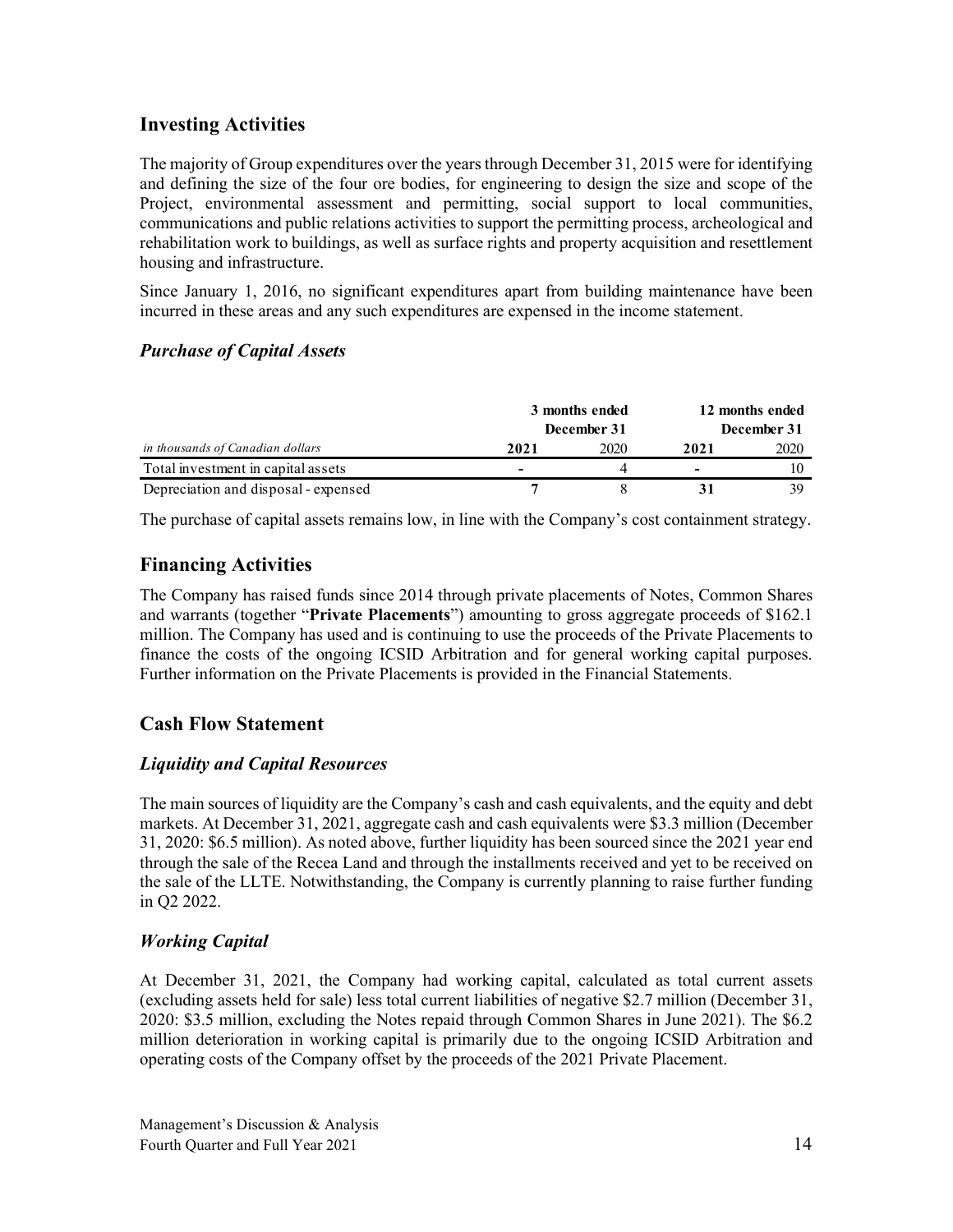## Investing Activities

The majority of Group expenditures over the years through December 31, 2015 were for identifying and defining the size of the four ore bodies, for engineering to design the size and scope of the Project, environmental assessment and permitting, social support to local communities, communications and public relations activities to support the permitting process, archeological and rehabilitation work to buildings, as well as surface rights and property acquisition and resettlement housing and infrastructure.

Since January 1, 2016, no significant expenditures apart from building maintenance have been incurred in these areas and any such expenditures are expensed in the income statement.

### *Purchase of Capital Assets*

| | 3 months ended December 31 | | 12 months ended December 31 | |
|---|---|---|---|---|
| *in thousands of Canadian dollars* | **2021** | 2020 | **2021** | 2020 |
| Total investment in capital assets | **-** | 4 | **-** | 10 |
| Depreciation and disposal - expensed | **7** | 8 | **31** | 39 |

The purchase of capital assets remains low, in line with the Company's cost containment strategy.

## Financing Activities

The Company has raised funds since 2014 through private placements of Notes, Common Shares and warrants (together "**Private Placements**") amounting to gross aggregate proceeds of $162.1 million. The Company has used and is continuing to use the proceeds of the Private Placements to finance the costs of the ongoing ICSID Arbitration and for general working capital purposes. Further information on the Private Placements is provided in the Financial Statements.

## Cash Flow Statement

### *Liquidity and Capital Resources*

The main sources of liquidity are the Company's cash and cash equivalents, and the equity and debt markets. At December 31, 2021, aggregate cash and cash equivalents were $3.3 million (December 31, 2020: $6.5 million). As noted above, further liquidity has been sourced since the 2021 year end through the sale of the Recea Land and through the installments received and yet to be received on the sale of the LLTE. Notwithstanding, the Company is currently planning to raise further funding in Q2 2022.

### *Working Capital*

At December 31, 2021, the Company had working capital, calculated as total current assets (excluding assets held for sale) less total current liabilities of negative $2.7 million (December 31, 2020: $3.5 million, excluding the Notes repaid through Common Shares in June 2021). The $6.2 million deterioration in working capital is primarily due to the ongoing ICSID Arbitration and operating costs of the Company offset by the proceeds of the 2021 Private Placement.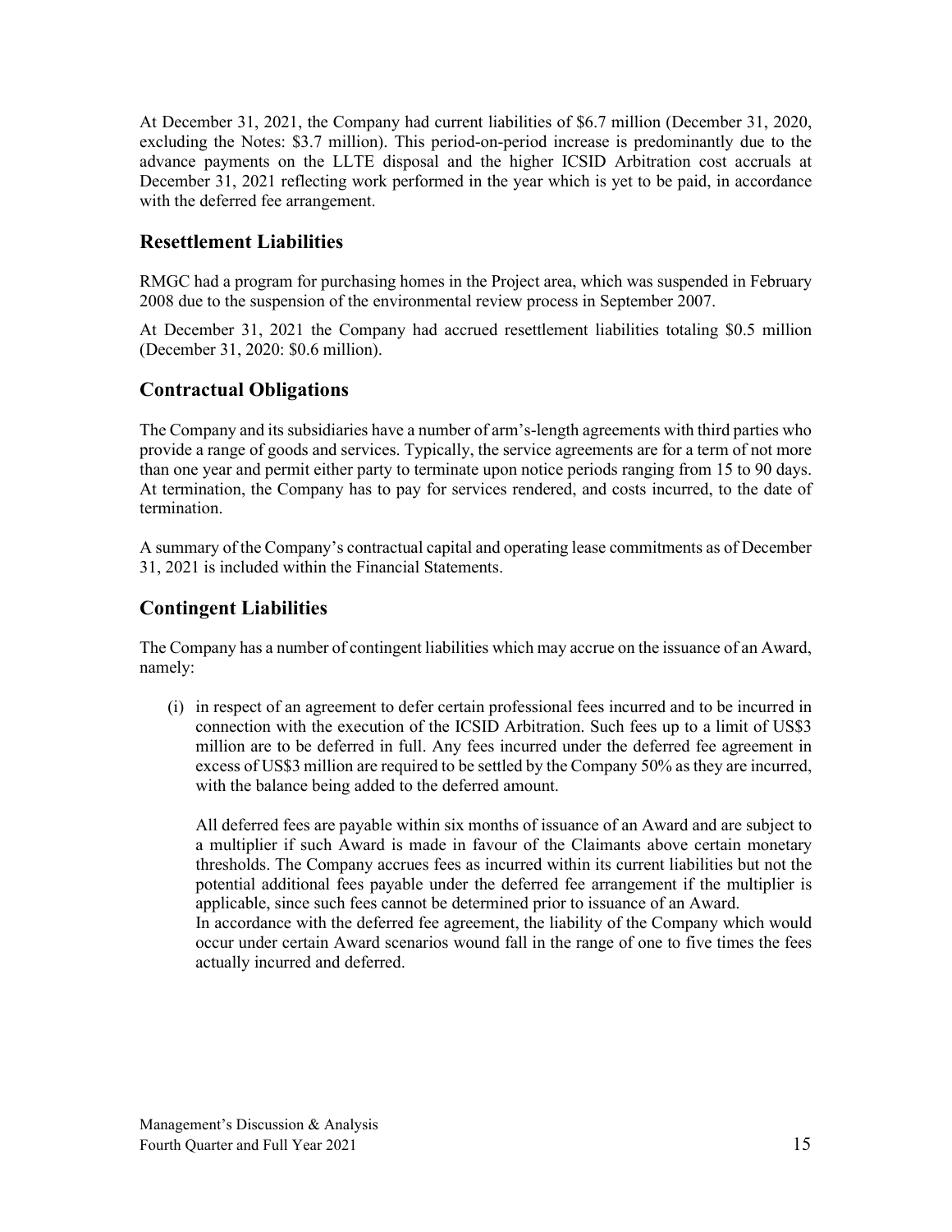At December 31, 2021, the Company had current liabilities of $6.7 million (December 31, 2020, excluding the Notes: $3.7 million). This period-on-period increase is predominantly due to the advance payments on the LLTE disposal and the higher ICSID Arbitration cost accruals at December 31, 2021 reflecting work performed in the year which is yet to be paid, in accordance with the deferred fee arrangement.

## Resettlement Liabilities

RMGC had a program for purchasing homes in the Project area, which was suspended in February 2008 due to the suspension of the environmental review process in September 2007.

At December 31, 2021 the Company had accrued resettlement liabilities totaling $0.5 million (December 31, 2020: $0.6 million).

## Contractual Obligations

The Company and its subsidiaries have a number of arm's-length agreements with third parties who provide a range of goods and services. Typically, the service agreements are for a term of not more than one year and permit either party to terminate upon notice periods ranging from 15 to 90 days. At termination, the Company has to pay for services rendered, and costs incurred, to the date of termination.

A summary of the Company's contractual capital and operating lease commitments as of December 31, 2021 is included within the Financial Statements.

## Contingent Liabilities

The Company has a number of contingent liabilities which may accrue on the issuance of an Award, namely:

(i) in respect of an agreement to defer certain professional fees incurred and to be incurred in connection with the execution of the ICSID Arbitration. Such fees up to a limit of US$3 million are to be deferred in full. Any fees incurred under the deferred fee agreement in excess of US$3 million are required to be settled by the Company 50% as they are incurred, with the balance being added to the deferred amount.

   All deferred fees are payable within six months of issuance of an Award and are subject to a multiplier if such Award is made in favour of the Claimants above certain monetary thresholds. The Company accrues fees as incurred within its current liabilities but not the potential additional fees payable under the deferred fee arrangement if the multiplier is applicable, since such fees cannot be determined prior to issuance of an Award.
   In accordance with the deferred fee agreement, the liability of the Company which would occur under certain Award scenarios wound fall in the range of one to five times the fees actually incurred and deferred.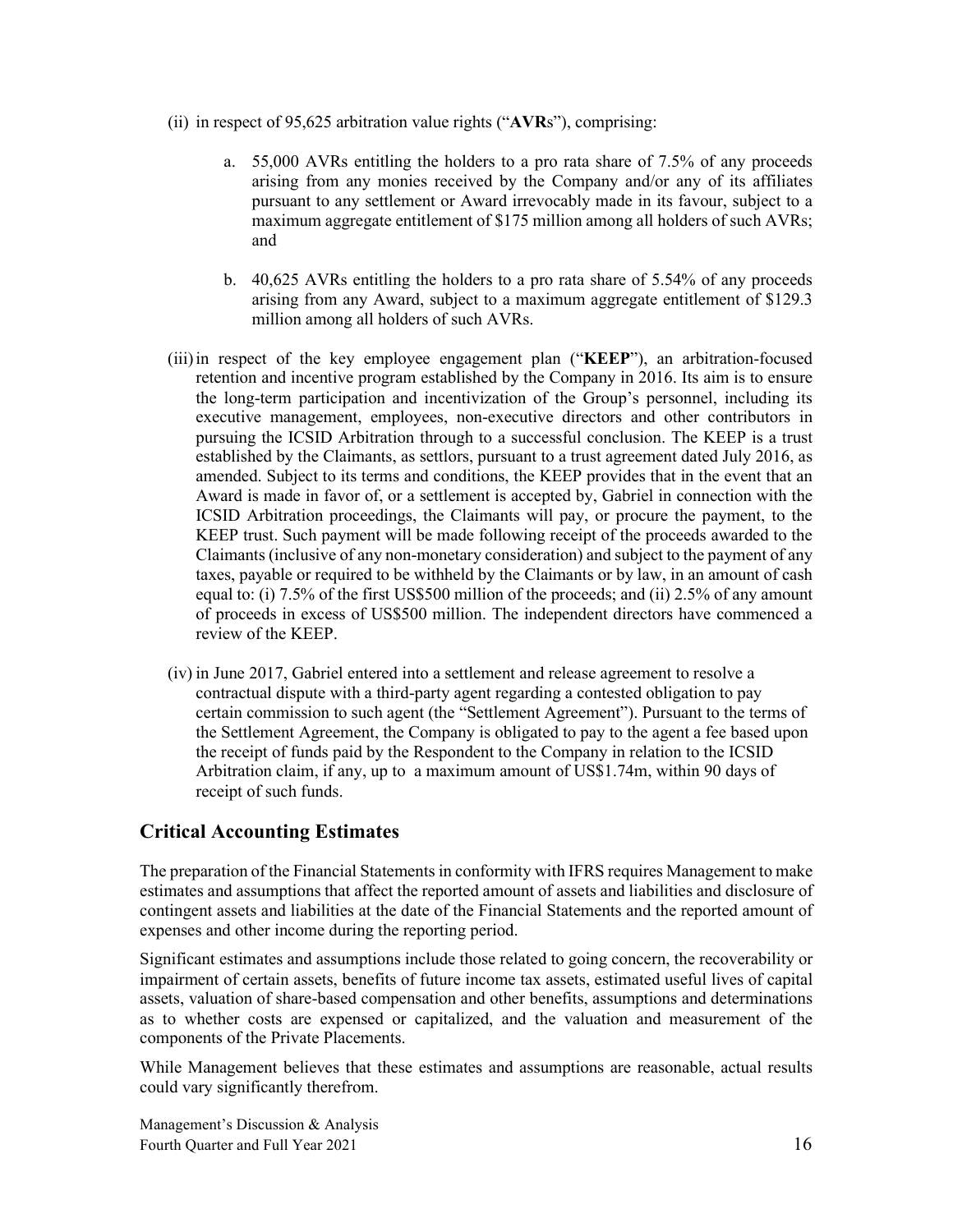(ii) in respect of 95,625 arbitration value rights ("**AVR**s"), comprising:

   a. 55,000 AVRs entitling the holders to a pro rata share of 7.5% of any proceeds arising from any monies received by the Company and/or any of its affiliates pursuant to any settlement or Award irrevocably made in its favour, subject to a maximum aggregate entitlement of $175 million among all holders of such AVRs; and

   b. 40,625 AVRs entitling the holders to a pro rata share of 5.54% of any proceeds arising from any Award, subject to a maximum aggregate entitlement of $129.3 million among all holders of such AVRs.

(iii) in respect of the key employee engagement plan ("**KEEP**"), an arbitration-focused retention and incentive program established by the Company in 2016. Its aim is to ensure the long-term participation and incentivization of the Group's personnel, including its executive management, employees, non-executive directors and other contributors in pursuing the ICSID Arbitration through to a successful conclusion. The KEEP is a trust established by the Claimants, as settlors, pursuant to a trust agreement dated July 2016, as amended. Subject to its terms and conditions, the KEEP provides that in the event that an Award is made in favor of, or a settlement is accepted by, Gabriel in connection with the ICSID Arbitration proceedings, the Claimants will pay, or procure the payment, to the KEEP trust. Such payment will be made following receipt of the proceeds awarded to the Claimants (inclusive of any non-monetary consideration) and subject to the payment of any taxes, payable or required to be withheld by the Claimants or by law, in an amount of cash equal to: (i) 7.5% of the first US$500 million of the proceeds; and (ii) 2.5% of any amount of proceeds in excess of US$500 million. The independent directors have commenced a review of the KEEP.

(iv) in June 2017, Gabriel entered into a settlement and release agreement to resolve a contractual dispute with a third-party agent regarding a contested obligation to pay certain commission to such agent (the "Settlement Agreement"). Pursuant to the terms of the Settlement Agreement, the Company is obligated to pay to the agent a fee based upon the receipt of funds paid by the Respondent to the Company in relation to the ICSID Arbitration claim, if any, up to a maximum amount of US$1.74m, within 90 days of receipt of such funds.

## Critical Accounting Estimates

The preparation of the Financial Statements in conformity with IFRS requires Management to make estimates and assumptions that affect the reported amount of assets and liabilities and disclosure of contingent assets and liabilities at the date of the Financial Statements and the reported amount of expenses and other income during the reporting period.

Significant estimates and assumptions include those related to going concern, the recoverability or impairment of certain assets, benefits of future income tax assets, estimated useful lives of capital assets, valuation of share-based compensation and other benefits, assumptions and determinations as to whether costs are expensed or capitalized, and the valuation and measurement of the components of the Private Placements.

While Management believes that these estimates and assumptions are reasonable, actual results could vary significantly therefrom.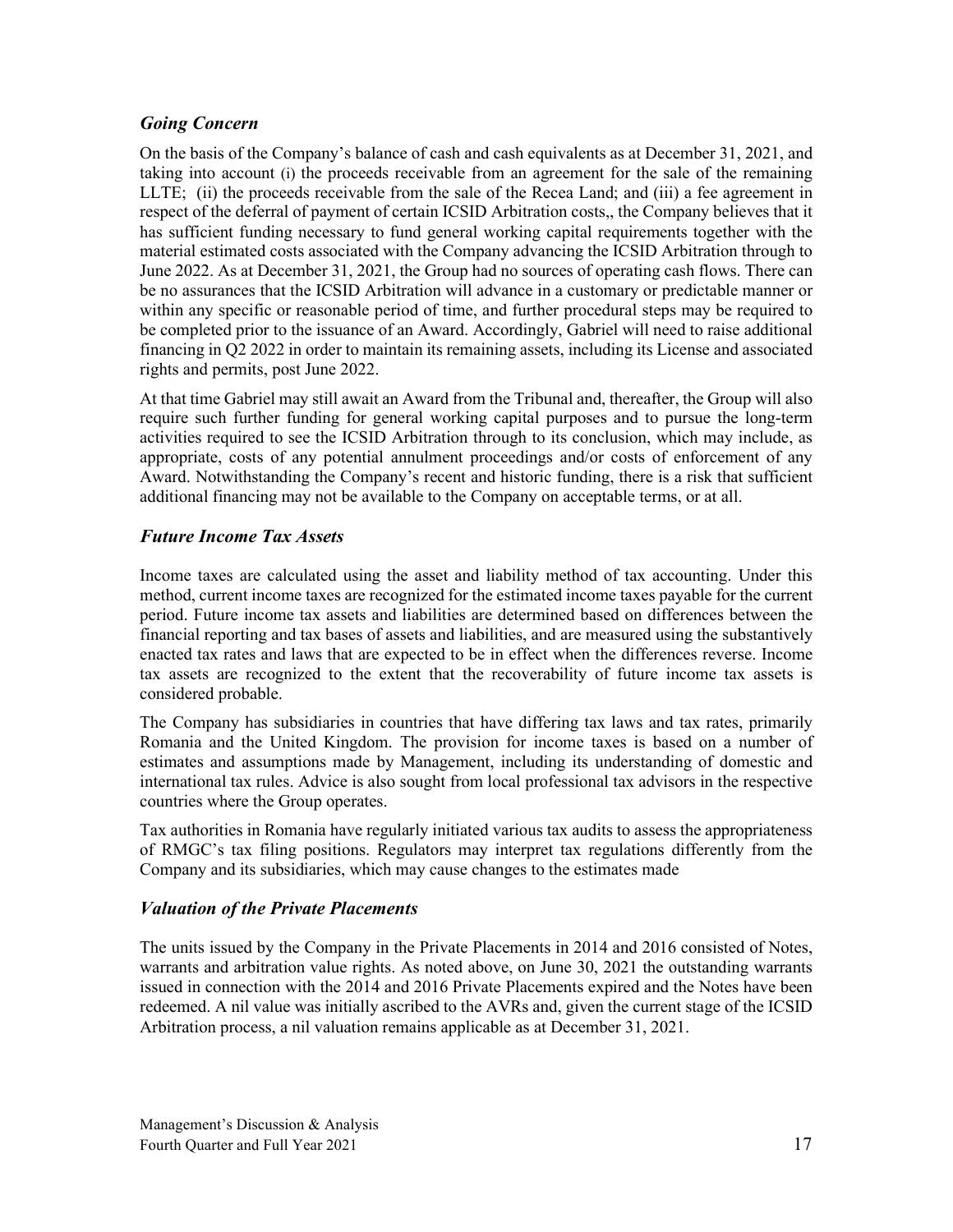### *Going Concern*

On the basis of the Company's balance of cash and cash equivalents as at December 31, 2021, and taking into account (i) the proceeds receivable from an agreement for the sale of the remaining LLTE; (ii) the proceeds receivable from the sale of the Recea Land; and (iii) a fee agreement in respect of the deferral of payment of certain ICSID Arbitration costs,, the Company believes that it has sufficient funding necessary to fund general working capital requirements together with the material estimated costs associated with the Company advancing the ICSID Arbitration through to June 2022. As at December 31, 2021, the Group had no sources of operating cash flows. There can be no assurances that the ICSID Arbitration will advance in a customary or predictable manner or within any specific or reasonable period of time, and further procedural steps may be required to be completed prior to the issuance of an Award. Accordingly, Gabriel will need to raise additional financing in Q2 2022 in order to maintain its remaining assets, including its License and associated rights and permits, post June 2022.

At that time Gabriel may still await an Award from the Tribunal and, thereafter, the Group will also require such further funding for general working capital purposes and to pursue the long-term activities required to see the ICSID Arbitration through to its conclusion, which may include, as appropriate, costs of any potential annulment proceedings and/or costs of enforcement of any Award. Notwithstanding the Company's recent and historic funding, there is a risk that sufficient additional financing may not be available to the Company on acceptable terms, or at all.

### *Future Income Tax Assets*

Income taxes are calculated using the asset and liability method of tax accounting. Under this method, current income taxes are recognized for the estimated income taxes payable for the current period. Future income tax assets and liabilities are determined based on differences between the financial reporting and tax bases of assets and liabilities, and are measured using the substantively enacted tax rates and laws that are expected to be in effect when the differences reverse. Income tax assets are recognized to the extent that the recoverability of future income tax assets is considered probable.

The Company has subsidiaries in countries that have differing tax laws and tax rates, primarily Romania and the United Kingdom. The provision for income taxes is based on a number of estimates and assumptions made by Management, including its understanding of domestic and international tax rules. Advice is also sought from local professional tax advisors in the respective countries where the Group operates.

Tax authorities in Romania have regularly initiated various tax audits to assess the appropriateness of RMGC's tax filing positions. Regulators may interpret tax regulations differently from the Company and its subsidiaries, which may cause changes to the estimates made

### *Valuation of the Private Placements*

The units issued by the Company in the Private Placements in 2014 and 2016 consisted of Notes, warrants and arbitration value rights. As noted above, on June 30, 2021 the outstanding warrants issued in connection with the 2014 and 2016 Private Placements expired and the Notes have been redeemed. A nil value was initially ascribed to the AVRs and, given the current stage of the ICSID Arbitration process, a nil valuation remains applicable as at December 31, 2021.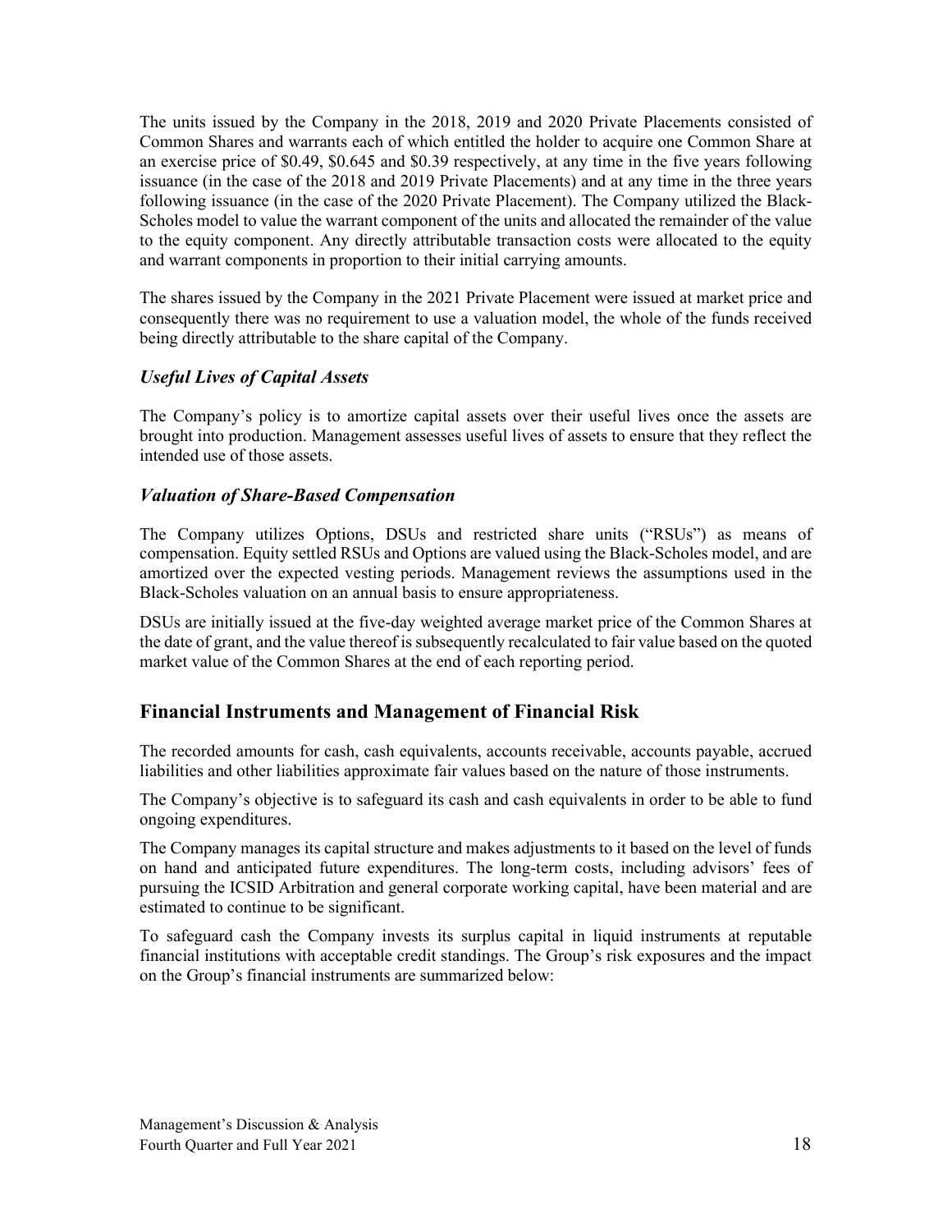The units issued by the Company in the 2018, 2019 and 2020 Private Placements consisted of Common Shares and warrants each of which entitled the holder to acquire one Common Share at an exercise price of $0.49, $0.645 and $0.39 respectively, at any time in the five years following issuance (in the case of the 2018 and 2019 Private Placements) and at any time in the three years following issuance (in the case of the 2020 Private Placement). The Company utilized the Black-Scholes model to value the warrant component of the units and allocated the remainder of the value to the equity component. Any directly attributable transaction costs were allocated to the equity and warrant components in proportion to their initial carrying amounts.

The shares issued by the Company in the 2021 Private Placement were issued at market price and consequently there was no requirement to use a valuation model, the whole of the funds received being directly attributable to the share capital of the Company.

### *Useful Lives of Capital Assets*

The Company's policy is to amortize capital assets over their useful lives once the assets are brought into production. Management assesses useful lives of assets to ensure that they reflect the intended use of those assets.

### *Valuation of Share-Based Compensation*

The Company utilizes Options, DSUs and restricted share units ("RSUs") as means of compensation. Equity settled RSUs and Options are valued using the Black-Scholes model, and are amortized over the expected vesting periods. Management reviews the assumptions used in the Black-Scholes valuation on an annual basis to ensure appropriateness.

DSUs are initially issued at the five-day weighted average market price of the Common Shares at the date of grant, and the value thereof is subsequently recalculated to fair value based on the quoted market value of the Common Shares at the end of each reporting period.

## Financial Instruments and Management of Financial Risk

The recorded amounts for cash, cash equivalents, accounts receivable, accounts payable, accrued liabilities and other liabilities approximate fair values based on the nature of those instruments.

The Company's objective is to safeguard its cash and cash equivalents in order to be able to fund ongoing expenditures.

The Company manages its capital structure and makes adjustments to it based on the level of funds on hand and anticipated future expenditures. The long-term costs, including advisors' fees of pursuing the ICSID Arbitration and general corporate working capital, have been material and are estimated to continue to be significant.

To safeguard cash the Company invests its surplus capital in liquid instruments at reputable financial institutions with acceptable credit standings. The Group's risk exposures and the impact on the Group's financial instruments are summarized below: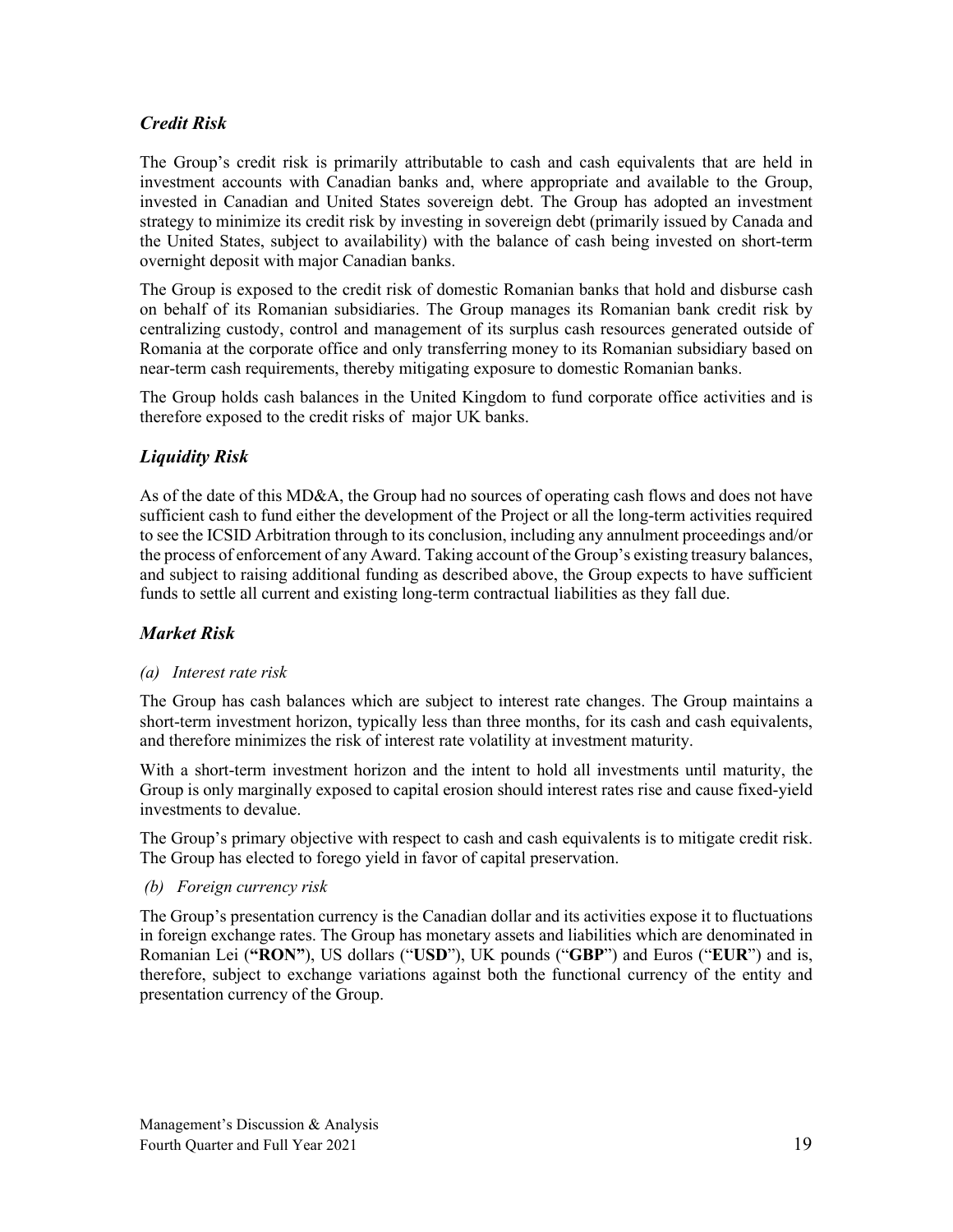## *Credit Risk*

The Group's credit risk is primarily attributable to cash and cash equivalents that are held in investment accounts with Canadian banks and, where appropriate and available to the Group, invested in Canadian and United States sovereign debt. The Group has adopted an investment strategy to minimize its credit risk by investing in sovereign debt (primarily issued by Canada and the United States, subject to availability) with the balance of cash being invested on short-term overnight deposit with major Canadian banks.

The Group is exposed to the credit risk of domestic Romanian banks that hold and disburse cash on behalf of its Romanian subsidiaries. The Group manages its Romanian bank credit risk by centralizing custody, control and management of its surplus cash resources generated outside of Romania at the corporate office and only transferring money to its Romanian subsidiary based on near-term cash requirements, thereby mitigating exposure to domestic Romanian banks.

The Group holds cash balances in the United Kingdom to fund corporate office activities and is therefore exposed to the credit risks of major UK banks.

## *Liquidity Risk*

As of the date of this MD&A, the Group had no sources of operating cash flows and does not have sufficient cash to fund either the development of the Project or all the long-term activities required to see the ICSID Arbitration through to its conclusion, including any annulment proceedings and/or the process of enforcement of any Award. Taking account of the Group's existing treasury balances, and subject to raising additional funding as described above, the Group expects to have sufficient funds to settle all current and existing long-term contractual liabilities as they fall due.

## *Market Risk*

*(a) Interest rate risk*

The Group has cash balances which are subject to interest rate changes. The Group maintains a short-term investment horizon, typically less than three months, for its cash and cash equivalents, and therefore minimizes the risk of interest rate volatility at investment maturity.

With a short-term investment horizon and the intent to hold all investments until maturity, the Group is only marginally exposed to capital erosion should interest rates rise and cause fixed-yield investments to devalue.

The Group's primary objective with respect to cash and cash equivalents is to mitigate credit risk. The Group has elected to forego yield in favor of capital preservation.

*(b) Foreign currency risk*

The Group's presentation currency is the Canadian dollar and its activities expose it to fluctuations in foreign exchange rates. The Group has monetary assets and liabilities which are denominated in Romanian Lei (**"RON"**), US dollars ("**USD**"), UK pounds ("**GBP**") and Euros ("**EUR**") and is, therefore, subject to exchange variations against both the functional currency of the entity and presentation currency of the Group.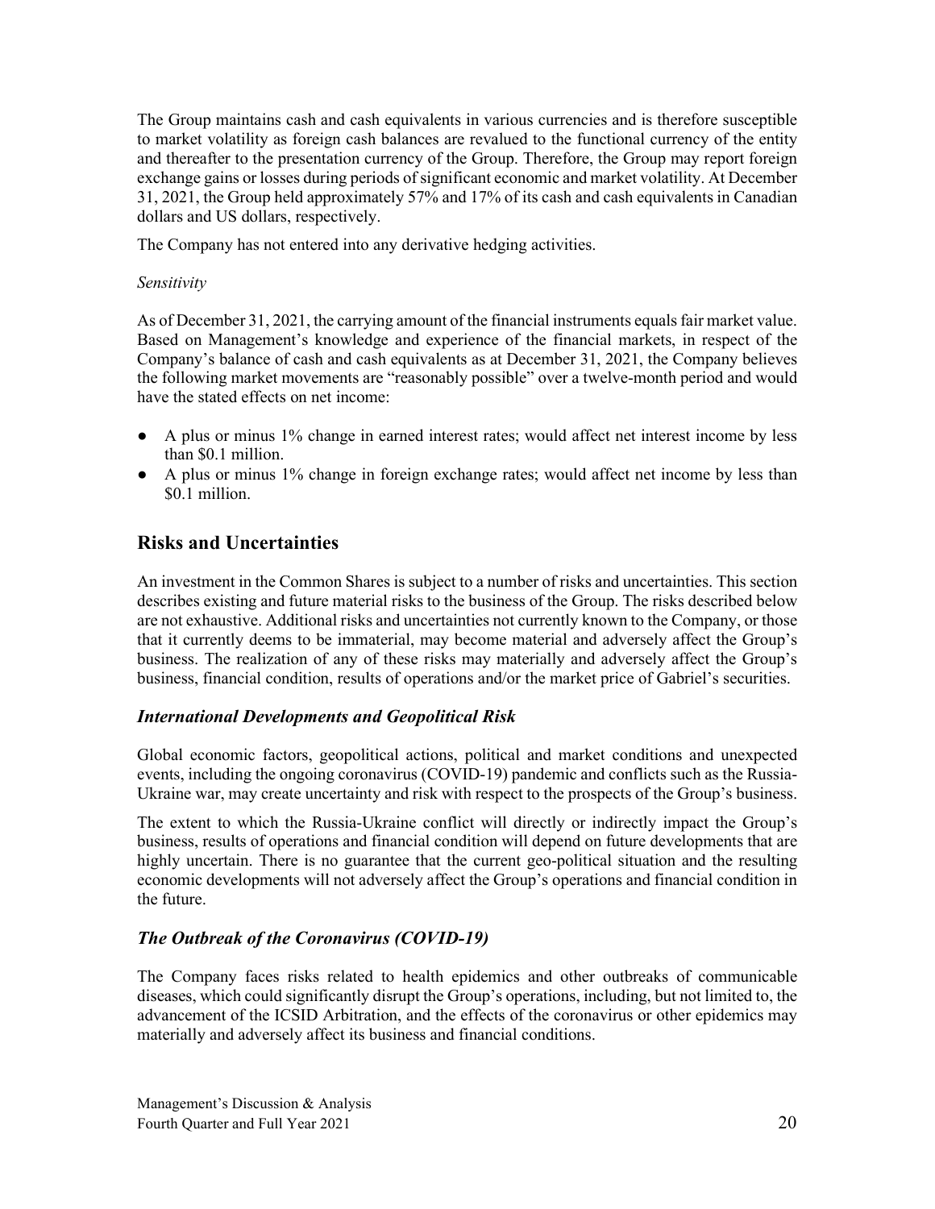The Group maintains cash and cash equivalents in various currencies and is therefore susceptible to market volatility as foreign cash balances are revalued to the functional currency of the entity and thereafter to the presentation currency of the Group. Therefore, the Group may report foreign exchange gains or losses during periods of significant economic and market volatility. At December 31, 2021, the Group held approximately 57% and 17% of its cash and cash equivalents in Canadian dollars and US dollars, respectively.

The Company has not entered into any derivative hedging activities.

*Sensitivity*

As of December 31, 2021, the carrying amount of the financial instruments equals fair market value. Based on Management's knowledge and experience of the financial markets, in respect of the Company's balance of cash and cash equivalents as at December 31, 2021, the Company believes the following market movements are "reasonably possible" over a twelve-month period and would have the stated effects on net income:

- A plus or minus 1% change in earned interest rates; would affect net interest income by less than $0.1 million.
- A plus or minus 1% change in foreign exchange rates; would affect net income by less than $0.1 million.

## Risks and Uncertainties

An investment in the Common Shares is subject to a number of risks and uncertainties. This section describes existing and future material risks to the business of the Group. The risks described below are not exhaustive. Additional risks and uncertainties not currently known to the Company, or those that it currently deems to be immaterial, may become material and adversely affect the Group's business. The realization of any of these risks may materially and adversely affect the Group's business, financial condition, results of operations and/or the market price of Gabriel's securities.

### *International Developments and Geopolitical Risk*

Global economic factors, geopolitical actions, political and market conditions and unexpected events, including the ongoing coronavirus (COVID-19) pandemic and conflicts such as the Russia-Ukraine war, may create uncertainty and risk with respect to the prospects of the Group's business.

The extent to which the Russia-Ukraine conflict will directly or indirectly impact the Group's business, results of operations and financial condition will depend on future developments that are highly uncertain. There is no guarantee that the current geo-political situation and the resulting economic developments will not adversely affect the Group's operations and financial condition in the future.

### *The Outbreak of the Coronavirus (COVID-19)*

The Company faces risks related to health epidemics and other outbreaks of communicable diseases, which could significantly disrupt the Group's operations, including, but not limited to, the advancement of the ICSID Arbitration, and the effects of the coronavirus or other epidemics may materially and adversely affect its business and financial conditions.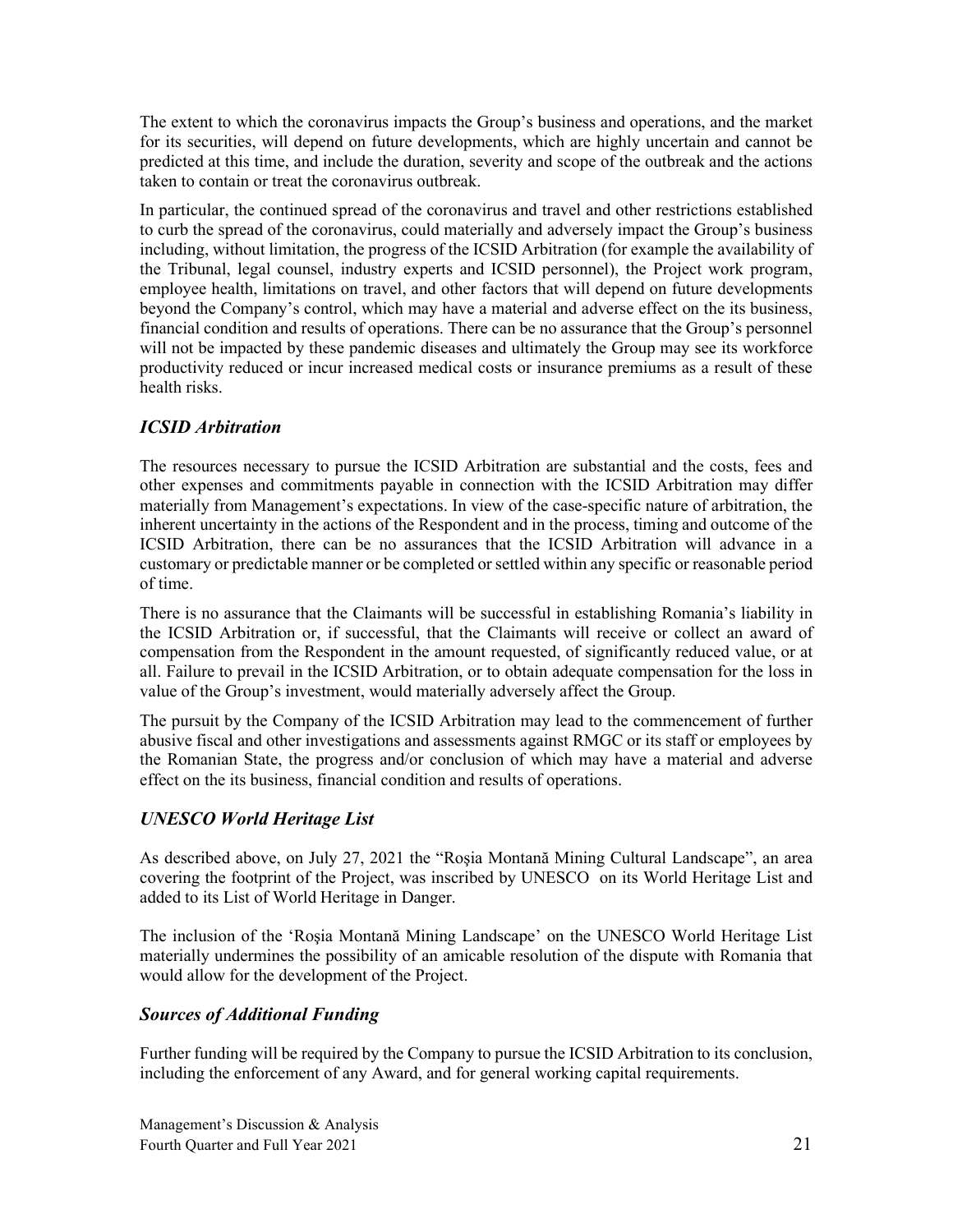The extent to which the coronavirus impacts the Group's business and operations, and the market for its securities, will depend on future developments, which are highly uncertain and cannot be predicted at this time, and include the duration, severity and scope of the outbreak and the actions taken to contain or treat the coronavirus outbreak.

In particular, the continued spread of the coronavirus and travel and other restrictions established to curb the spread of the coronavirus, could materially and adversely impact the Group's business including, without limitation, the progress of the ICSID Arbitration (for example the availability of the Tribunal, legal counsel, industry experts and ICSID personnel), the Project work program, employee health, limitations on travel, and other factors that will depend on future developments beyond the Company's control, which may have a material and adverse effect on the its business, financial condition and results of operations. There can be no assurance that the Group's personnel will not be impacted by these pandemic diseases and ultimately the Group may see its workforce productivity reduced or incur increased medical costs or insurance premiums as a result of these health risks.

### *ICSID Arbitration*

The resources necessary to pursue the ICSID Arbitration are substantial and the costs, fees and other expenses and commitments payable in connection with the ICSID Arbitration may differ materially from Management's expectations. In view of the case-specific nature of arbitration, the inherent uncertainty in the actions of the Respondent and in the process, timing and outcome of the ICSID Arbitration, there can be no assurances that the ICSID Arbitration will advance in a customary or predictable manner or be completed or settled within any specific or reasonable period of time.

There is no assurance that the Claimants will be successful in establishing Romania's liability in the ICSID Arbitration or, if successful, that the Claimants will receive or collect an award of compensation from the Respondent in the amount requested, of significantly reduced value, or at all. Failure to prevail in the ICSID Arbitration, or to obtain adequate compensation for the loss in value of the Group's investment, would materially adversely affect the Group.

The pursuit by the Company of the ICSID Arbitration may lead to the commencement of further abusive fiscal and other investigations and assessments against RMGC or its staff or employees by the Romanian State, the progress and/or conclusion of which may have a material and adverse effect on the its business, financial condition and results of operations.

### *UNESCO World Heritage List*

As described above, on July 27, 2021 the "Roşia Montană Mining Cultural Landscape", an area covering the footprint of the Project, was inscribed by UNESCO on its World Heritage List and added to its List of World Heritage in Danger.

The inclusion of the 'Roşia Montană Mining Landscape' on the UNESCO World Heritage List materially undermines the possibility of an amicable resolution of the dispute with Romania that would allow for the development of the Project.

### *Sources of Additional Funding*

Further funding will be required by the Company to pursue the ICSID Arbitration to its conclusion, including the enforcement of any Award, and for general working capital requirements.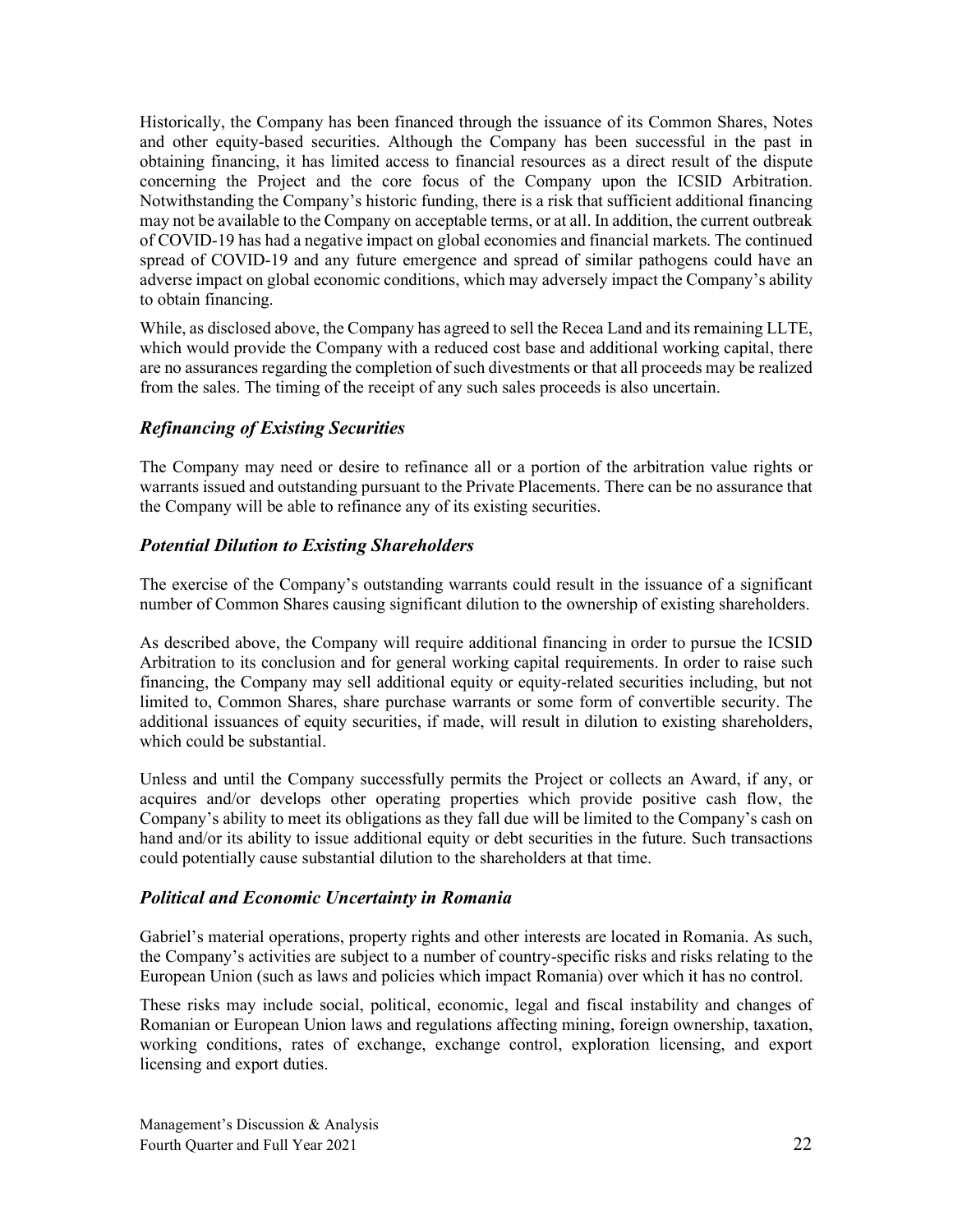Historically, the Company has been financed through the issuance of its Common Shares, Notes and other equity-based securities. Although the Company has been successful in the past in obtaining financing, it has limited access to financial resources as a direct result of the dispute concerning the Project and the core focus of the Company upon the ICSID Arbitration. Notwithstanding the Company's historic funding, there is a risk that sufficient additional financing may not be available to the Company on acceptable terms, or at all. In addition, the current outbreak of COVID-19 has had a negative impact on global economies and financial markets. The continued spread of COVID-19 and any future emergence and spread of similar pathogens could have an adverse impact on global economic conditions, which may adversely impact the Company's ability to obtain financing.

While, as disclosed above, the Company has agreed to sell the Recea Land and its remaining LLTE, which would provide the Company with a reduced cost base and additional working capital, there are no assurances regarding the completion of such divestments or that all proceeds may be realized from the sales. The timing of the receipt of any such sales proceeds is also uncertain.

### *Refinancing of Existing Securities*

The Company may need or desire to refinance all or a portion of the arbitration value rights or warrants issued and outstanding pursuant to the Private Placements. There can be no assurance that the Company will be able to refinance any of its existing securities.

### *Potential Dilution to Existing Shareholders*

The exercise of the Company's outstanding warrants could result in the issuance of a significant number of Common Shares causing significant dilution to the ownership of existing shareholders.

As described above, the Company will require additional financing in order to pursue the ICSID Arbitration to its conclusion and for general working capital requirements. In order to raise such financing, the Company may sell additional equity or equity-related securities including, but not limited to, Common Shares, share purchase warrants or some form of convertible security. The additional issuances of equity securities, if made, will result in dilution to existing shareholders, which could be substantial.

Unless and until the Company successfully permits the Project or collects an Award, if any, or acquires and/or develops other operating properties which provide positive cash flow, the Company's ability to meet its obligations as they fall due will be limited to the Company's cash on hand and/or its ability to issue additional equity or debt securities in the future. Such transactions could potentially cause substantial dilution to the shareholders at that time.

### *Political and Economic Uncertainty in Romania*

Gabriel's material operations, property rights and other interests are located in Romania. As such, the Company's activities are subject to a number of country-specific risks and risks relating to the European Union (such as laws and policies which impact Romania) over which it has no control.

These risks may include social, political, economic, legal and fiscal instability and changes of Romanian or European Union laws and regulations affecting mining, foreign ownership, taxation, working conditions, rates of exchange, exchange control, exploration licensing, and export licensing and export duties.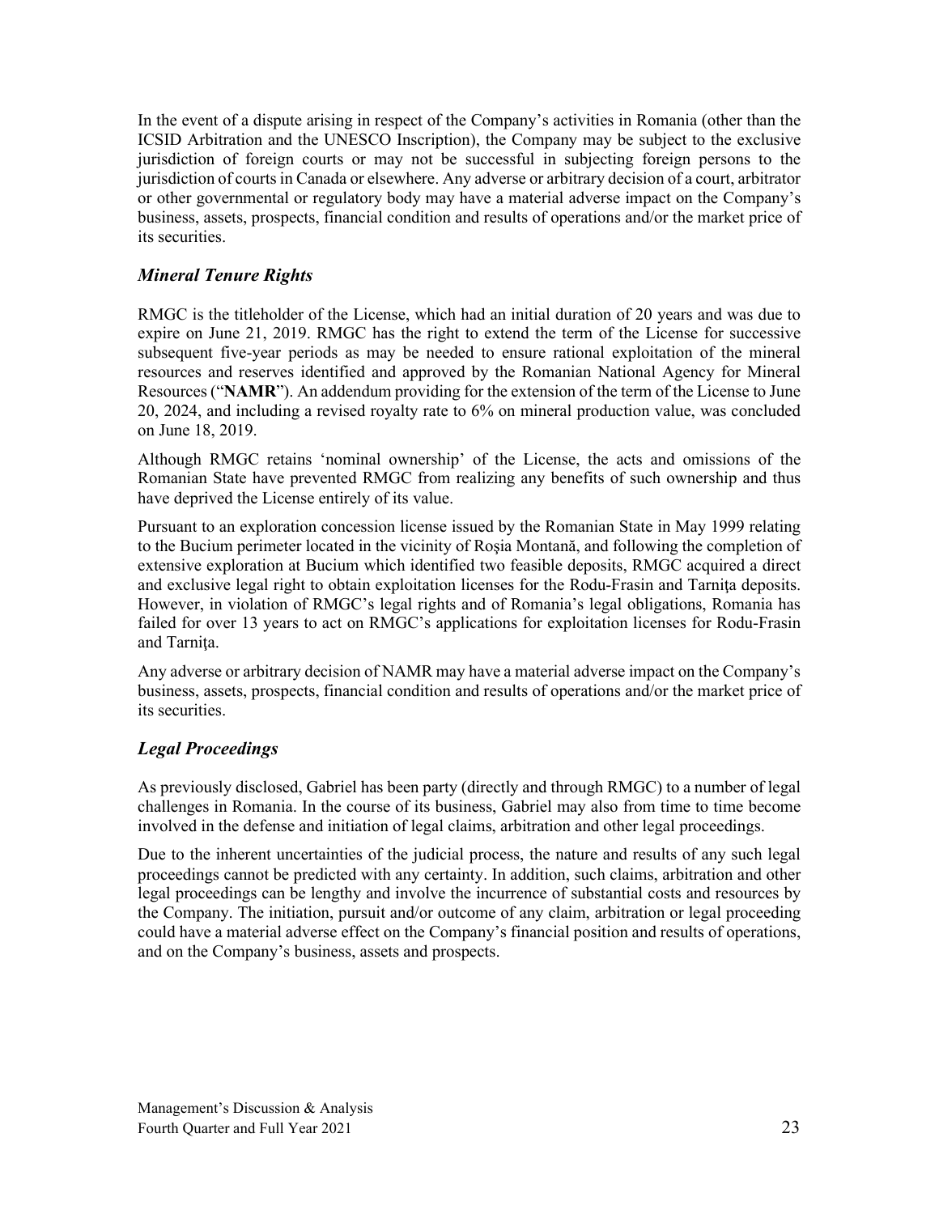In the event of a dispute arising in respect of the Company's activities in Romania (other than the ICSID Arbitration and the UNESCO Inscription), the Company may be subject to the exclusive jurisdiction of foreign courts or may not be successful in subjecting foreign persons to the jurisdiction of courts in Canada or elsewhere. Any adverse or arbitrary decision of a court, arbitrator or other governmental or regulatory body may have a material adverse impact on the Company's business, assets, prospects, financial condition and results of operations and/or the market price of its securities.

### *Mineral Tenure Rights*

RMGC is the titleholder of the License, which had an initial duration of 20 years and was due to expire on June 21, 2019. RMGC has the right to extend the term of the License for successive subsequent five-year periods as may be needed to ensure rational exploitation of the mineral resources and reserves identified and approved by the Romanian National Agency for Mineral Resources ("**NAMR**"). An addendum providing for the extension of the term of the License to June 20, 2024, and including a revised royalty rate to 6% on mineral production value, was concluded on June 18, 2019.

Although RMGC retains 'nominal ownership' of the License, the acts and omissions of the Romanian State have prevented RMGC from realizing any benefits of such ownership and thus have deprived the License entirely of its value.

Pursuant to an exploration concession license issued by the Romanian State in May 1999 relating to the Bucium perimeter located in the vicinity of Roşia Montană, and following the completion of extensive exploration at Bucium which identified two feasible deposits, RMGC acquired a direct and exclusive legal right to obtain exploitation licenses for the Rodu-Frasin and Tarniţa deposits. However, in violation of RMGC's legal rights and of Romania's legal obligations, Romania has failed for over 13 years to act on RMGC's applications for exploitation licenses for Rodu-Frasin and Tarniţa.

Any adverse or arbitrary decision of NAMR may have a material adverse impact on the Company's business, assets, prospects, financial condition and results of operations and/or the market price of its securities.

### *Legal Proceedings*

As previously disclosed, Gabriel has been party (directly and through RMGC) to a number of legal challenges in Romania. In the course of its business, Gabriel may also from time to time become involved in the defense and initiation of legal claims, arbitration and other legal proceedings.

Due to the inherent uncertainties of the judicial process, the nature and results of any such legal proceedings cannot be predicted with any certainty. In addition, such claims, arbitration and other legal proceedings can be lengthy and involve the incurrence of substantial costs and resources by the Company. The initiation, pursuit and/or outcome of any claim, arbitration or legal proceeding could have a material adverse effect on the Company's financial position and results of operations, and on the Company's business, assets and prospects.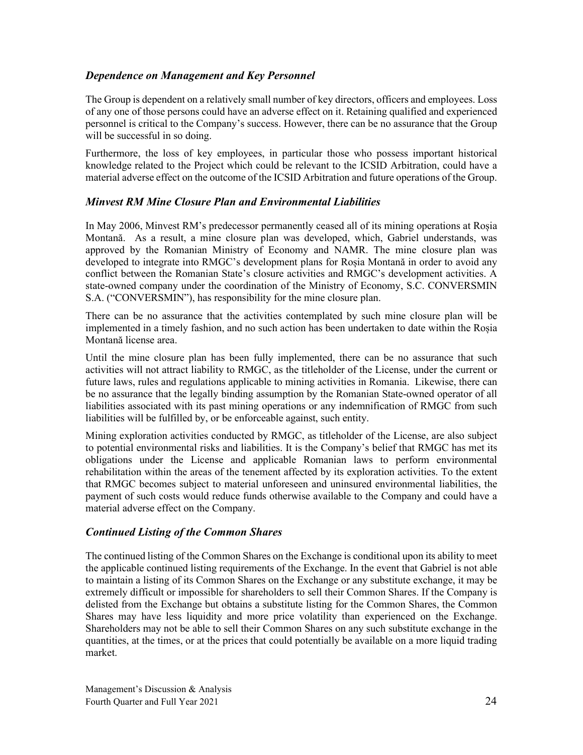### *Dependence on Management and Key Personnel*

The Group is dependent on a relatively small number of key directors, officers and employees. Loss of any one of those persons could have an adverse effect on it. Retaining qualified and experienced personnel is critical to the Company's success. However, there can be no assurance that the Group will be successful in so doing.

Furthermore, the loss of key employees, in particular those who possess important historical knowledge related to the Project which could be relevant to the ICSID Arbitration, could have a material adverse effect on the outcome of the ICSID Arbitration and future operations of the Group.

### *Minvest RM Mine Closure Plan and Environmental Liabilities*

In May 2006, Minvest RM's predecessor permanently ceased all of its mining operations at Roșia Montană. As a result, a mine closure plan was developed, which, Gabriel understands, was approved by the Romanian Ministry of Economy and NAMR. The mine closure plan was developed to integrate into RMGC's development plans for Roșia Montană in order to avoid any conflict between the Romanian State's closure activities and RMGC's development activities. A state-owned company under the coordination of the Ministry of Economy, S.C. CONVERSMIN S.A. ("CONVERSMIN"), has responsibility for the mine closure plan.

There can be no assurance that the activities contemplated by such mine closure plan will be implemented in a timely fashion, and no such action has been undertaken to date within the Roșia Montană license area.

Until the mine closure plan has been fully implemented, there can be no assurance that such activities will not attract liability to RMGC, as the titleholder of the License, under the current or future laws, rules and regulations applicable to mining activities in Romania. Likewise, there can be no assurance that the legally binding assumption by the Romanian State-owned operator of all liabilities associated with its past mining operations or any indemnification of RMGC from such liabilities will be fulfilled by, or be enforceable against, such entity.

Mining exploration activities conducted by RMGC, as titleholder of the License, are also subject to potential environmental risks and liabilities. It is the Company's belief that RMGC has met its obligations under the License and applicable Romanian laws to perform environmental rehabilitation within the areas of the tenement affected by its exploration activities. To the extent that RMGC becomes subject to material unforeseen and uninsured environmental liabilities, the payment of such costs would reduce funds otherwise available to the Company and could have a material adverse effect on the Company.

### *Continued Listing of the Common Shares*

The continued listing of the Common Shares on the Exchange is conditional upon its ability to meet the applicable continued listing requirements of the Exchange. In the event that Gabriel is not able to maintain a listing of its Common Shares on the Exchange or any substitute exchange, it may be extremely difficult or impossible for shareholders to sell their Common Shares. If the Company is delisted from the Exchange but obtains a substitute listing for the Common Shares, the Common Shares may have less liquidity and more price volatility than experienced on the Exchange. Shareholders may not be able to sell their Common Shares on any such substitute exchange in the quantities, at the times, or at the prices that could potentially be available on a more liquid trading market.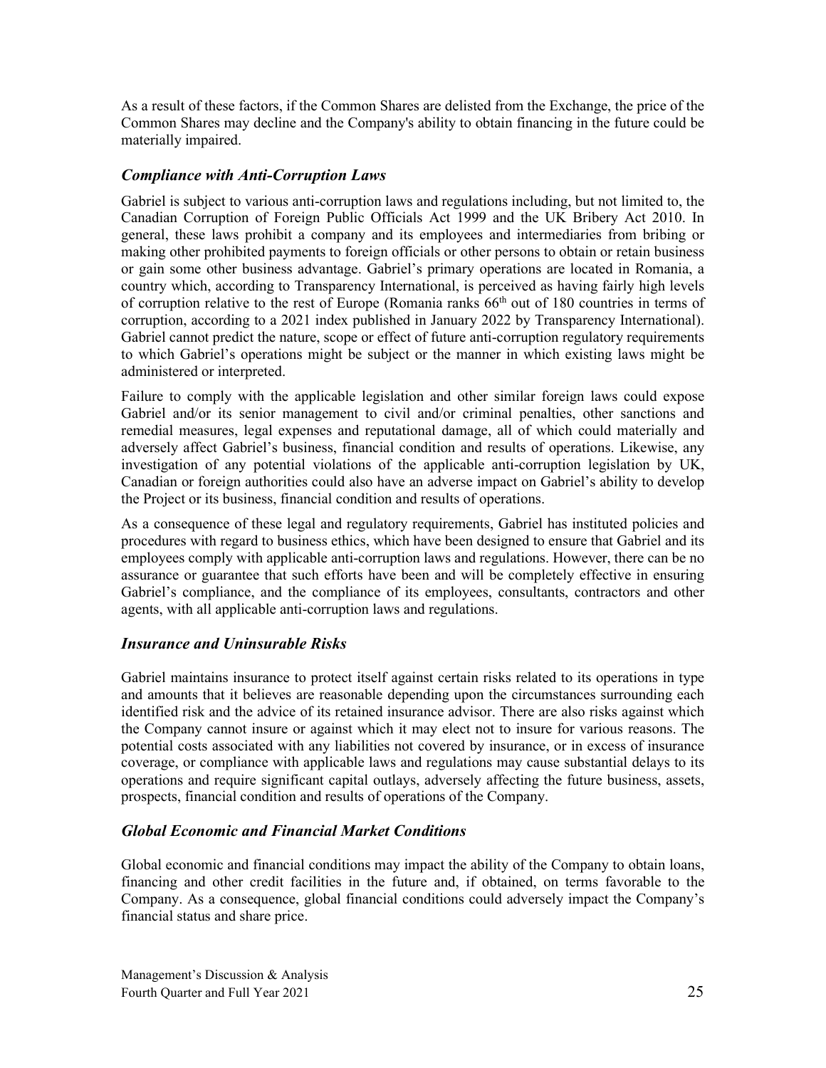As a result of these factors, if the Common Shares are delisted from the Exchange, the price of the Common Shares may decline and the Company's ability to obtain financing in the future could be materially impaired.

### *Compliance with Anti-Corruption Laws*

Gabriel is subject to various anti-corruption laws and regulations including, but not limited to, the Canadian Corruption of Foreign Public Officials Act 1999 and the UK Bribery Act 2010. In general, these laws prohibit a company and its employees and intermediaries from bribing or making other prohibited payments to foreign officials or other persons to obtain or retain business or gain some other business advantage. Gabriel's primary operations are located in Romania, a country which, according to Transparency International, is perceived as having fairly high levels of corruption relative to the rest of Europe (Romania ranks 66th out of 180 countries in terms of corruption, according to a 2021 index published in January 2022 by Transparency International). Gabriel cannot predict the nature, scope or effect of future anti-corruption regulatory requirements to which Gabriel's operations might be subject or the manner in which existing laws might be administered or interpreted.

Failure to comply with the applicable legislation and other similar foreign laws could expose Gabriel and/or its senior management to civil and/or criminal penalties, other sanctions and remedial measures, legal expenses and reputational damage, all of which could materially and adversely affect Gabriel's business, financial condition and results of operations. Likewise, any investigation of any potential violations of the applicable anti-corruption legislation by UK, Canadian or foreign authorities could also have an adverse impact on Gabriel's ability to develop the Project or its business, financial condition and results of operations.

As a consequence of these legal and regulatory requirements, Gabriel has instituted policies and procedures with regard to business ethics, which have been designed to ensure that Gabriel and its employees comply with applicable anti-corruption laws and regulations. However, there can be no assurance or guarantee that such efforts have been and will be completely effective in ensuring Gabriel's compliance, and the compliance of its employees, consultants, contractors and other agents, with all applicable anti-corruption laws and regulations.

### *Insurance and Uninsurable Risks*

Gabriel maintains insurance to protect itself against certain risks related to its operations in type and amounts that it believes are reasonable depending upon the circumstances surrounding each identified risk and the advice of its retained insurance advisor. There are also risks against which the Company cannot insure or against which it may elect not to insure for various reasons. The potential costs associated with any liabilities not covered by insurance, or in excess of insurance coverage, or compliance with applicable laws and regulations may cause substantial delays to its operations and require significant capital outlays, adversely affecting the future business, assets, prospects, financial condition and results of operations of the Company.

### *Global Economic and Financial Market Conditions*

Global economic and financial conditions may impact the ability of the Company to obtain loans, financing and other credit facilities in the future and, if obtained, on terms favorable to the Company. As a consequence, global financial conditions could adversely impact the Company's financial status and share price.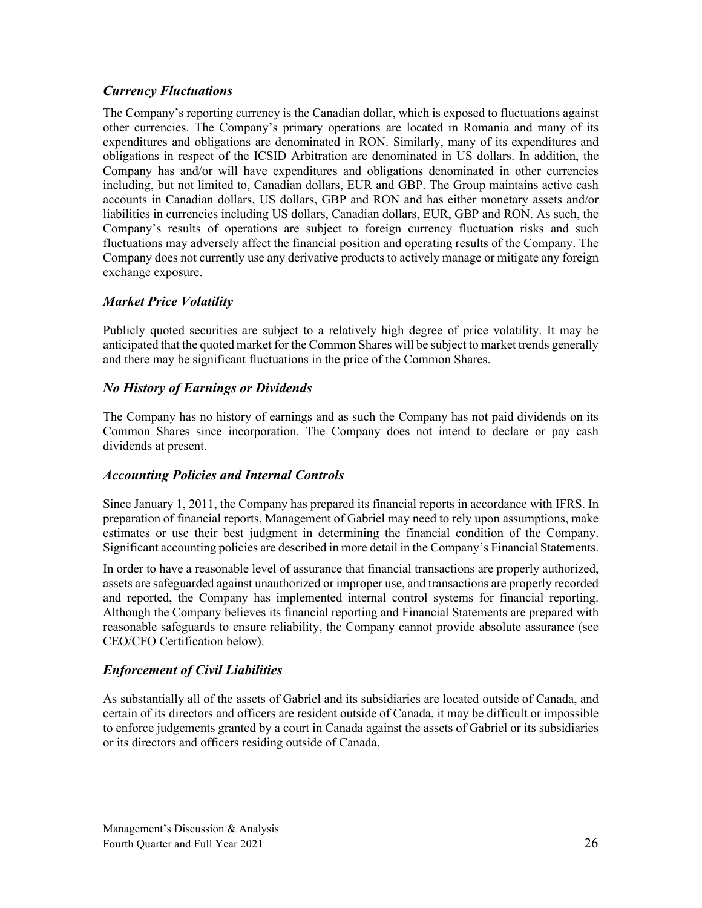### *Currency Fluctuations*

The Company's reporting currency is the Canadian dollar, which is exposed to fluctuations against other currencies. The Company's primary operations are located in Romania and many of its expenditures and obligations are denominated in RON. Similarly, many of its expenditures and obligations in respect of the ICSID Arbitration are denominated in US dollars. In addition, the Company has and/or will have expenditures and obligations denominated in other currencies including, but not limited to, Canadian dollars, EUR and GBP. The Group maintains active cash accounts in Canadian dollars, US dollars, GBP and RON and has either monetary assets and/or liabilities in currencies including US dollars, Canadian dollars, EUR, GBP and RON. As such, the Company's results of operations are subject to foreign currency fluctuation risks and such fluctuations may adversely affect the financial position and operating results of the Company. The Company does not currently use any derivative products to actively manage or mitigate any foreign exchange exposure.

### *Market Price Volatility*

Publicly quoted securities are subject to a relatively high degree of price volatility. It may be anticipated that the quoted market for the Common Shares will be subject to market trends generally and there may be significant fluctuations in the price of the Common Shares.

### *No History of Earnings or Dividends*

The Company has no history of earnings and as such the Company has not paid dividends on its Common Shares since incorporation. The Company does not intend to declare or pay cash dividends at present.

### *Accounting Policies and Internal Controls*

Since January 1, 2011, the Company has prepared its financial reports in accordance with IFRS. In preparation of financial reports, Management of Gabriel may need to rely upon assumptions, make estimates or use their best judgment in determining the financial condition of the Company. Significant accounting policies are described in more detail in the Company's Financial Statements.

In order to have a reasonable level of assurance that financial transactions are properly authorized, assets are safeguarded against unauthorized or improper use, and transactions are properly recorded and reported, the Company has implemented internal control systems for financial reporting. Although the Company believes its financial reporting and Financial Statements are prepared with reasonable safeguards to ensure reliability, the Company cannot provide absolute assurance (see CEO/CFO Certification below).

### *Enforcement of Civil Liabilities*

As substantially all of the assets of Gabriel and its subsidiaries are located outside of Canada, and certain of its directors and officers are resident outside of Canada, it may be difficult or impossible to enforce judgements granted by a court in Canada against the assets of Gabriel or its subsidiaries or its directors and officers residing outside of Canada.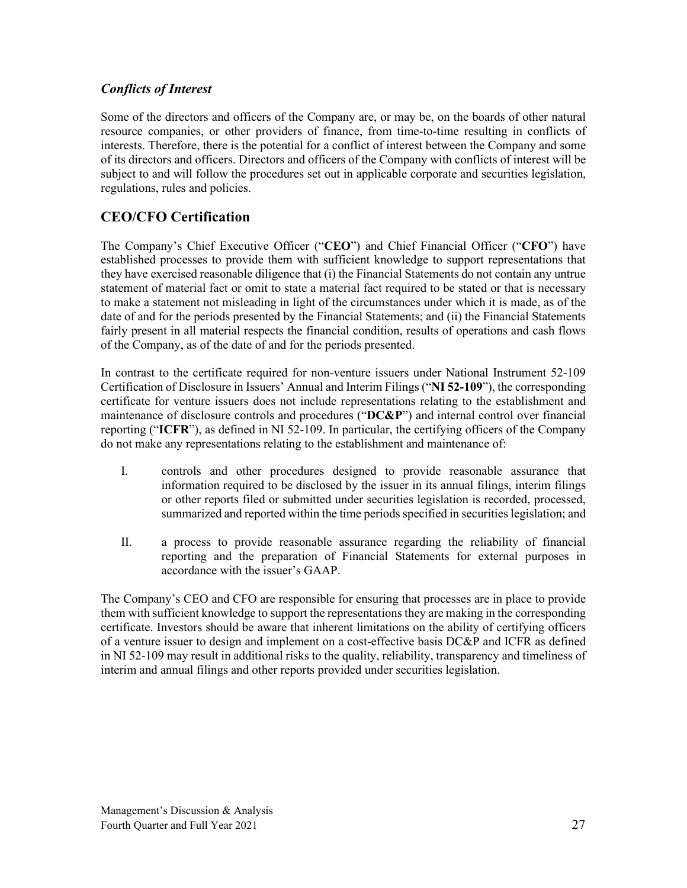### *Conflicts of Interest*

Some of the directors and officers of the Company are, or may be, on the boards of other natural resource companies, or other providers of finance, from time-to-time resulting in conflicts of interests. Therefore, there is the potential for a conflict of interest between the Company and some of its directors and officers. Directors and officers of the Company with conflicts of interest will be subject to and will follow the procedures set out in applicable corporate and securities legislation, regulations, rules and policies.

## CEO/CFO Certification

The Company's Chief Executive Officer ("**CEO**") and Chief Financial Officer ("**CFO**") have established processes to provide them with sufficient knowledge to support representations that they have exercised reasonable diligence that (i) the Financial Statements do not contain any untrue statement of material fact or omit to state a material fact required to be stated or that is necessary to make a statement not misleading in light of the circumstances under which it is made, as of the date of and for the periods presented by the Financial Statements; and (ii) the Financial Statements fairly present in all material respects the financial condition, results of operations and cash flows of the Company, as of the date of and for the periods presented.

In contrast to the certificate required for non-venture issuers under National Instrument 52-109 Certification of Disclosure in Issuers' Annual and Interim Filings ("**NI 52-109**"), the corresponding certificate for venture issuers does not include representations relating to the establishment and maintenance of disclosure controls and procedures ("**DC&P**") and internal control over financial reporting ("**ICFR**"), as defined in NI 52-109. In particular, the certifying officers of the Company do not make any representations relating to the establishment and maintenance of:

I. controls and other procedures designed to provide reasonable assurance that information required to be disclosed by the issuer in its annual filings, interim filings or other reports filed or submitted under securities legislation is recorded, processed, summarized and reported within the time periods specified in securities legislation; and

II. a process to provide reasonable assurance regarding the reliability of financial reporting and the preparation of Financial Statements for external purposes in accordance with the issuer's GAAP.

The Company's CEO and CFO are responsible for ensuring that processes are in place to provide them with sufficient knowledge to support the representations they are making in the corresponding certificate. Investors should be aware that inherent limitations on the ability of certifying officers of a venture issuer to design and implement on a cost-effective basis DC&P and ICFR as defined in NI 52-109 may result in additional risks to the quality, reliability, transparency and timeliness of interim and annual filings and other reports provided under securities legislation.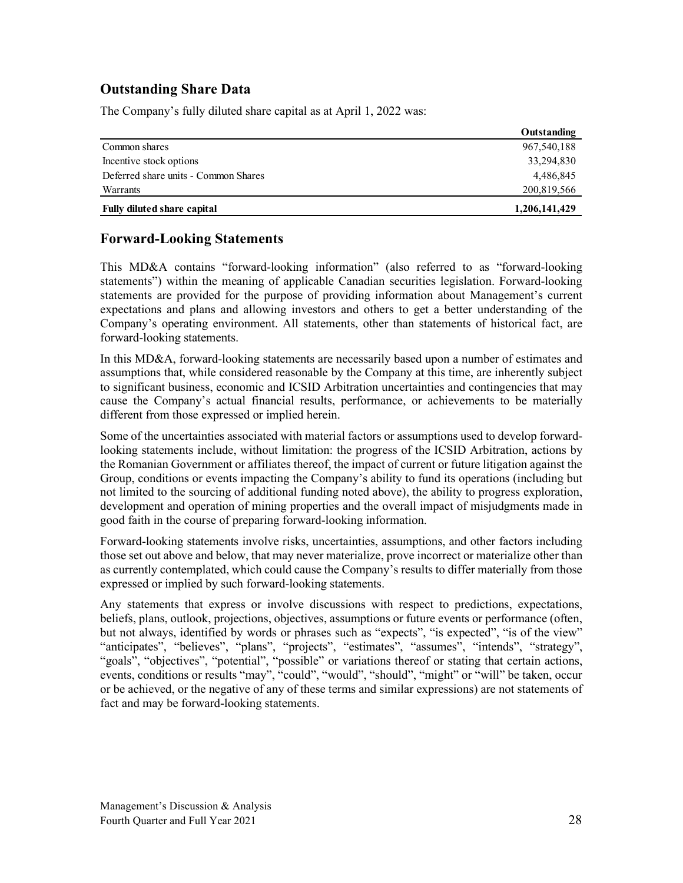## Outstanding Share Data

The Company's fully diluted share capital as at April 1, 2022 was:

| | Outstanding |
|---|---|
| Common shares | 967,540,188 |
| Incentive stock options | 33,294,830 |
| Deferred share units - Common Shares | 4,486,845 |
| Warrants | 200,819,566 |
| **Fully diluted share capital** | **1,206,141,429** |

## Forward-Looking Statements

This MD&A contains "forward-looking information" (also referred to as "forward-looking statements") within the meaning of applicable Canadian securities legislation. Forward-looking statements are provided for the purpose of providing information about Management's current expectations and plans and allowing investors and others to get a better understanding of the Company's operating environment. All statements, other than statements of historical fact, are forward-looking statements.

In this MD&A, forward-looking statements are necessarily based upon a number of estimates and assumptions that, while considered reasonable by the Company at this time, are inherently subject to significant business, economic and ICSID Arbitration uncertainties and contingencies that may cause the Company's actual financial results, performance, or achievements to be materially different from those expressed or implied herein.

Some of the uncertainties associated with material factors or assumptions used to develop forward-looking statements include, without limitation: the progress of the ICSID Arbitration, actions by the Romanian Government or affiliates thereof, the impact of current or future litigation against the Group, conditions or events impacting the Company's ability to fund its operations (including but not limited to the sourcing of additional funding noted above), the ability to progress exploration, development and operation of mining properties and the overall impact of misjudgments made in good faith in the course of preparing forward-looking information.

Forward-looking statements involve risks, uncertainties, assumptions, and other factors including those set out above and below, that may never materialize, prove incorrect or materialize other than as currently contemplated, which could cause the Company's results to differ materially from those expressed or implied by such forward-looking statements.

Any statements that express or involve discussions with respect to predictions, expectations, beliefs, plans, outlook, projections, objectives, assumptions or future events or performance (often, but not always, identified by words or phrases such as "expects", "is expected", "is of the view" "anticipates", "believes", "plans", "projects", "estimates", "assumes", "intends", "strategy", "goals", "objectives", "potential", "possible" or variations thereof or stating that certain actions, events, conditions or results "may", "could", "would", "should", "might" or "will" be taken, occur or be achieved, or the negative of any of these terms and similar expressions) are not statements of fact and may be forward-looking statements.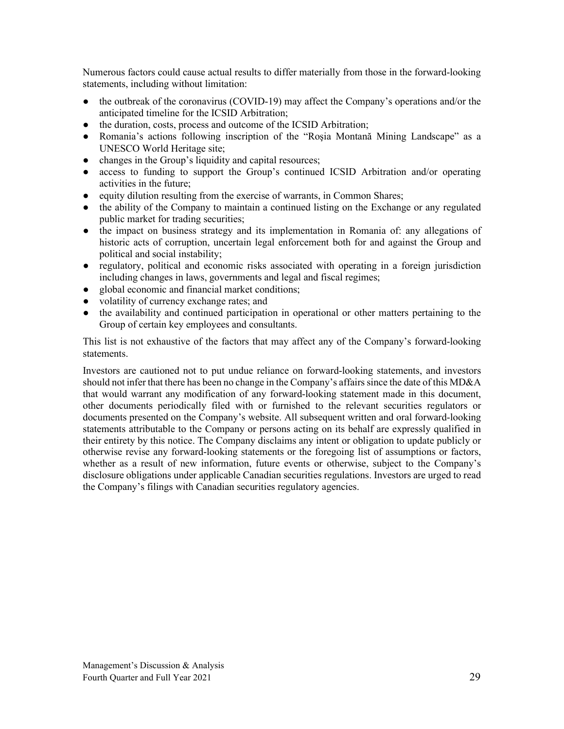Numerous factors could cause actual results to differ materially from those in the forward-looking statements, including without limitation:

- the outbreak of the coronavirus (COVID-19) may affect the Company's operations and/or the anticipated timeline for the ICSID Arbitration;
- the duration, costs, process and outcome of the ICSID Arbitration;
- Romania's actions following inscription of the "Roşia Montană Mining Landscape" as a UNESCO World Heritage site;
- changes in the Group's liquidity and capital resources;
- access to funding to support the Group's continued ICSID Arbitration and/or operating activities in the future;
- equity dilution resulting from the exercise of warrants, in Common Shares;
- the ability of the Company to maintain a continued listing on the Exchange or any regulated public market for trading securities;
- the impact on business strategy and its implementation in Romania of: any allegations of historic acts of corruption, uncertain legal enforcement both for and against the Group and political and social instability;
- regulatory, political and economic risks associated with operating in a foreign jurisdiction including changes in laws, governments and legal and fiscal regimes;
- global economic and financial market conditions;
- volatility of currency exchange rates; and
- the availability and continued participation in operational or other matters pertaining to the Group of certain key employees and consultants.

This list is not exhaustive of the factors that may affect any of the Company's forward-looking statements.

Investors are cautioned not to put undue reliance on forward-looking statements, and investors should not infer that there has been no change in the Company's affairs since the date of this MD&A that would warrant any modification of any forward-looking statement made in this document, other documents periodically filed with or furnished to the relevant securities regulators or documents presented on the Company's website. All subsequent written and oral forward-looking statements attributable to the Company or persons acting on its behalf are expressly qualified in their entirety by this notice. The Company disclaims any intent or obligation to update publicly or otherwise revise any forward-looking statements or the foregoing list of assumptions or factors, whether as a result of new information, future events or otherwise, subject to the Company's disclosure obligations under applicable Canadian securities regulations. Investors are urged to read the Company's filings with Canadian securities regulatory agencies.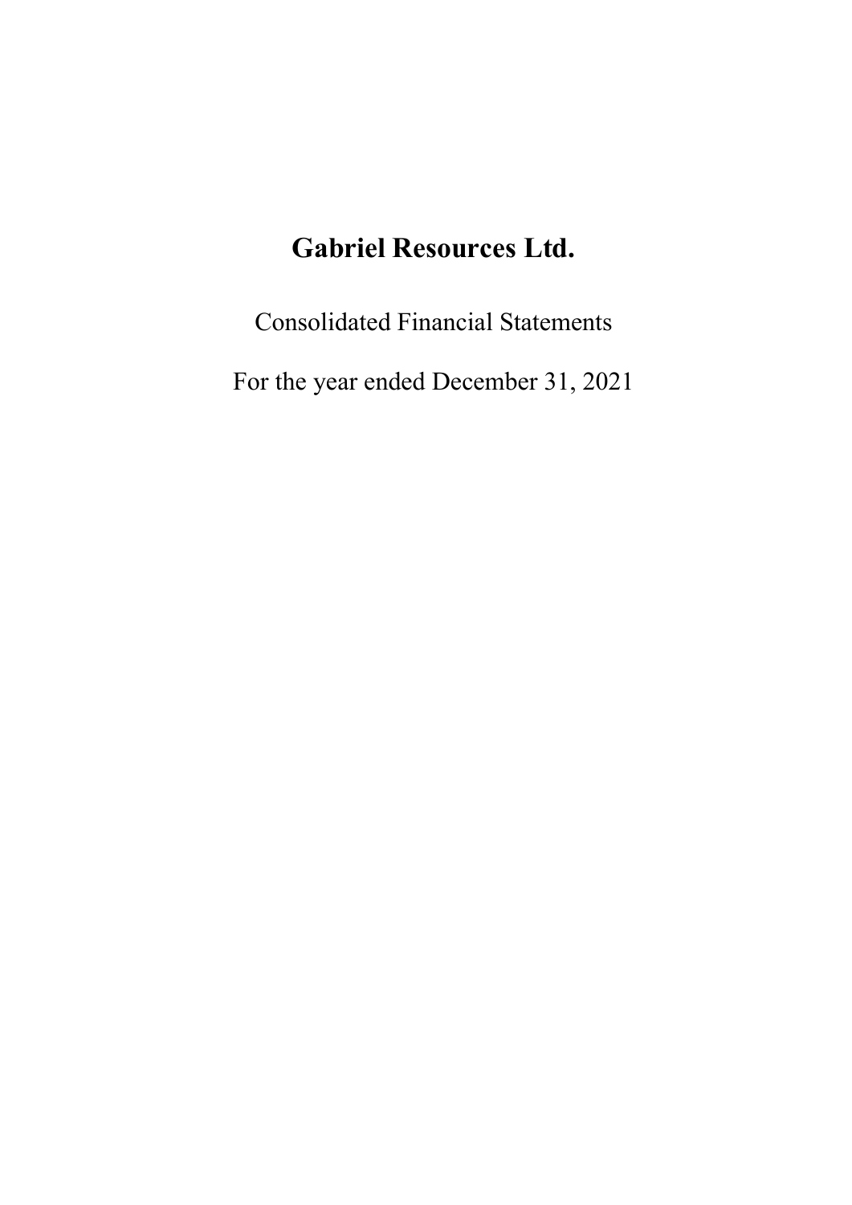# Gabriel Resources Ltd.

Consolidated Financial Statements

For the year ended December 31, 2021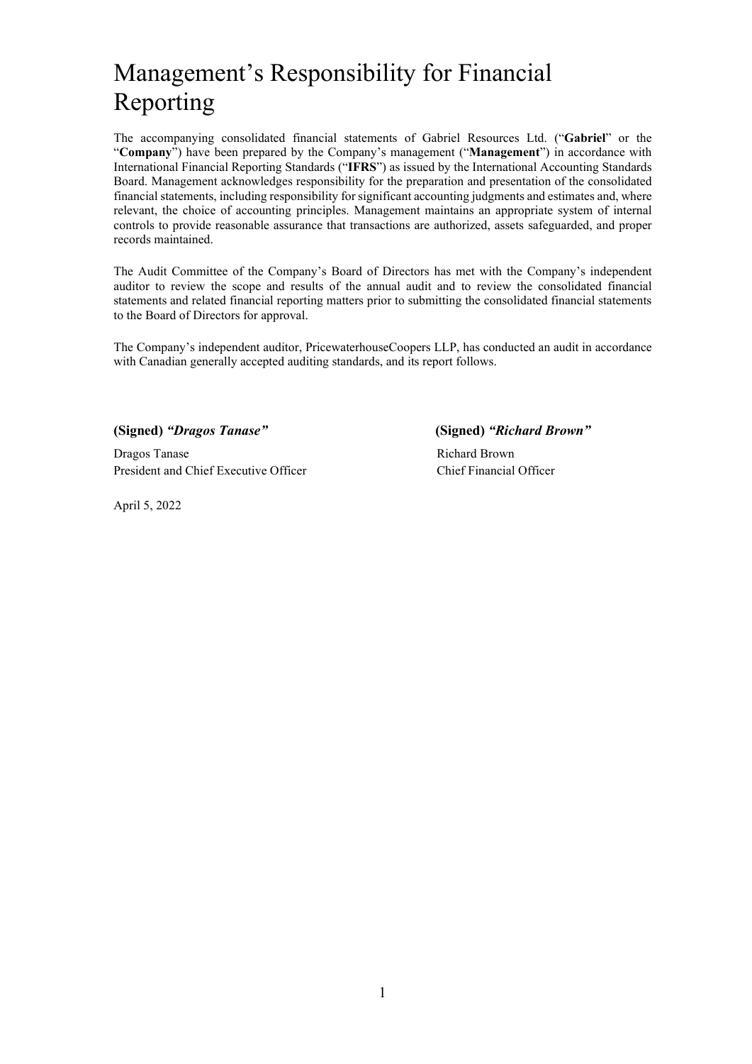# Management's Responsibility for Financial Reporting

The accompanying consolidated financial statements of Gabriel Resources Ltd. ("**Gabriel**" or the "**Company**") have been prepared by the Company's management ("**Management**") in accordance with International Financial Reporting Standards ("**IFRS**") as issued by the International Accounting Standards Board. Management acknowledges responsibility for the preparation and presentation of the consolidated financial statements, including responsibility for significant accounting judgments and estimates and, where relevant, the choice of accounting principles. Management maintains an appropriate system of internal controls to provide reasonable assurance that transactions are authorized, assets safeguarded, and proper records maintained.

The Audit Committee of the Company's Board of Directors has met with the Company's independent auditor to review the scope and results of the annual audit and to review the consolidated financial statements and related financial reporting matters prior to submitting the consolidated financial statements to the Board of Directors for approval.

The Company's independent auditor, PricewaterhouseCoopers LLP, has conducted an audit in accordance with Canadian generally accepted auditing standards, and its report follows.

**(Signed)** ***"Dragos Tanase"***

Dragos Tanase
President and Chief Executive Officer

**(Signed)** ***"Richard Brown"***

Richard Brown
Chief Financial Officer

April 5, 2022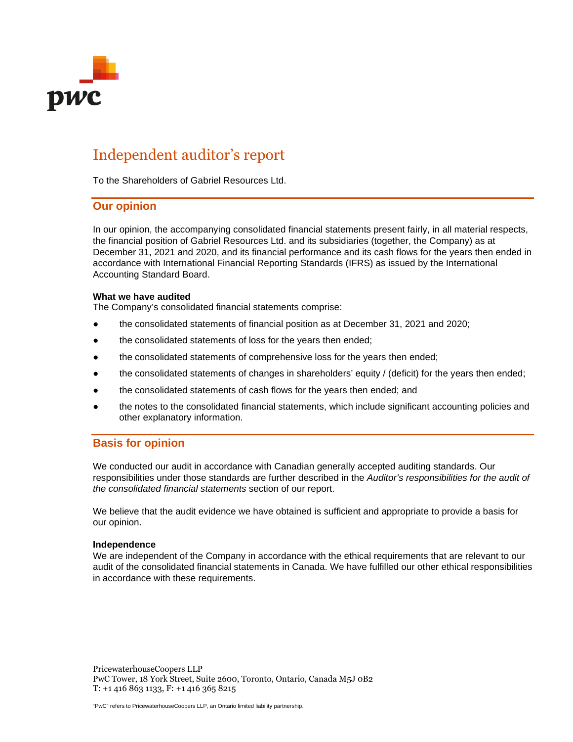pwc

# Independent auditor's report

To the Shareholders of Gabriel Resources Ltd.

## Our opinion

In our opinion, the accompanying consolidated financial statements present fairly, in all material respects, the financial position of Gabriel Resources Ltd. and its subsidiaries (together, the Company) as at December 31, 2021 and 2020, and its financial performance and its cash flows for the years then ended in accordance with International Financial Reporting Standards (IFRS) as issued by the International Accounting Standard Board.

**What we have audited**
The Company's consolidated financial statements comprise:

- the consolidated statements of financial position as at December 31, 2021 and 2020;
- the consolidated statements of loss for the years then ended;
- the consolidated statements of comprehensive loss for the years then ended;
- the consolidated statements of changes in shareholders' equity / (deficit) for the years then ended;
- the consolidated statements of cash flows for the years then ended; and
- the notes to the consolidated financial statements, which include significant accounting policies and other explanatory information.

## Basis for opinion

We conducted our audit in accordance with Canadian generally accepted auditing standards. Our responsibilities under those standards are further described in the *Auditor's responsibilities for the audit of the consolidated financial statements* section of our report.

We believe that the audit evidence we have obtained is sufficient and appropriate to provide a basis for our opinion.

**Independence**
We are independent of the Company in accordance with the ethical requirements that are relevant to our audit of the consolidated financial statements in Canada. We have fulfilled our other ethical responsibilities in accordance with these requirements.

PricewaterhouseCoopers LLP
PwC Tower, 18 York Street, Suite 2600, Toronto, Ontario, Canada M5J 0B2
T: +1 416 863 1133, F: +1 416 365 8215

"PwC" refers to PricewaterhouseCoopers LLP, an Ontario limited liability partnership.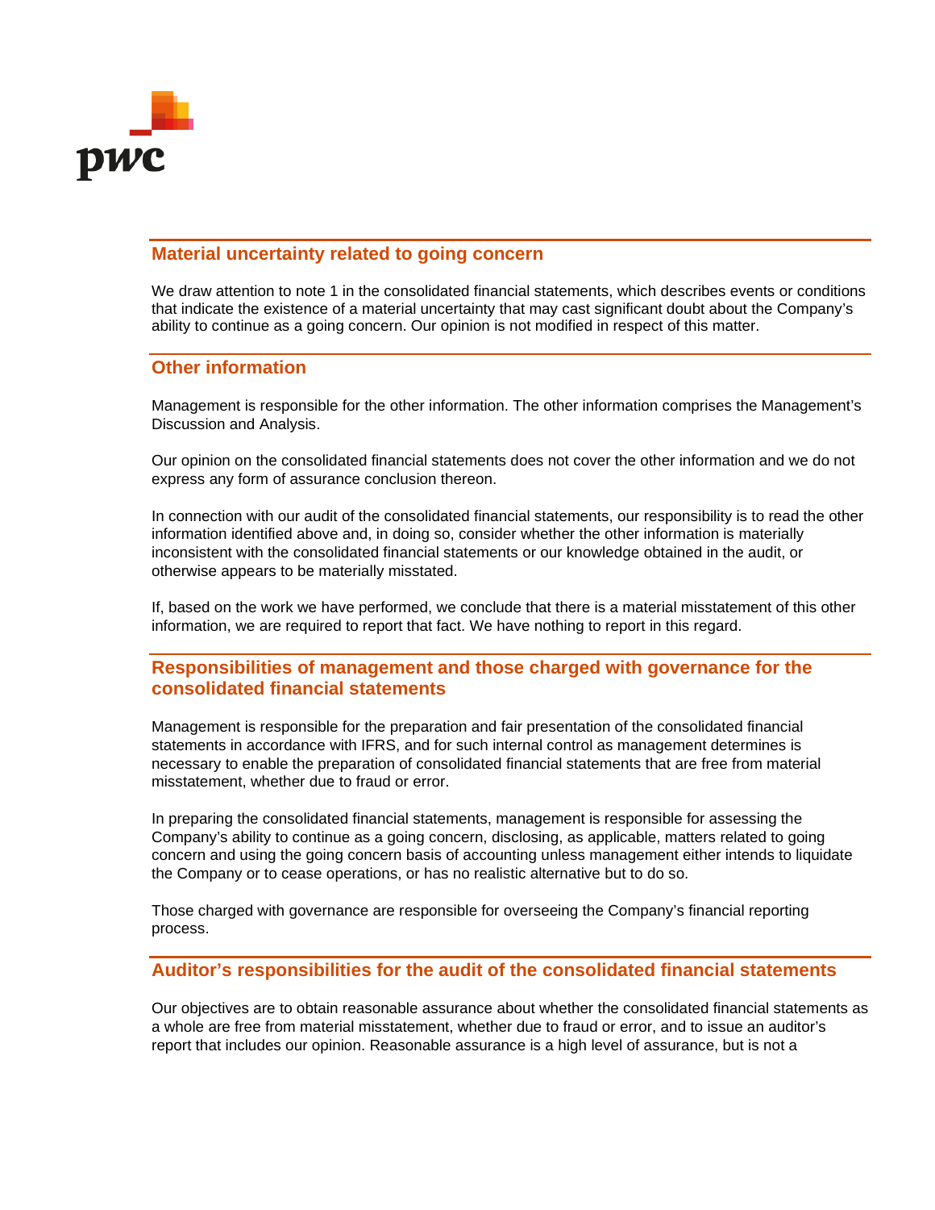## Material uncertainty related to going concern

We draw attention to note 1 in the consolidated financial statements, which describes events or conditions that indicate the existence of a material uncertainty that may cast significant doubt about the Company's ability to continue as a going concern. Our opinion is not modified in respect of this matter.

## Other information

Management is responsible for the other information. The other information comprises the Management's Discussion and Analysis.

Our opinion on the consolidated financial statements does not cover the other information and we do not express any form of assurance conclusion thereon.

In connection with our audit of the consolidated financial statements, our responsibility is to read the other information identified above and, in doing so, consider whether the other information is materially inconsistent with the consolidated financial statements or our knowledge obtained in the audit, or otherwise appears to be materially misstated.

If, based on the work we have performed, we conclude that there is a material misstatement of this other information, we are required to report that fact. We have nothing to report in this regard.

## Responsibilities of management and those charged with governance for the consolidated financial statements

Management is responsible for the preparation and fair presentation of the consolidated financial statements in accordance with IFRS, and for such internal control as management determines is necessary to enable the preparation of consolidated financial statements that are free from material misstatement, whether due to fraud or error.

In preparing the consolidated financial statements, management is responsible for assessing the Company's ability to continue as a going concern, disclosing, as applicable, matters related to going concern and using the going concern basis of accounting unless management either intends to liquidate the Company or to cease operations, or has no realistic alternative but to do so.

Those charged with governance are responsible for overseeing the Company's financial reporting process.

## Auditor's responsibilities for the audit of the consolidated financial statements

Our objectives are to obtain reasonable assurance about whether the consolidated financial statements as a whole are free from material misstatement, whether due to fraud or error, and to issue an auditor's report that includes our opinion. Reasonable assurance is a high level of assurance, but is not a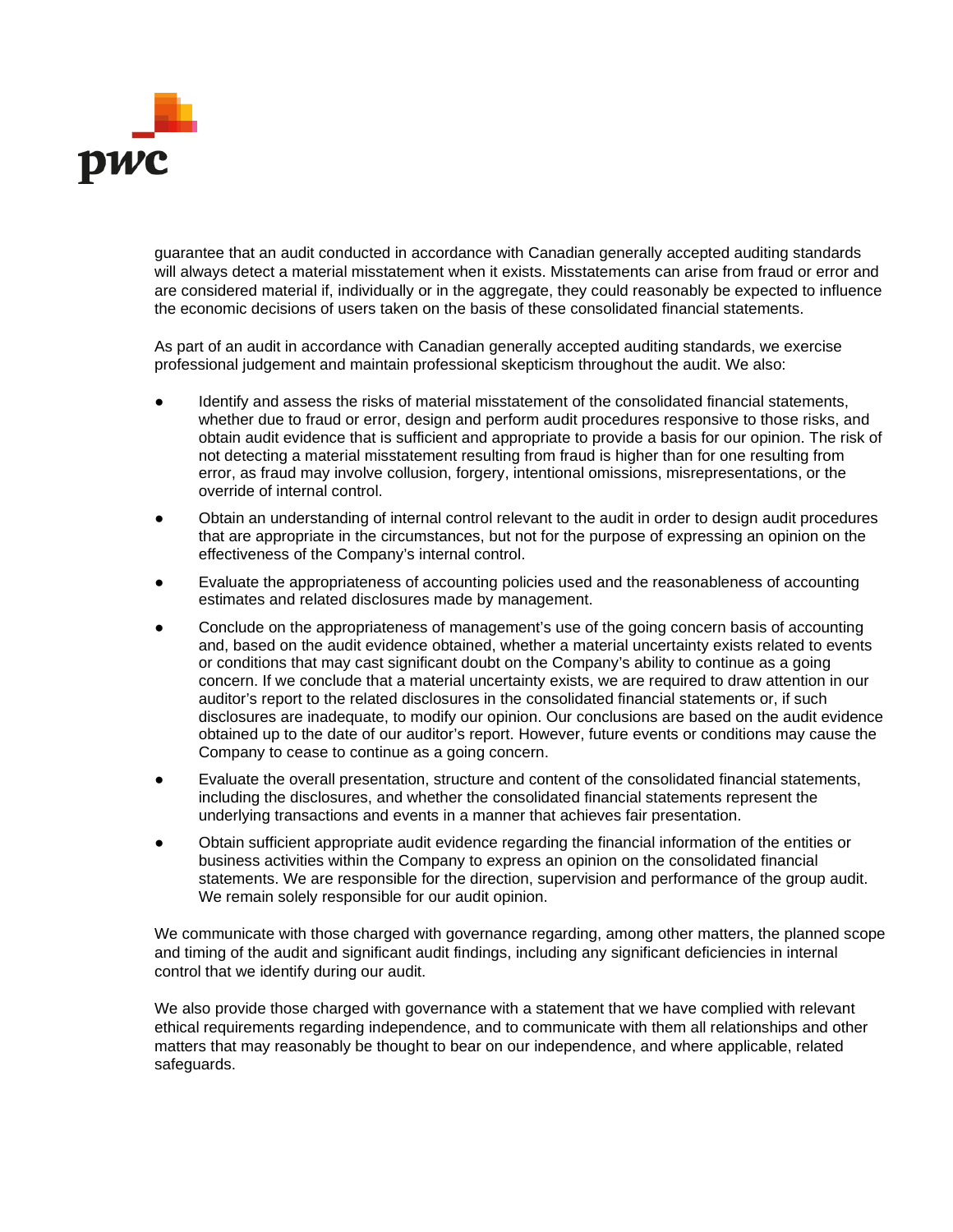guarantee that an audit conducted in accordance with Canadian generally accepted auditing standards will always detect a material misstatement when it exists. Misstatements can arise from fraud or error and are considered material if, individually or in the aggregate, they could reasonably be expected to influence the economic decisions of users taken on the basis of these consolidated financial statements.

As part of an audit in accordance with Canadian generally accepted auditing standards, we exercise professional judgement and maintain professional skepticism throughout the audit. We also:

- Identify and assess the risks of material misstatement of the consolidated financial statements, whether due to fraud or error, design and perform audit procedures responsive to those risks, and obtain audit evidence that is sufficient and appropriate to provide a basis for our opinion. The risk of not detecting a material misstatement resulting from fraud is higher than for one resulting from error, as fraud may involve collusion, forgery, intentional omissions, misrepresentations, or the override of internal control.
- Obtain an understanding of internal control relevant to the audit in order to design audit procedures that are appropriate in the circumstances, but not for the purpose of expressing an opinion on the effectiveness of the Company's internal control.
- Evaluate the appropriateness of accounting policies used and the reasonableness of accounting estimates and related disclosures made by management.
- Conclude on the appropriateness of management's use of the going concern basis of accounting and, based on the audit evidence obtained, whether a material uncertainty exists related to events or conditions that may cast significant doubt on the Company's ability to continue as a going concern. If we conclude that a material uncertainty exists, we are required to draw attention in our auditor's report to the related disclosures in the consolidated financial statements or, if such disclosures are inadequate, to modify our opinion. Our conclusions are based on the audit evidence obtained up to the date of our auditor's report. However, future events or conditions may cause the Company to cease to continue as a going concern.
- Evaluate the overall presentation, structure and content of the consolidated financial statements, including the disclosures, and whether the consolidated financial statements represent the underlying transactions and events in a manner that achieves fair presentation.
- Obtain sufficient appropriate audit evidence regarding the financial information of the entities or business activities within the Company to express an opinion on the consolidated financial statements. We are responsible for the direction, supervision and performance of the group audit. We remain solely responsible for our audit opinion.

We communicate with those charged with governance regarding, among other matters, the planned scope and timing of the audit and significant audit findings, including any significant deficiencies in internal control that we identify during our audit.

We also provide those charged with governance with a statement that we have complied with relevant ethical requirements regarding independence, and to communicate with them all relationships and other matters that may reasonably be thought to bear on our independence, and where applicable, related safeguards.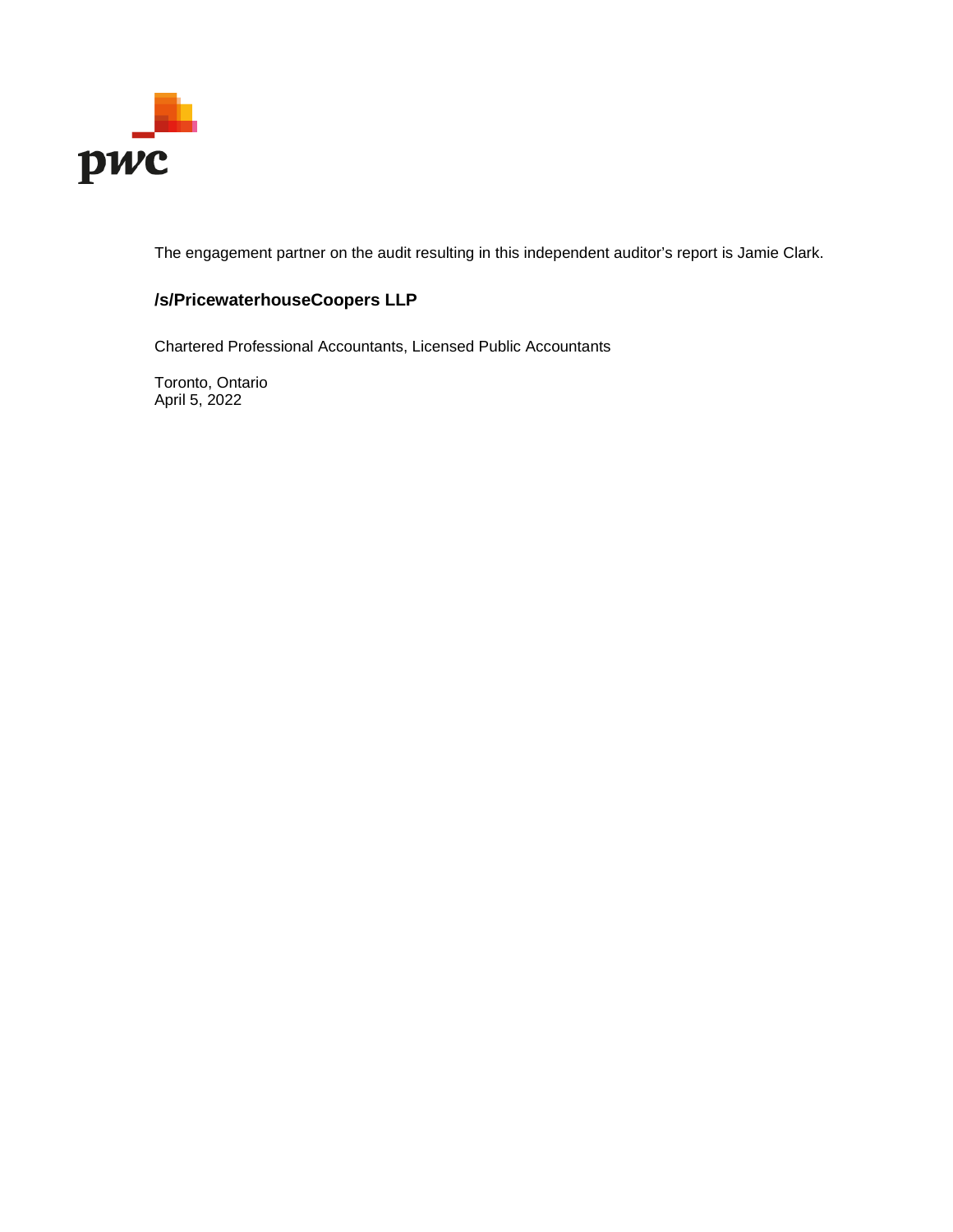The engagement partner on the audit resulting in this independent auditor's report is Jamie Clark.

**/s/PricewaterhouseCoopers LLP**

Chartered Professional Accountants, Licensed Public Accountants

Toronto, Ontario
April 5, 2022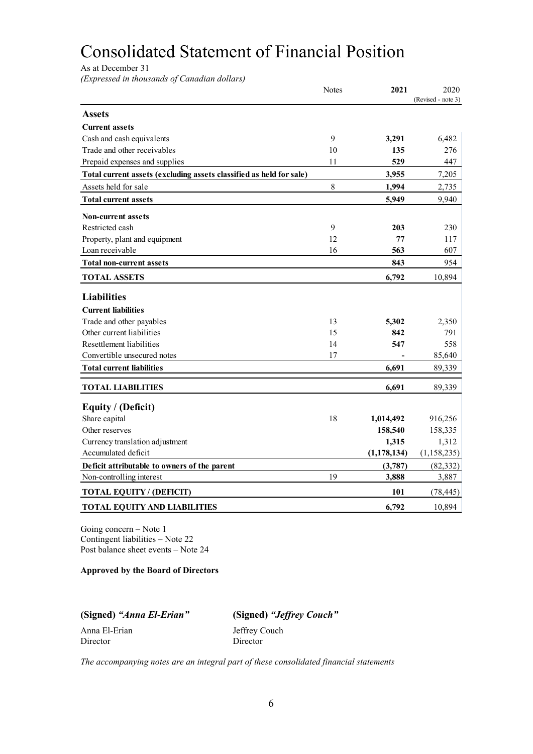# Consolidated Statement of Financial Position

As at December 31

*(Expressed in thousands of Canadian dollars)*

| | Notes | **2021** | 2020 (Revised - note 3) |
|---|---|---|---|
| **Assets** | | | |
| **Current assets** | | | |
| Cash and cash equivalents | 9 | **3,291** | 6,482 |
| Trade and other receivables | 10 | **135** | 276 |
| Prepaid expenses and supplies | 11 | **529** | 447 |
| **Total current assets (excluding assets classified as held for sale)** | | **3,955** | 7,205 |
| Assets held for sale | 8 | **1,994** | 2,735 |
| **Total current assets** | | **5,949** | 9,940 |
| **Non-current assets** | | | |
| Restricted cash | 9 | **203** | 230 |
| Property, plant and equipment | 12 | **77** | 117 |
| Loan receivable | 16 | **563** | 607 |
| **Total non-current assets** | | **843** | 954 |
| **TOTAL ASSETS** | | **6,792** | 10,894 |
| **Liabilities** | | | |
| **Current liabilities** | | | |
| Trade and other payables | 13 | **5,302** | 2,350 |
| Other current liabilities | 15 | **842** | 791 |
| Resettlement liabilities | 14 | **547** | 558 |
| Convertible unsecured notes | 17 | **-** | 85,640 |
| **Total current liabilities** | | **6,691** | 89,339 |
| **TOTAL LIABILITIES** | | **6,691** | 89,339 |
| **Equity / (Deficit)** | | | |
| Share capital | 18 | **1,014,492** | 916,256 |
| Other reserves | | **158,540** | 158,335 |
| Currency translation adjustment | | **1,315** | 1,312 |
| Accumulated deficit | | **(1,178,134)** | (1,158,235) |
| **Deficit attributable to owners of the parent** | | **(3,787)** | (82,332) |
| Non-controlling interest | 19 | **3,888** | 3,887 |
| **TOTAL EQUITY / (DEFICIT)** | | **101** | (78,445) |
| **TOTAL EQUITY AND LIABILITIES** | | **6,792** | 10,894 |

Going concern – Note 1
Contingent liabilities – Note 22
Post balance sheet events – Note 24

**Approved by the Board of Directors**

**(Signed)** ***"Anna El-Erian"***
Anna El-Erian
Director

**(Signed)** ***"Jeffrey Couch"***
Jeffrey Couch
Director

*The accompanying notes are an integral part of these consolidated financial statements*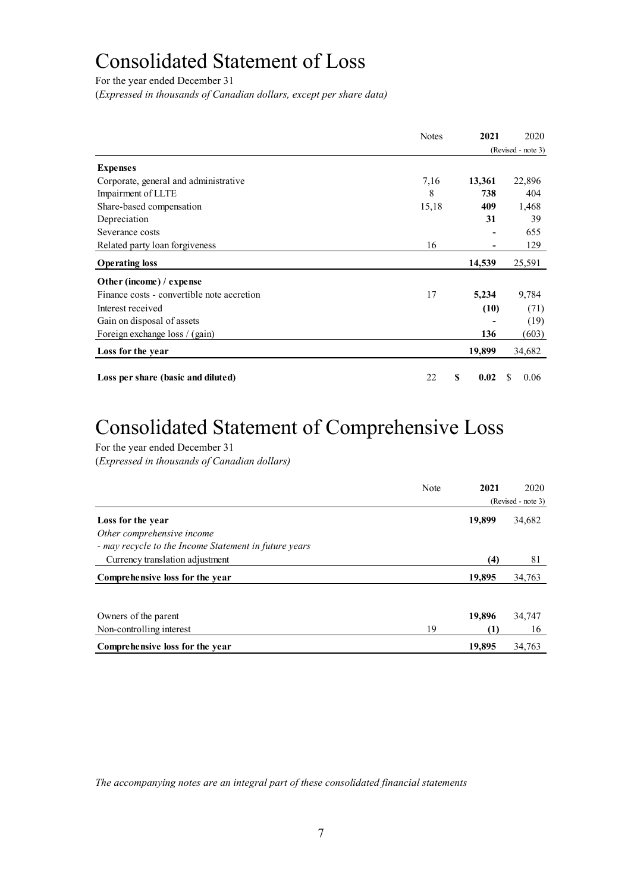# Consolidated Statement of Loss

For the year ended December 31

(*Expressed in thousands of Canadian dollars, except per share data*)

| | Notes | 2021 | 2020 (Revised - note 3) |
|---|---|---|---|
| **Expenses** | | | |
| Corporate, general and administrative | 7,16 | **13,361** | 22,896 |
| Impairment of LLTE | 8 | **738** | 404 |
| Share-based compensation | 15,18 | **409** | 1,468 |
| Depreciation | | **31** | 39 |
| Severance costs | | **-** | 655 |
| Related party loan forgiveness | 16 | **-** | 129 |
| **Operating loss** | | **14,539** | 25,591 |
| **Other (income) / expense** | | | |
| Finance costs - convertible note accretion | 17 | **5,234** | 9,784 |
| Interest received | | **(10)** | (71) |
| Gain on disposal of assets | | **-** | (19) |
| Foreign exchange loss / (gain) | | **136** | (603) |
| **Loss for the year** | | **19,899** | 34,682 |
| **Loss per share (basic and diluted)** | 22 | **$ 0.02** | $ 0.06 |

# Consolidated Statement of Comprehensive Loss

For the year ended December 31

(*Expressed in thousands of Canadian dollars)*

| | Note | 2021 | 2020 (Revised - note 3) |
|---|---|---|---|
| **Loss for the year** | | **19,899** | 34,682 |
| *Other comprehensive income* | | | |
| *- may recycle to the Income Statement in future years* | | | |
| Currency translation adjustment | | **(4)** | 81 |
| **Comprehensive loss for the year** | | **19,895** | 34,763 |
| | | | |
| Owners of the parent | | **19,896** | 34,747 |
| Non-controlling interest | 19 | **(1)** | 16 |
| **Comprehensive loss for the year** | | **19,895** | 34,763 |

*The accompanying notes are an integral part of these consolidated financial statements*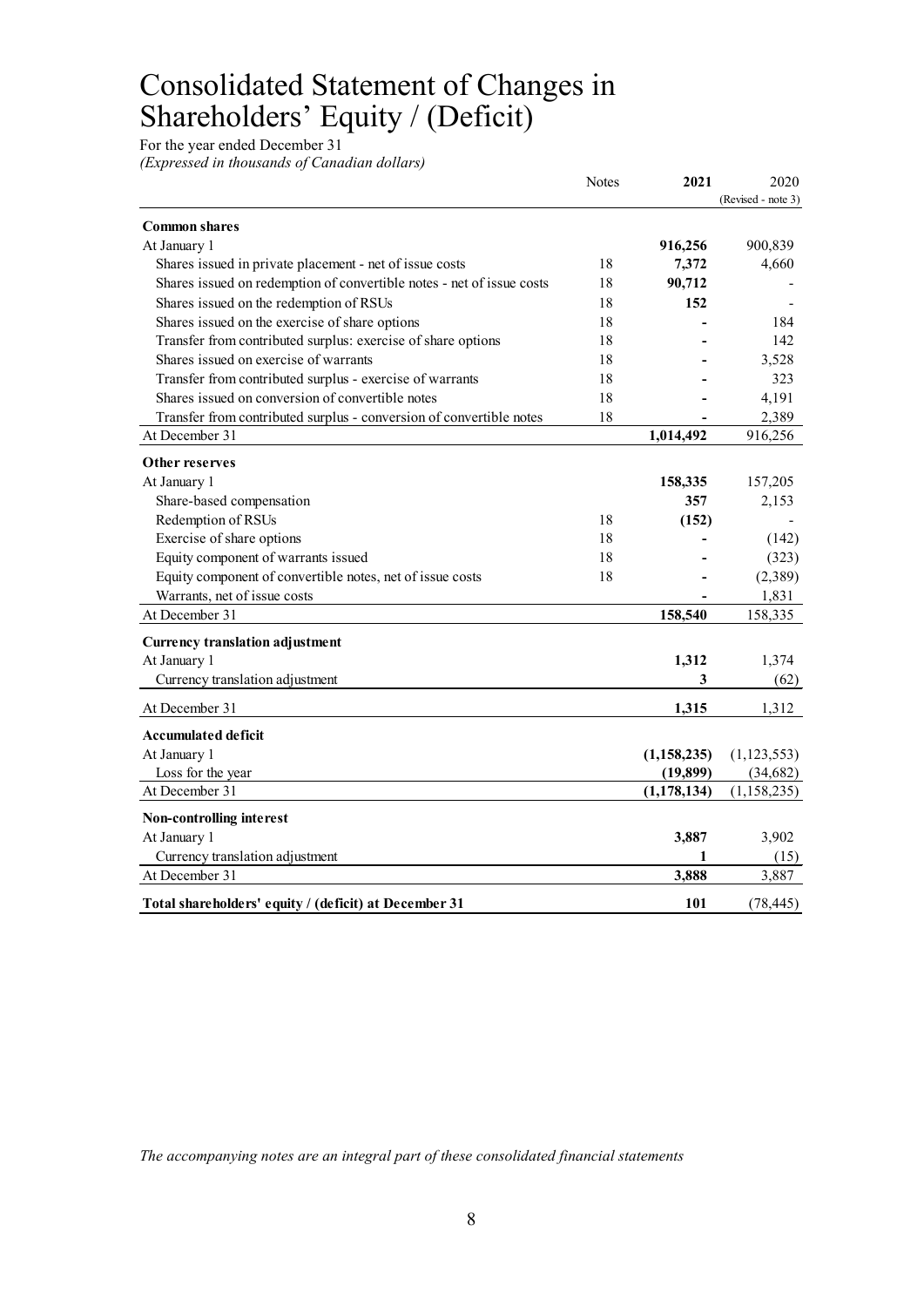# Consolidated Statement of Changes in Shareholders' Equity / (Deficit)

For the year ended December 31
*(Expressed in thousands of Canadian dollars)*

| | Notes | **2021** | 2020 (Revised - note 3) |
|---|---|---|---|
| **Common shares** | | | |
| At January 1 | | **916,256** | 900,839 |
| Shares issued in private placement - net of issue costs | 18 | **7,372** | 4,660 |
| Shares issued on redemption of convertible notes - net of issue costs | 18 | **90,712** | - |
| Shares issued on the redemption of RSUs | 18 | **152** | - |
| Shares issued on the exercise of share options | 18 | **-** | 184 |
| Transfer from contributed surplus: exercise of share options | 18 | **-** | 142 |
| Shares issued on exercise of warrants | 18 | **-** | 3,528 |
| Transfer from contributed surplus - exercise of warrants | 18 | **-** | 323 |
| Shares issued on conversion of convertible notes | 18 | **-** | 4,191 |
| Transfer from contributed surplus - conversion of convertible notes | 18 | **-** | 2,389 |
| At December 31 | | **1,014,492** | 916,256 |
| **Other reserves** | | | |
| At January 1 | | **158,335** | 157,205 |
| Share-based compensation | | **357** | 2,153 |
| Redemption of RSUs | 18 | **(152)** | - |
| Exercise of share options | 18 | **-** | (142) |
| Equity component of warrants issued | 18 | **-** | (323) |
| Equity component of convertible notes, net of issue costs | 18 | **-** | (2,389) |
| Warrants, net of issue costs | | **-** | 1,831 |
| At December 31 | | **158,540** | 158,335 |
| **Currency translation adjustment** | | | |
| At January 1 | | **1,312** | 1,374 |
| Currency translation adjustment | | **3** | (62) |
| At December 31 | | **1,315** | 1,312 |
| **Accumulated deficit** | | | |
| At January 1 | | **(1,158,235)** | (1,123,553) |
| Loss for the year | | **(19,899)** | (34,682) |
| At December 31 | | **(1,178,134)** | (1,158,235) |
| **Non-controlling interest** | | | |
| At January 1 | | **3,887** | 3,902 |
| Currency translation adjustment | | **1** | (15) |
| At December 31 | | **3,888** | 3,887 |
| **Total shareholders' equity / (deficit) at December 31** | | **101** | (78,445) |

*The accompanying notes are an integral part of these consolidated financial statements*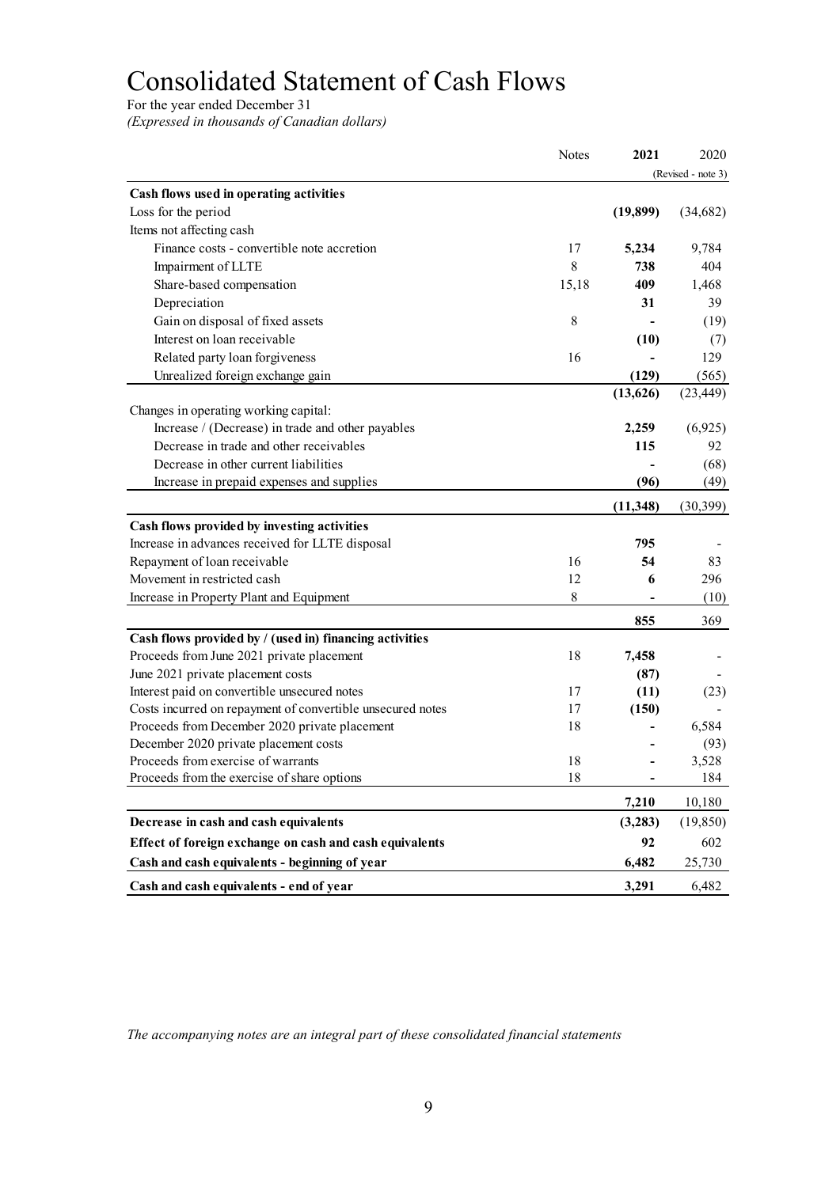# Consolidated Statement of Cash Flows

For the year ended December 31
*(Expressed in thousands of Canadian dollars)*

| | Notes | **2021** | 2020 |
|---|---|---|---|
| | | | (Revised - note 3) |
| **Cash flows used in operating activities** | | | |
| Loss for the period | | **(19,899)** | (34,682) |
| Items not affecting cash | | | |
| Finance costs - convertible note accretion | 17 | **5,234** | 9,784 |
| Impairment of LLTE | 8 | **738** | 404 |
| Share-based compensation | 15,18 | **409** | 1,468 |
| Depreciation | | **31** | 39 |
| Gain on disposal of fixed assets | 8 | **-** | (19) |
| Interest on loan receivable | | **(10)** | (7) |
| Related party loan forgiveness | 16 | **-** | 129 |
| Unrealized foreign exchange gain | | **(129)** | (565) |
| | | **(13,626)** | (23,449) |
| Changes in operating working capital: | | | |
| Increase / (Decrease) in trade and other payables | | **2,259** | (6,925) |
| Decrease in trade and other receivables | | **115** | 92 |
| Decrease in other current liabilities | | **-** | (68) |
| Increase in prepaid expenses and supplies | | **(96)** | (49) |
| | | **(11,348)** | (30,399) |
| **Cash flows provided by investing activities** | | | |
| Increase in advances received for LLTE disposal | | **795** | - |
| Repayment of loan receivable | 16 | **54** | 83 |
| Movement in restricted cash | 12 | **6** | 296 |
| Increase in Property Plant and Equipment | 8 | **-** | (10) |
| | | **855** | 369 |
| **Cash flows provided by / (used in) financing activities** | | | |
| Proceeds from June 2021 private placement | 18 | **7,458** | - |
| June 2021 private placement costs | | **(87)** | - |
| Interest paid on convertible unsecured notes | 17 | **(11)** | (23) |
| Costs incurred on repayment of convertible unsecured notes | 17 | **(150)** | - |
| Proceeds from December 2020 private placement | 18 | **-** | 6,584 |
| December 2020 private placement costs | | **-** | (93) |
| Proceeds from exercise of warrants | 18 | **-** | 3,528 |
| Proceeds from the exercise of share options | 18 | **-** | 184 |
| | | **7,210** | 10,180 |
| **Decrease in cash and cash equivalents** | | **(3,283)** | (19,850) |
| **Effect of foreign exchange on cash and cash equivalents** | | **92** | 602 |
| **Cash and cash equivalents - beginning of year** | | **6,482** | 25,730 |
| **Cash and cash equivalents - end of year** | | **3,291** | 6,482 |

*The accompanying notes are an integral part of these consolidated financial statements*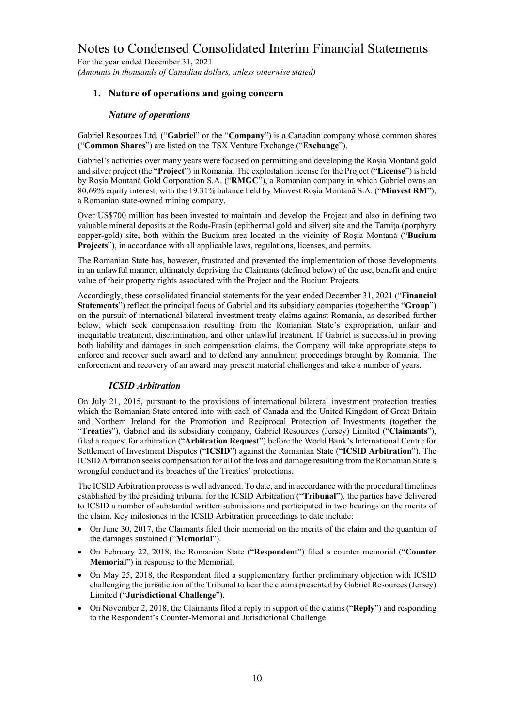# Notes to Condensed Consolidated Interim Financial Statements

For the year ended December 31, 2021

*(Amounts in thousands of Canadian dollars, unless otherwise stated)*

## 1. Nature of operations and going concern

### *Nature of operations*

Gabriel Resources Ltd. ("**Gabriel**" or the "**Company**") is a Canadian company whose common shares ("**Common Shares**") are listed on the TSX Venture Exchange ("**Exchange**").

Gabriel's activities over many years were focused on permitting and developing the Roșia Montană gold and silver project (the "**Project**") in Romania. The exploitation license for the Project ("**License**") is held by Roșia Montană Gold Corporation S.A. ("**RMGC**"), a Romanian company in which Gabriel owns an 80.69% equity interest, with the 19.31% balance held by Minvest Roșia Montană S.A. ("**Minvest RM**"), a Romanian state-owned mining company.

Over US$700 million has been invested to maintain and develop the Project and also in defining two valuable mineral deposits at the Rodu-Frasin (epithermal gold and silver) site and the Tarnița (porphyry copper-gold) site, both within the Bucium area located in the vicinity of Roșia Montană ("**Bucium Projects**"), in accordance with all applicable laws, regulations, licenses, and permits.

The Romanian State has, however, frustrated and prevented the implementation of those developments in an unlawful manner, ultimately depriving the Claimants (defined below) of the use, benefit and entire value of their property rights associated with the Project and the Bucium Projects.

Accordingly, these consolidated financial statements for the year ended December 31, 2021 ("**Financial Statements**") reflect the principal focus of Gabriel and its subsidiary companies (together the "**Group**") on the pursuit of international bilateral investment treaty claims against Romania, as described further below, which seek compensation resulting from the Romanian State's expropriation, unfair and inequitable treatment, discrimination, and other unlawful treatment. If Gabriel is successful in proving both liability and damages in such compensation claims, the Company will take appropriate steps to enforce and recover such award and to defend any annulment proceedings brought by Romania. The enforcement and recovery of an award may present material challenges and take a number of years.

### *ICSID Arbitration*

On July 21, 2015, pursuant to the provisions of international bilateral investment protection treaties which the Romanian State entered into with each of Canada and the United Kingdom of Great Britain and Northern Ireland for the Promotion and Reciprocal Protection of Investments (together the "**Treaties**"), Gabriel and its subsidiary company, Gabriel Resources (Jersey) Limited ("**Claimants**"), filed a request for arbitration ("**Arbitration Request**") before the World Bank's International Centre for Settlement of Investment Disputes ("**ICSID**") against the Romanian State ("**ICSID Arbitration**"). The ICSID Arbitration seeks compensation for all of the loss and damage resulting from the Romanian State's wrongful conduct and its breaches of the Treaties' protections.

The ICSID Arbitration process is well advanced. To date, and in accordance with the procedural timelines established by the presiding tribunal for the ICSID Arbitration ("**Tribunal**"), the parties have delivered to ICSID a number of substantial written submissions and participated in two hearings on the merits of the claim. Key milestones in the ICSID Arbitration proceedings to date include:

- On June 30, 2017, the Claimants filed their memorial on the merits of the claim and the quantum of the damages sustained ("**Memorial**").
- On February 22, 2018, the Romanian State ("**Respondent**") filed a counter memorial ("**Counter Memorial**") in response to the Memorial.
- On May 25, 2018, the Respondent filed a supplementary further preliminary objection with ICSID challenging the jurisdiction of the Tribunal to hear the claims presented by Gabriel Resources (Jersey) Limited ("**Jurisdictional Challenge**").
- On November 2, 2018, the Claimants filed a reply in support of the claims ("**Reply**") and responding to the Respondent's Counter-Memorial and Jurisdictional Challenge.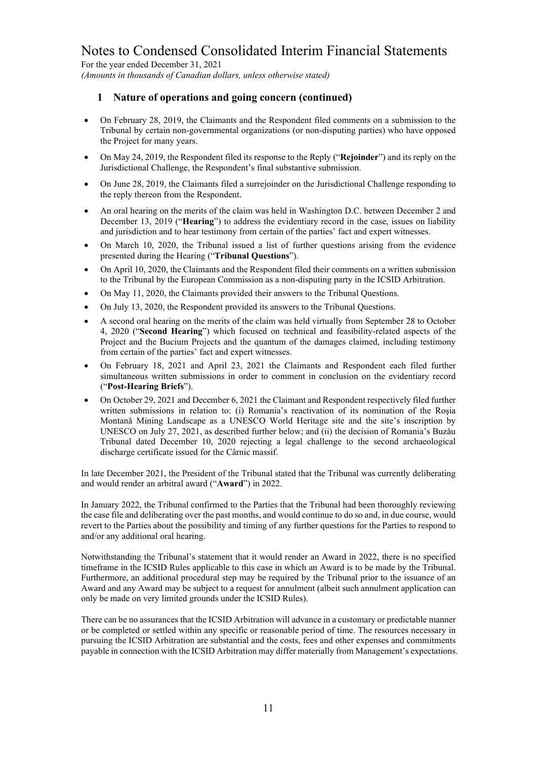# Notes to Condensed Consolidated Interim Financial Statements

For the year ended December 31, 2021

*(Amounts in thousands of Canadian dollars, unless otherwise stated)*

## 1 Nature of operations and going concern (continued)

- On February 28, 2019, the Claimants and the Respondent filed comments on a submission to the Tribunal by certain non-governmental organizations (or non-disputing parties) who have opposed the Project for many years.
- On May 24, 2019, the Respondent filed its response to the Reply ("**Rejoinder**") and its reply on the Jurisdictional Challenge, the Respondent's final substantive submission.
- On June 28, 2019, the Claimants filed a surrejoinder on the Jurisdictional Challenge responding to the reply thereon from the Respondent.
- An oral hearing on the merits of the claim was held in Washington D.C. between December 2 and December 13, 2019 ("**Hearing**") to address the evidentiary record in the case, issues on liability and jurisdiction and to hear testimony from certain of the parties' fact and expert witnesses.
- On March 10, 2020, the Tribunal issued a list of further questions arising from the evidence presented during the Hearing ("**Tribunal Questions**").
- On April 10, 2020, the Claimants and the Respondent filed their comments on a written submission to the Tribunal by the European Commission as a non-disputing party in the ICSID Arbitration.
- On May 11, 2020, the Claimants provided their answers to the Tribunal Questions.
- On July 13, 2020, the Respondent provided its answers to the Tribunal Questions.
- A second oral hearing on the merits of the claim was held virtually from September 28 to October 4, 2020 ("**Second Hearing**") which focused on technical and feasibility-related aspects of the Project and the Bucium Projects and the quantum of the damages claimed, including testimony from certain of the parties' fact and expert witnesses.
- On February 18, 2021 and April 23, 2021 the Claimants and Respondent each filed further simultaneous written submissions in order to comment in conclusion on the evidentiary record ("**Post-Hearing Briefs**").
- On October 29, 2021 and December 6, 2021 the Claimant and Respondent respectively filed further written submissions in relation to: (i) Romania's reactivation of its nomination of the Roşia Montană Mining Landscape as a UNESCO World Heritage site and the site's inscription by UNESCO on July 27, 2021, as described further below; and (ii) the decision of Romania's Buzău Tribunal dated December 10, 2020 rejecting a legal challenge to the second archaeological discharge certificate issued for the Cârnic massif.

In late December 2021, the President of the Tribunal stated that the Tribunal was currently deliberating and would render an arbitral award ("**Award**") in 2022.

In January 2022, the Tribunal confirmed to the Parties that the Tribunal had been thoroughly reviewing the case file and deliberating over the past months, and would continue to do so and, in due course, would revert to the Parties about the possibility and timing of any further questions for the Parties to respond to and/or any additional oral hearing.

Notwithstanding the Tribunal's statement that it would render an Award in 2022, there is no specified timeframe in the ICSID Rules applicable to this case in which an Award is to be made by the Tribunal. Furthermore, an additional procedural step may be required by the Tribunal prior to the issuance of an Award and any Award may be subject to a request for annulment (albeit such annulment application can only be made on very limited grounds under the ICSID Rules).

There can be no assurances that the ICSID Arbitration will advance in a customary or predictable manner or be completed or settled within any specific or reasonable period of time. The resources necessary in pursuing the ICSID Arbitration are substantial and the costs, fees and other expenses and commitments payable in connection with the ICSID Arbitration may differ materially from Management's expectations.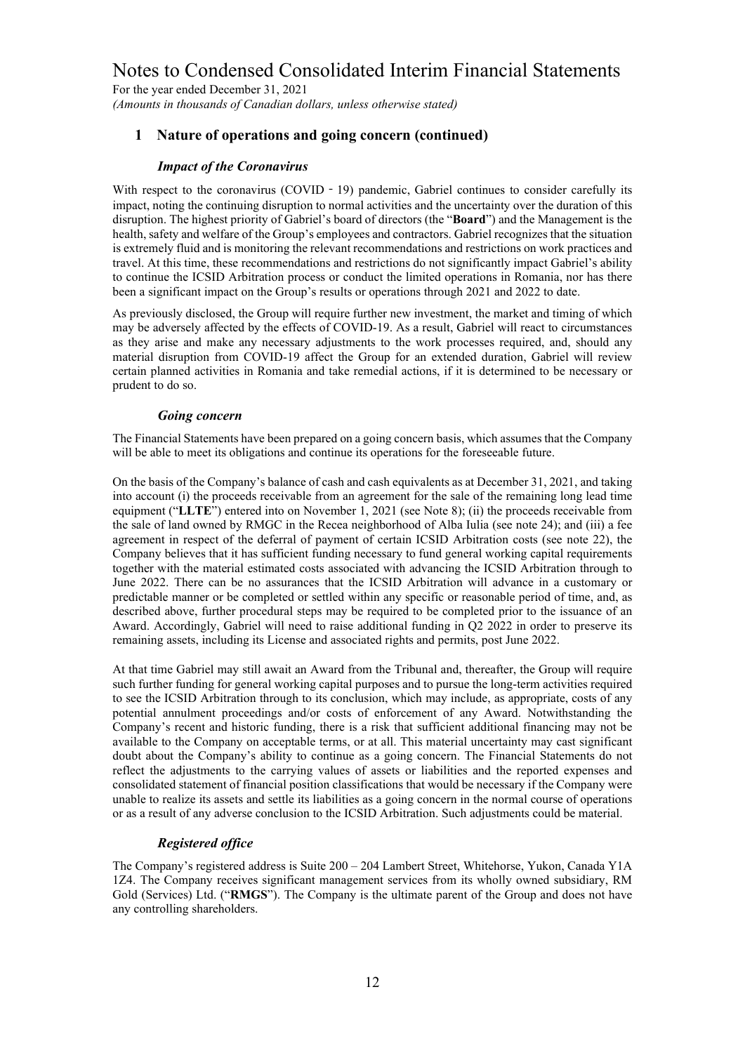## 1 Nature of operations and going concern (continued)

### *Impact of the Coronavirus*

With respect to the coronavirus (COVID - 19) pandemic, Gabriel continues to consider carefully its impact, noting the continuing disruption to normal activities and the uncertainty over the duration of this disruption. The highest priority of Gabriel's board of directors (the "**Board**") and the Management is the health, safety and welfare of the Group's employees and contractors. Gabriel recognizes that the situation is extremely fluid and is monitoring the relevant recommendations and restrictions on work practices and travel. At this time, these recommendations and restrictions do not significantly impact Gabriel's ability to continue the ICSID Arbitration process or conduct the limited operations in Romania, nor has there been a significant impact on the Group's results or operations through 2021 and 2022 to date.

As previously disclosed, the Group will require further new investment, the market and timing of which may be adversely affected by the effects of COVID-19. As a result, Gabriel will react to circumstances as they arise and make any necessary adjustments to the work processes required, and, should any material disruption from COVID-19 affect the Group for an extended duration, Gabriel will review certain planned activities in Romania and take remedial actions, if it is determined to be necessary or prudent to do so.

### *Going concern*

The Financial Statements have been prepared on a going concern basis, which assumes that the Company will be able to meet its obligations and continue its operations for the foreseeable future.

On the basis of the Company's balance of cash and cash equivalents as at December 31, 2021, and taking into account (i) the proceeds receivable from an agreement for the sale of the remaining long lead time equipment ("**LLTE**") entered into on November 1, 2021 (see Note 8); (ii) the proceeds receivable from the sale of land owned by RMGC in the Recea neighborhood of Alba Iulia (see note 24); and (iii) a fee agreement in respect of the deferral of payment of certain ICSID Arbitration costs (see note 22), the Company believes that it has sufficient funding necessary to fund general working capital requirements together with the material estimated costs associated with advancing the ICSID Arbitration through to June 2022. There can be no assurances that the ICSID Arbitration will advance in a customary or predictable manner or be completed or settled within any specific or reasonable period of time, and, as described above, further procedural steps may be required to be completed prior to the issuance of an Award. Accordingly, Gabriel will need to raise additional funding in Q2 2022 in order to preserve its remaining assets, including its License and associated rights and permits, post June 2022.

At that time Gabriel may still await an Award from the Tribunal and, thereafter, the Group will require such further funding for general working capital purposes and to pursue the long-term activities required to see the ICSID Arbitration through to its conclusion, which may include, as appropriate, costs of any potential annulment proceedings and/or costs of enforcement of any Award. Notwithstanding the Company's recent and historic funding, there is a risk that sufficient additional financing may not be available to the Company on acceptable terms, or at all. This material uncertainty may cast significant doubt about the Company's ability to continue as a going concern. The Financial Statements do not reflect the adjustments to the carrying values of assets or liabilities and the reported expenses and consolidated statement of financial position classifications that would be necessary if the Company were unable to realize its assets and settle its liabilities as a going concern in the normal course of operations or as a result of any adverse conclusion to the ICSID Arbitration. Such adjustments could be material.

### *Registered office*

The Company's registered address is Suite 200 – 204 Lambert Street, Whitehorse, Yukon, Canada Y1A 1Z4. The Company receives significant management services from its wholly owned subsidiary, RM Gold (Services) Ltd. ("**RMGS**"). The Company is the ultimate parent of the Group and does not have any controlling shareholders.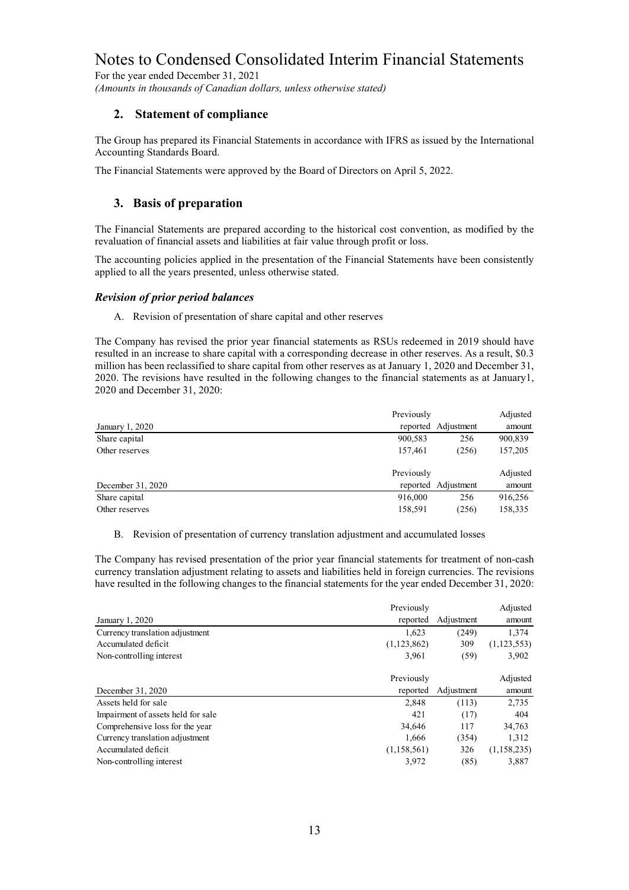# Notes to Condensed Consolidated Interim Financial Statements

For the year ended December 31, 2021
*(Amounts in thousands of Canadian dollars, unless otherwise stated)*

## 2. Statement of compliance

The Group has prepared its Financial Statements in accordance with IFRS as issued by the International Accounting Standards Board.

The Financial Statements were approved by the Board of Directors on April 5, 2022.

## 3. Basis of preparation

The Financial Statements are prepared according to the historical cost convention, as modified by the revaluation of financial assets and liabilities at fair value through profit or loss.

The accounting policies applied in the presentation of the Financial Statements have been consistently applied to all the years presented, unless otherwise stated.

### *Revision of prior period balances*

A. Revision of presentation of share capital and other reserves

The Company has revised the prior year financial statements as RSUs redeemed in 2019 should have resulted in an increase to share capital with a corresponding decrease in other reserves. As a result, \$0.3 million has been reclassified to share capital from other reserves as at January 1, 2020 and December 31, 2020. The revisions have resulted in the following changes to the financial statements as at January1, 2020 and December 31, 2020:

| January 1, 2020 | Previously reported | Adjustment | Adjusted amount |
|---|---|---|---|
| Share capital | 900,583 | 256 | 900,839 |
| Other reserves | 157,461 | (256) | 157,205 |

| December 31, 2020 | Previously reported | Adjustment | Adjusted amount |
|---|---|---|---|
| Share capital | 916,000 | 256 | 916,256 |
| Other reserves | 158,591 | (256) | 158,335 |

B. Revision of presentation of currency translation adjustment and accumulated losses

The Company has revised presentation of the prior year financial statements for treatment of non-cash currency translation adjustment relating to assets and liabilities held in foreign currencies. The revisions have resulted in the following changes to the financial statements for the year ended December 31, 2020:

| January 1, 2020 | Previously reported | Adjustment | Adjusted amount |
|---|---|---|---|
| Currency translation adjustment | 1,623 | (249) | 1,374 |
| Accumulated deficit | (1,123,862) | 309 | (1,123,553) |
| Non-controlling interest | 3,961 | (59) | 3,902 |

| December 31, 2020 | Previously reported | Adjustment | Adjusted amount |
|---|---|---|---|
| Assets held for sale | 2,848 | (113) | 2,735 |
| Impairment of assets held for sale | 421 | (17) | 404 |
| Comprehensive loss for the year | 34,646 | 117 | 34,763 |
| Currency translation adjustment | 1,666 | (354) | 1,312 |
| Accumulated deficit | (1,158,561) | 326 | (1,158,235) |
| Non-controlling interest | 3,972 | (85) | 3,887 |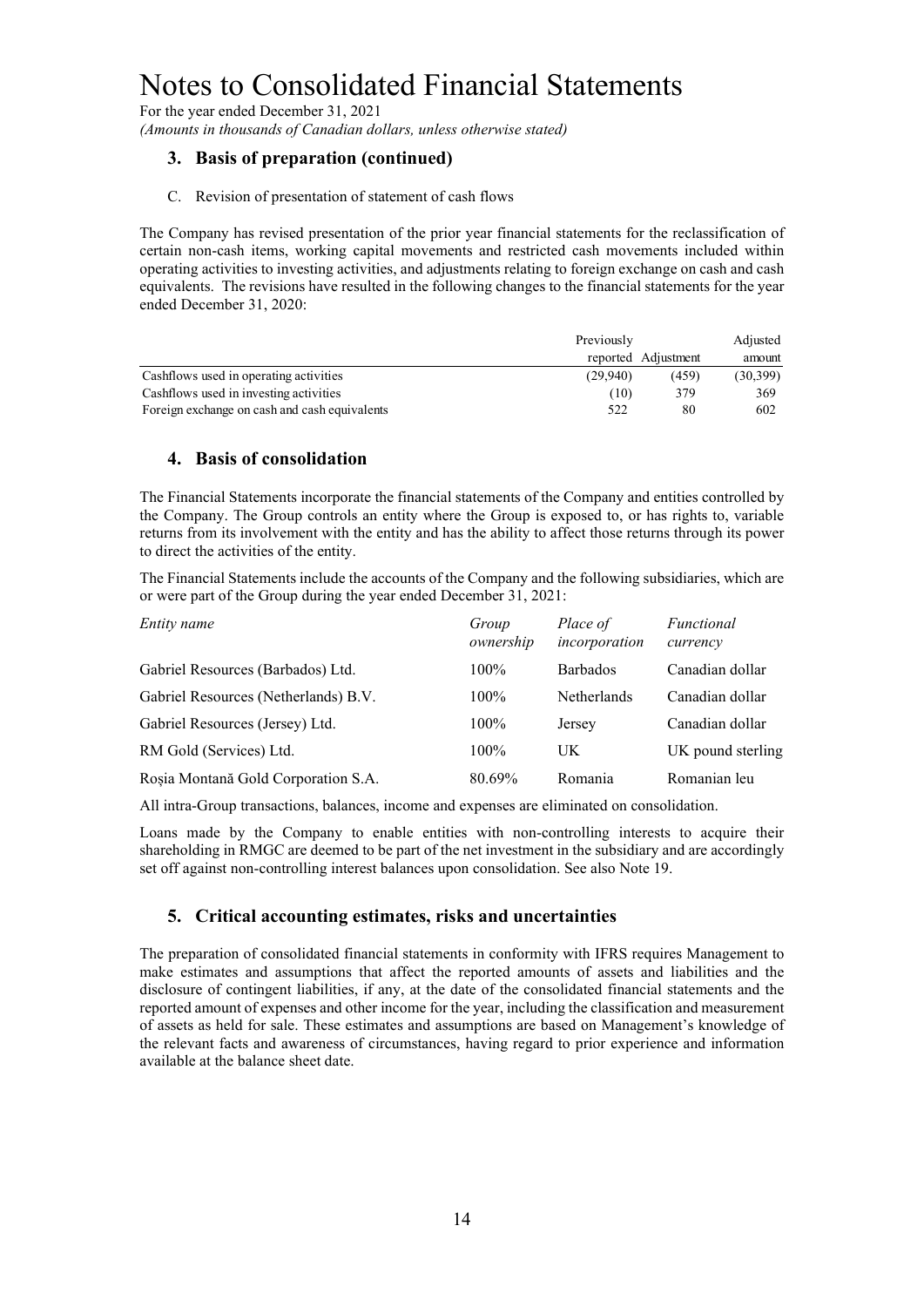# Notes to Consolidated Financial Statements

For the year ended December 31, 2021

*(Amounts in thousands of Canadian dollars, unless otherwise stated)*

## 3. Basis of preparation (continued)

C. Revision of presentation of statement of cash flows

The Company has revised presentation of the prior year financial statements for the reclassification of certain non-cash items, working capital movements and restricted cash movements included within operating activities to investing activities, and adjustments relating to foreign exchange on cash and cash equivalents. The revisions have resulted in the following changes to the financial statements for the year ended December 31, 2020:

| | Previously reported | Adjustment | Adjusted amount |
|---|---|---|---|
| Cashflows used in operating activities | (29,940) | (459) | (30,399) |
| Cashflows used in investing activities | (10) | 379 | 369 |
| Foreign exchange on cash and cash equivalents | 522 | 80 | 602 |

## 4. Basis of consolidation

The Financial Statements incorporate the financial statements of the Company and entities controlled by the Company. The Group controls an entity where the Group is exposed to, or has rights to, variable returns from its involvement with the entity and has the ability to affect those returns through its power to direct the activities of the entity.

The Financial Statements include the accounts of the Company and the following subsidiaries, which are or were part of the Group during the year ended December 31, 2021:

| *Entity name* | *Group ownership* | *Place of incorporation* | *Functional currency* |
|---|---|---|---|
| Gabriel Resources (Barbados) Ltd. | 100% | Barbados | Canadian dollar |
| Gabriel Resources (Netherlands) B.V. | 100% | Netherlands | Canadian dollar |
| Gabriel Resources (Jersey) Ltd. | 100% | Jersey | Canadian dollar |
| RM Gold (Services) Ltd. | 100% | UK | UK pound sterling |
| Roșia Montană Gold Corporation S.A. | 80.69% | Romania | Romanian leu |

All intra-Group transactions, balances, income and expenses are eliminated on consolidation.

Loans made by the Company to enable entities with non-controlling interests to acquire their shareholding in RMGC are deemed to be part of the net investment in the subsidiary and are accordingly set off against non-controlling interest balances upon consolidation. See also Note 19.

## 5. Critical accounting estimates, risks and uncertainties

The preparation of consolidated financial statements in conformity with IFRS requires Management to make estimates and assumptions that affect the reported amounts of assets and liabilities and the disclosure of contingent liabilities, if any, at the date of the consolidated financial statements and the reported amount of expenses and other income for the year, including the classification and measurement of assets as held for sale. These estimates and assumptions are based on Management's knowledge of the relevant facts and awareness of circumstances, having regard to prior experience and information available at the balance sheet date.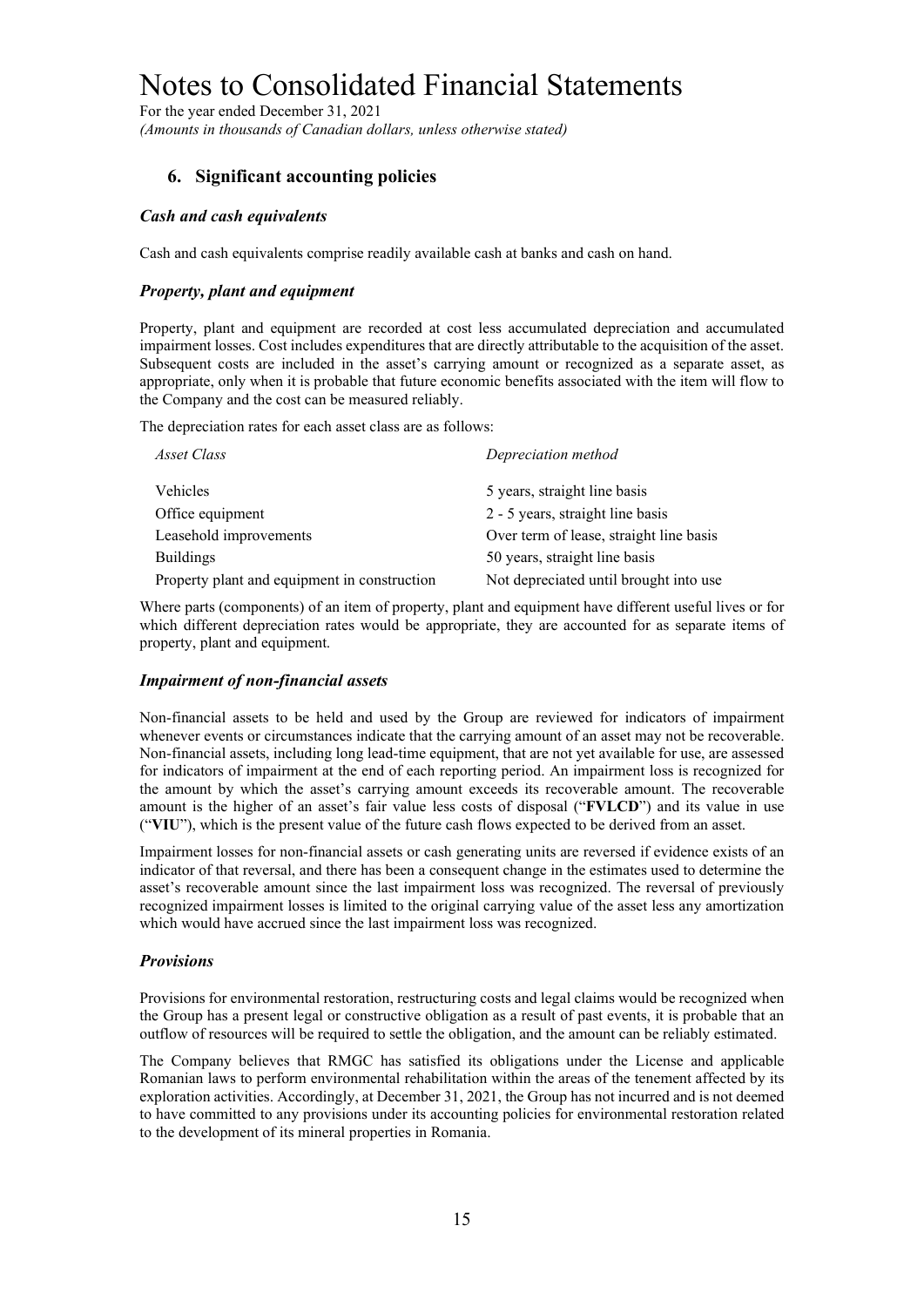## 6. Significant accounting policies

### *Cash and cash equivalents*

Cash and cash equivalents comprise readily available cash at banks and cash on hand.

### *Property, plant and equipment*

Property, plant and equipment are recorded at cost less accumulated depreciation and accumulated impairment losses. Cost includes expenditures that are directly attributable to the acquisition of the asset. Subsequent costs are included in the asset's carrying amount or recognized as a separate asset, as appropriate, only when it is probable that future economic benefits associated with the item will flow to the Company and the cost can be measured reliably.

The depreciation rates for each asset class are as follows:

| *Asset Class* | *Depreciation method* |
|---|---|
| Vehicles | 5 years, straight line basis |
| Office equipment | 2 - 5 years, straight line basis |
| Leasehold improvements | Over term of lease, straight line basis |
| Buildings | 50 years, straight line basis |
| Property plant and equipment in construction | Not depreciated until brought into use |

Where parts (components) of an item of property, plant and equipment have different useful lives or for which different depreciation rates would be appropriate, they are accounted for as separate items of property, plant and equipment.

### *Impairment of non-financial assets*

Non-financial assets to be held and used by the Group are reviewed for indicators of impairment whenever events or circumstances indicate that the carrying amount of an asset may not be recoverable. Non-financial assets, including long lead-time equipment, that are not yet available for use, are assessed for indicators of impairment at the end of each reporting period. An impairment loss is recognized for the amount by which the asset's carrying amount exceeds its recoverable amount. The recoverable amount is the higher of an asset's fair value less costs of disposal ("**FVLCD**") and its value in use ("**VIU**"), which is the present value of the future cash flows expected to be derived from an asset.

Impairment losses for non-financial assets or cash generating units are reversed if evidence exists of an indicator of that reversal, and there has been a consequent change in the estimates used to determine the asset's recoverable amount since the last impairment loss was recognized. The reversal of previously recognized impairment losses is limited to the original carrying value of the asset less any amortization which would have accrued since the last impairment loss was recognized.

### *Provisions*

Provisions for environmental restoration, restructuring costs and legal claims would be recognized when the Group has a present legal or constructive obligation as a result of past events, it is probable that an outflow of resources will be required to settle the obligation, and the amount can be reliably estimated.

The Company believes that RMGC has satisfied its obligations under the License and applicable Romanian laws to perform environmental rehabilitation within the areas of the tenement affected by its exploration activities. Accordingly, at December 31, 2021, the Group has not incurred and is not deemed to have committed to any provisions under its accounting policies for environmental restoration related to the development of its mineral properties in Romania.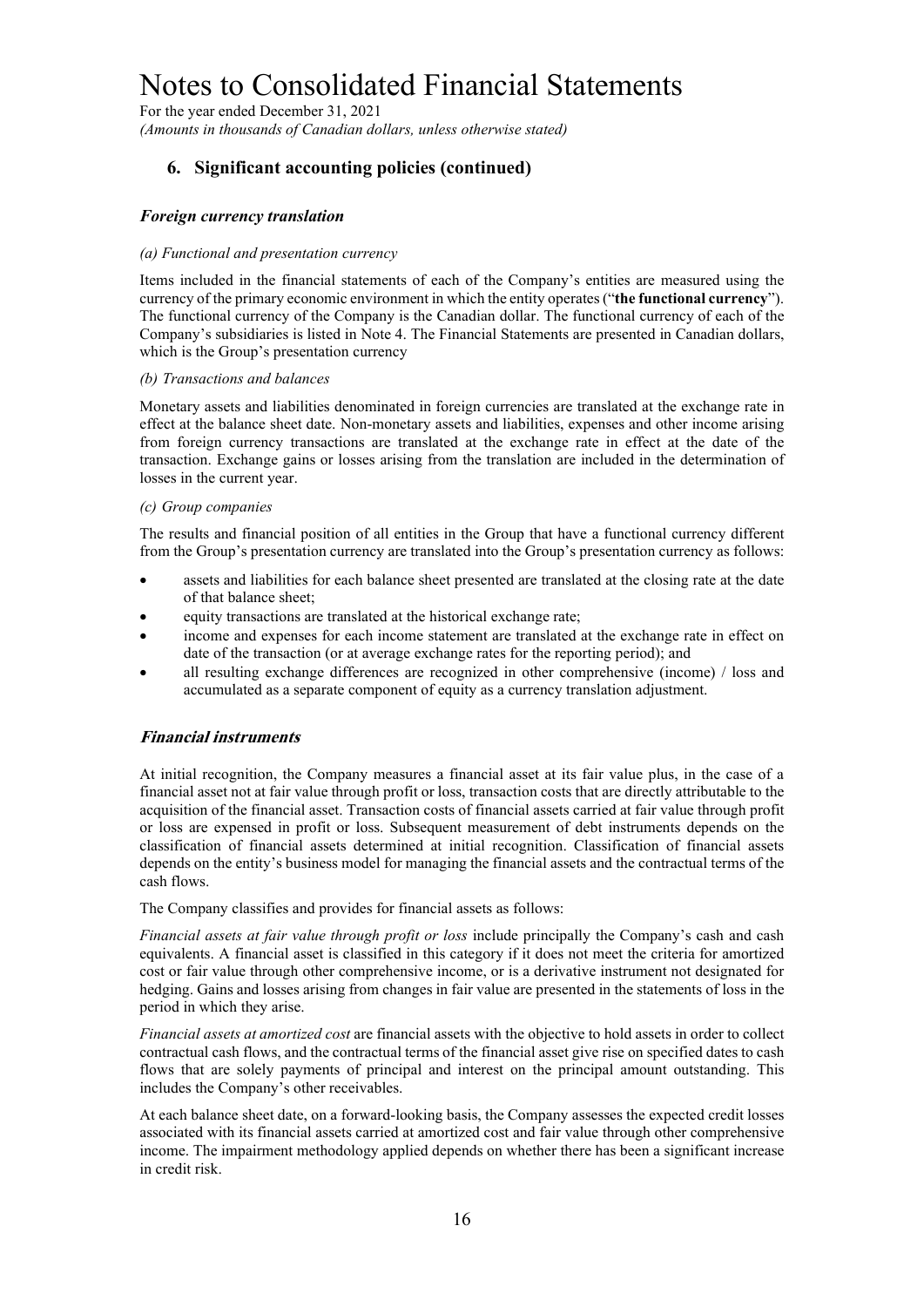# Notes to Consolidated Financial Statements

For the year ended December 31, 2021

*(Amounts in thousands of Canadian dollars, unless otherwise stated)*

## 6. Significant accounting policies (continued)

### *Foreign currency translation*

*(a) Functional and presentation currency*

Items included in the financial statements of each of the Company's entities are measured using the currency of the primary economic environment in which the entity operates ("**the functional currency**"). The functional currency of the Company is the Canadian dollar. The functional currency of each of the Company's subsidiaries is listed in Note 4. The Financial Statements are presented in Canadian dollars, which is the Group's presentation currency

*(b) Transactions and balances*

Monetary assets and liabilities denominated in foreign currencies are translated at the exchange rate in effect at the balance sheet date. Non-monetary assets and liabilities, expenses and other income arising from foreign currency transactions are translated at the exchange rate in effect at the date of the transaction. Exchange gains or losses arising from the translation are included in the determination of losses in the current year.

*(c) Group companies*

The results and financial position of all entities in the Group that have a functional currency different from the Group's presentation currency are translated into the Group's presentation currency as follows:

- assets and liabilities for each balance sheet presented are translated at the closing rate at the date of that balance sheet;
- equity transactions are translated at the historical exchange rate;
- income and expenses for each income statement are translated at the exchange rate in effect on date of the transaction (or at average exchange rates for the reporting period); and
- all resulting exchange differences are recognized in other comprehensive (income) / loss and accumulated as a separate component of equity as a currency translation adjustment.

### ***Financial instruments***

At initial recognition, the Company measures a financial asset at its fair value plus, in the case of a financial asset not at fair value through profit or loss, transaction costs that are directly attributable to the acquisition of the financial asset. Transaction costs of financial assets carried at fair value through profit or loss are expensed in profit or loss. Subsequent measurement of debt instruments depends on the classification of financial assets determined at initial recognition. Classification of financial assets depends on the entity's business model for managing the financial assets and the contractual terms of the cash flows.

The Company classifies and provides for financial assets as follows:

*Financial assets at fair value through profit or loss* include principally the Company's cash and cash equivalents. A financial asset is classified in this category if it does not meet the criteria for amortized cost or fair value through other comprehensive income, or is a derivative instrument not designated for hedging. Gains and losses arising from changes in fair value are presented in the statements of loss in the period in which they arise.

*Financial assets at amortized cost* are financial assets with the objective to hold assets in order to collect contractual cash flows, and the contractual terms of the financial asset give rise on specified dates to cash flows that are solely payments of principal and interest on the principal amount outstanding. This includes the Company's other receivables.

At each balance sheet date, on a forward-looking basis, the Company assesses the expected credit losses associated with its financial assets carried at amortized cost and fair value through other comprehensive income. The impairment methodology applied depends on whether there has been a significant increase in credit risk.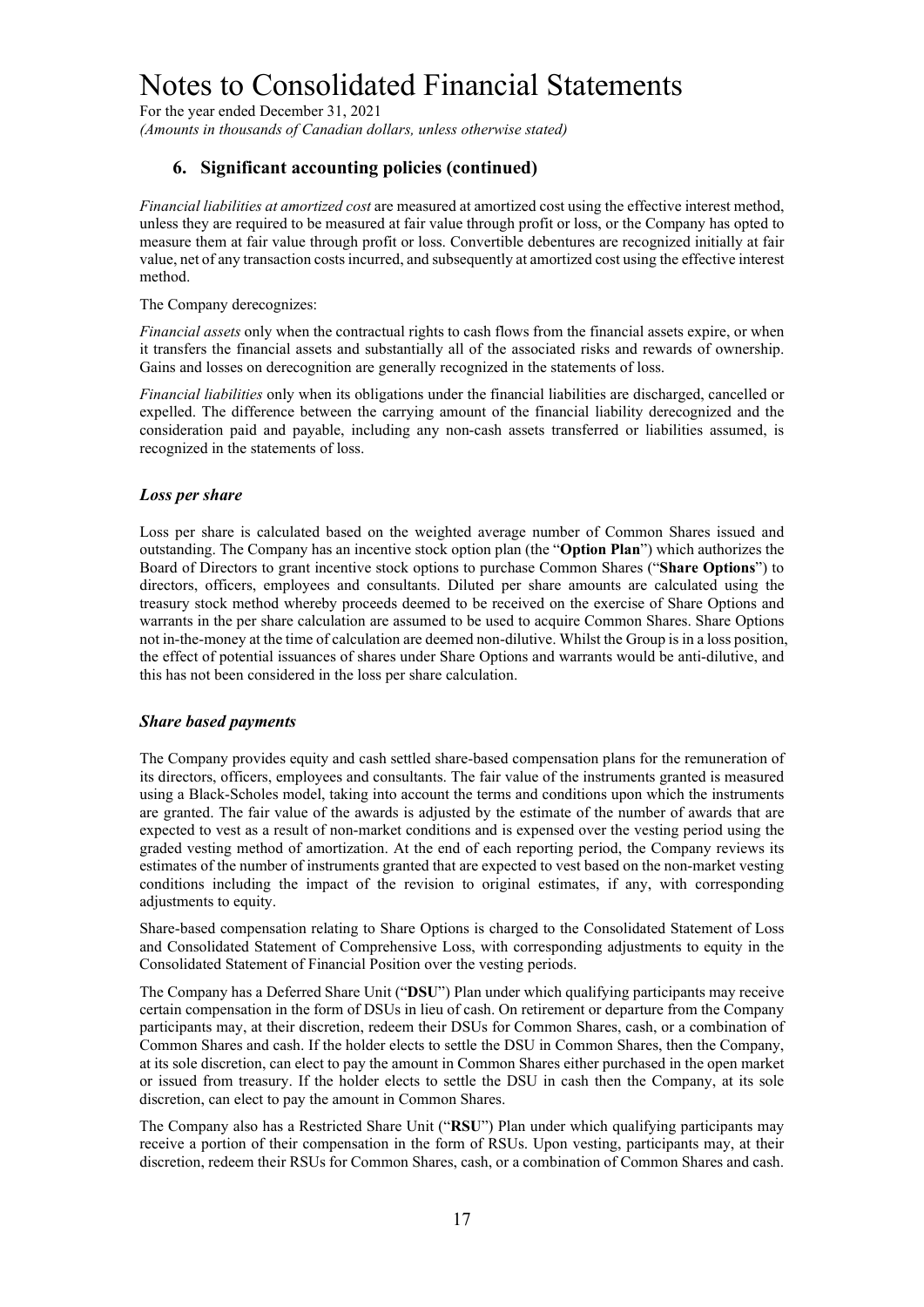# Notes to Consolidated Financial Statements

For the year ended December 31, 2021

*(Amounts in thousands of Canadian dollars, unless otherwise stated)*

## 6. Significant accounting policies (continued)

*Financial liabilities at amortized cost* are measured at amortized cost using the effective interest method, unless they are required to be measured at fair value through profit or loss, or the Company has opted to measure them at fair value through profit or loss. Convertible debentures are recognized initially at fair value, net of any transaction costs incurred, and subsequently at amortized cost using the effective interest method.

The Company derecognizes:

*Financial assets* only when the contractual rights to cash flows from the financial assets expire, or when it transfers the financial assets and substantially all of the associated risks and rewards of ownership. Gains and losses on derecognition are generally recognized in the statements of loss.

*Financial liabilities* only when its obligations under the financial liabilities are discharged, cancelled or expelled. The difference between the carrying amount of the financial liability derecognized and the consideration paid and payable, including any non-cash assets transferred or liabilities assumed, is recognized in the statements of loss.

### *Loss per share*

Loss per share is calculated based on the weighted average number of Common Shares issued and outstanding. The Company has an incentive stock option plan (the "**Option Plan**") which authorizes the Board of Directors to grant incentive stock options to purchase Common Shares ("**Share Options**") to directors, officers, employees and consultants. Diluted per share amounts are calculated using the treasury stock method whereby proceeds deemed to be received on the exercise of Share Options and warrants in the per share calculation are assumed to be used to acquire Common Shares. Share Options not in-the-money at the time of calculation are deemed non-dilutive. Whilst the Group is in a loss position, the effect of potential issuances of shares under Share Options and warrants would be anti-dilutive, and this has not been considered in the loss per share calculation.

### *Share based payments*

The Company provides equity and cash settled share-based compensation plans for the remuneration of its directors, officers, employees and consultants. The fair value of the instruments granted is measured using a Black-Scholes model, taking into account the terms and conditions upon which the instruments are granted. The fair value of the awards is adjusted by the estimate of the number of awards that are expected to vest as a result of non-market conditions and is expensed over the vesting period using the graded vesting method of amortization. At the end of each reporting period, the Company reviews its estimates of the number of instruments granted that are expected to vest based on the non-market vesting conditions including the impact of the revision to original estimates, if any, with corresponding adjustments to equity.

Share-based compensation relating to Share Options is charged to the Consolidated Statement of Loss and Consolidated Statement of Comprehensive Loss, with corresponding adjustments to equity in the Consolidated Statement of Financial Position over the vesting periods.

The Company has a Deferred Share Unit ("**DSU**") Plan under which qualifying participants may receive certain compensation in the form of DSUs in lieu of cash. On retirement or departure from the Company participants may, at their discretion, redeem their DSUs for Common Shares, cash, or a combination of Common Shares and cash. If the holder elects to settle the DSU in Common Shares, then the Company, at its sole discretion, can elect to pay the amount in Common Shares either purchased in the open market or issued from treasury. If the holder elects to settle the DSU in cash then the Company, at its sole discretion, can elect to pay the amount in Common Shares.

The Company also has a Restricted Share Unit ("**RSU**") Plan under which qualifying participants may receive a portion of their compensation in the form of RSUs. Upon vesting, participants may, at their discretion, redeem their RSUs for Common Shares, cash, or a combination of Common Shares and cash.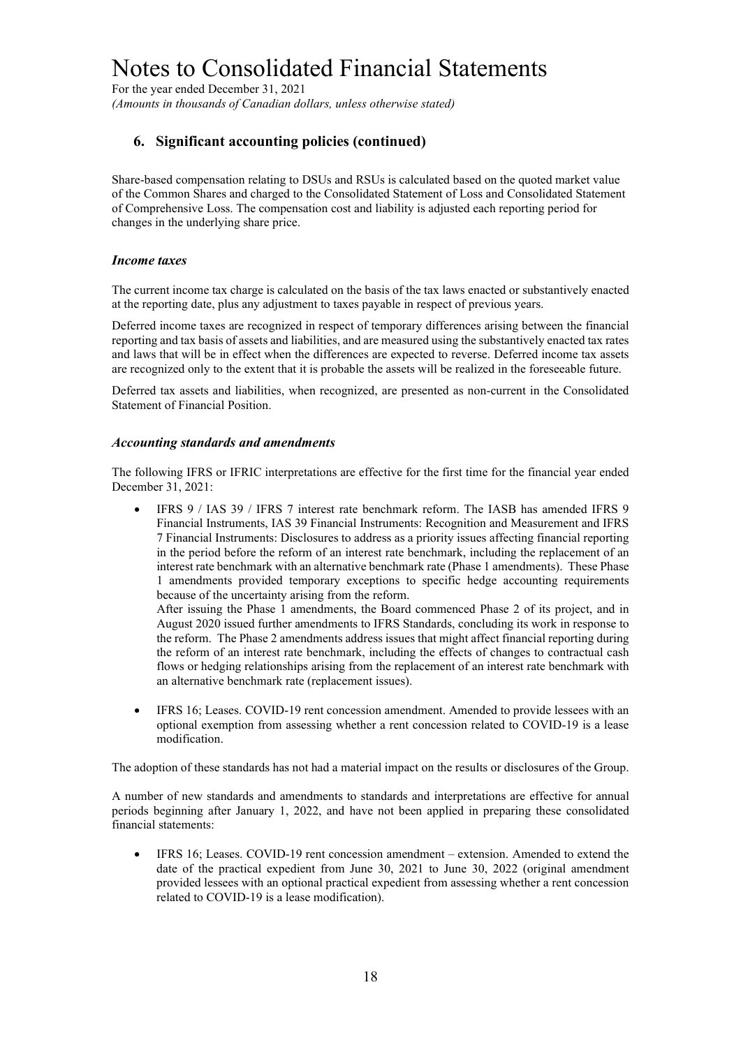## 6. Significant accounting policies (continued)

Share-based compensation relating to DSUs and RSUs is calculated based on the quoted market value of the Common Shares and charged to the Consolidated Statement of Loss and Consolidated Statement of Comprehensive Loss. The compensation cost and liability is adjusted each reporting period for changes in the underlying share price.

### *Income taxes*

The current income tax charge is calculated on the basis of the tax laws enacted or substantively enacted at the reporting date, plus any adjustment to taxes payable in respect of previous years.

Deferred income taxes are recognized in respect of temporary differences arising between the financial reporting and tax basis of assets and liabilities, and are measured using the substantively enacted tax rates and laws that will be in effect when the differences are expected to reverse. Deferred income tax assets are recognized only to the extent that it is probable the assets will be realized in the foreseeable future.

Deferred tax assets and liabilities, when recognized, are presented as non-current in the Consolidated Statement of Financial Position.

### *Accounting standards and amendments*

The following IFRS or IFRIC interpretations are effective for the first time for the financial year ended December 31, 2021:

- IFRS 9 / IAS 39 / IFRS 7 interest rate benchmark reform. The IASB has amended IFRS 9 Financial Instruments, IAS 39 Financial Instruments: Recognition and Measurement and IFRS 7 Financial Instruments: Disclosures to address as a priority issues affecting financial reporting in the period before the reform of an interest rate benchmark, including the replacement of an interest rate benchmark with an alternative benchmark rate (Phase 1 amendments). These Phase 1 amendments provided temporary exceptions to specific hedge accounting requirements because of the uncertainty arising from the reform.
  After issuing the Phase 1 amendments, the Board commenced Phase 2 of its project, and in August 2020 issued further amendments to IFRS Standards, concluding its work in response to the reform. The Phase 2 amendments address issues that might affect financial reporting during the reform of an interest rate benchmark, including the effects of changes to contractual cash flows or hedging relationships arising from the replacement of an interest rate benchmark with an alternative benchmark rate (replacement issues).

- IFRS 16; Leases. COVID-19 rent concession amendment. Amended to provide lessees with an optional exemption from assessing whether a rent concession related to COVID-19 is a lease modification.

The adoption of these standards has not had a material impact on the results or disclosures of the Group.

A number of new standards and amendments to standards and interpretations are effective for annual periods beginning after January 1, 2022, and have not been applied in preparing these consolidated financial statements:

- IFRS 16; Leases. COVID-19 rent concession amendment – extension. Amended to extend the date of the practical expedient from June 30, 2021 to June 30, 2022 (original amendment provided lessees with an optional practical expedient from assessing whether a rent concession related to COVID-19 is a lease modification).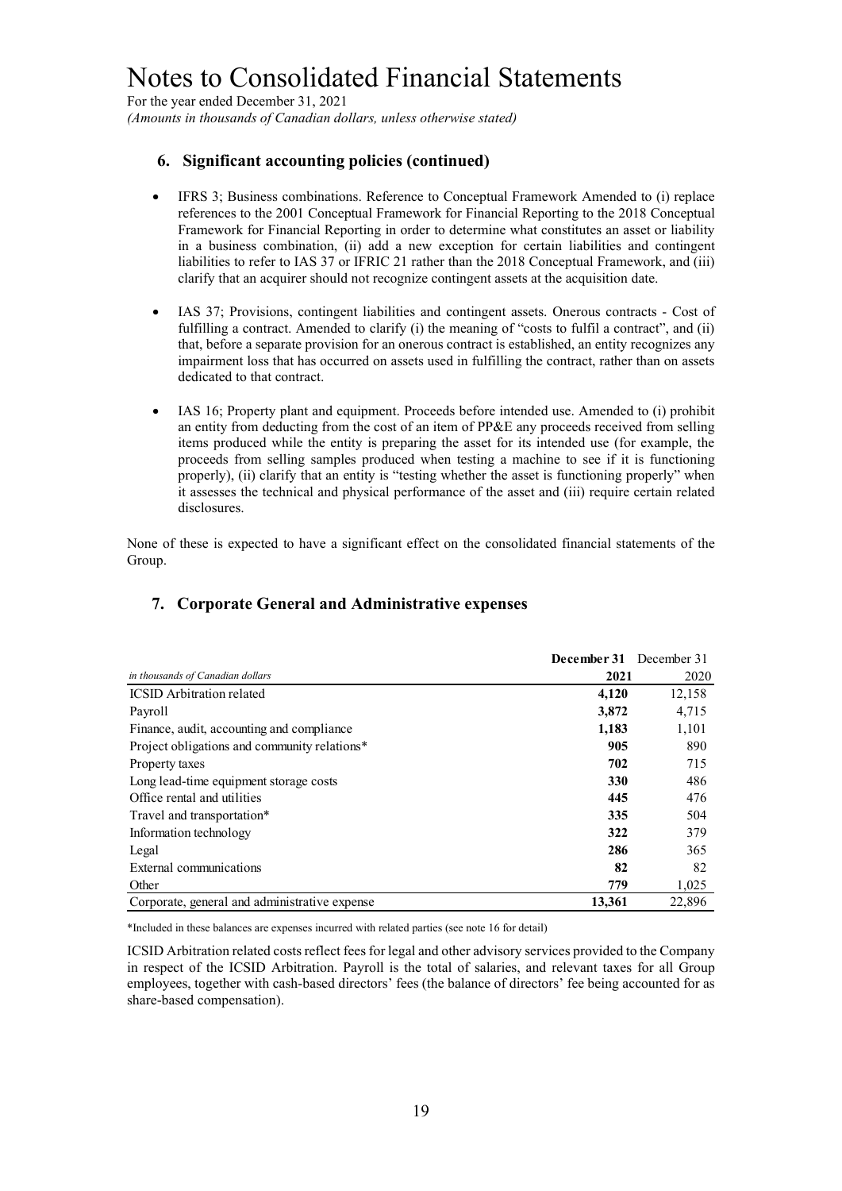# Notes to Consolidated Financial Statements

For the year ended December 31, 2021
*(Amounts in thousands of Canadian dollars, unless otherwise stated)*

## 6. Significant accounting policies (continued)

- IFRS 3; Business combinations. Reference to Conceptual Framework Amended to (i) replace references to the 2001 Conceptual Framework for Financial Reporting to the 2018 Conceptual Framework for Financial Reporting in order to determine what constitutes an asset or liability in a business combination, (ii) add a new exception for certain liabilities and contingent liabilities to refer to IAS 37 or IFRIC 21 rather than the 2018 Conceptual Framework, and (iii) clarify that an acquirer should not recognize contingent assets at the acquisition date.

- IAS 37; Provisions, contingent liabilities and contingent assets. Onerous contracts - Cost of fulfilling a contract. Amended to clarify (i) the meaning of "costs to fulfil a contract", and (ii) that, before a separate provision for an onerous contract is established, an entity recognizes any impairment loss that has occurred on assets used in fulfilling the contract, rather than on assets dedicated to that contract.

- IAS 16; Property plant and equipment. Proceeds before intended use. Amended to (i) prohibit an entity from deducting from the cost of an item of PP&E any proceeds received from selling items produced while the entity is preparing the asset for its intended use (for example, the proceeds from selling samples produced when testing a machine to see if it is functioning properly), (ii) clarify that an entity is "testing whether the asset is functioning properly" when it assesses the technical and physical performance of the asset and (iii) require certain related disclosures.

None of these is expected to have a significant effect on the consolidated financial statements of the Group.

## 7. Corporate General and Administrative expenses

| *in thousands of Canadian dollars* | **December 31 2021** | December 31 2020 |
|---|---|---|
| ICSID Arbitration related | **4,120** | 12,158 |
| Payroll | **3,872** | 4,715 |
| Finance, audit, accounting and compliance | **1,183** | 1,101 |
| Project obligations and community relations* | **905** | 890 |
| Property taxes | **702** | 715 |
| Long lead-time equipment storage costs | **330** | 486 |
| Office rental and utilities | **445** | 476 |
| Travel and transportation* | **335** | 504 |
| Information technology | **322** | 379 |
| Legal | **286** | 365 |
| External communications | **82** | 82 |
| Other | **779** | 1,025 |
| Corporate, general and administrative expense | **13,361** | 22,896 |

*Included in these balances are expenses incurred with related parties (see note 16 for detail)

ICSID Arbitration related costs reflect fees for legal and other advisory services provided to the Company in respect of the ICSID Arbitration. Payroll is the total of salaries, and relevant taxes for all Group employees, together with cash-based directors' fees (the balance of directors' fee being accounted for as share-based compensation).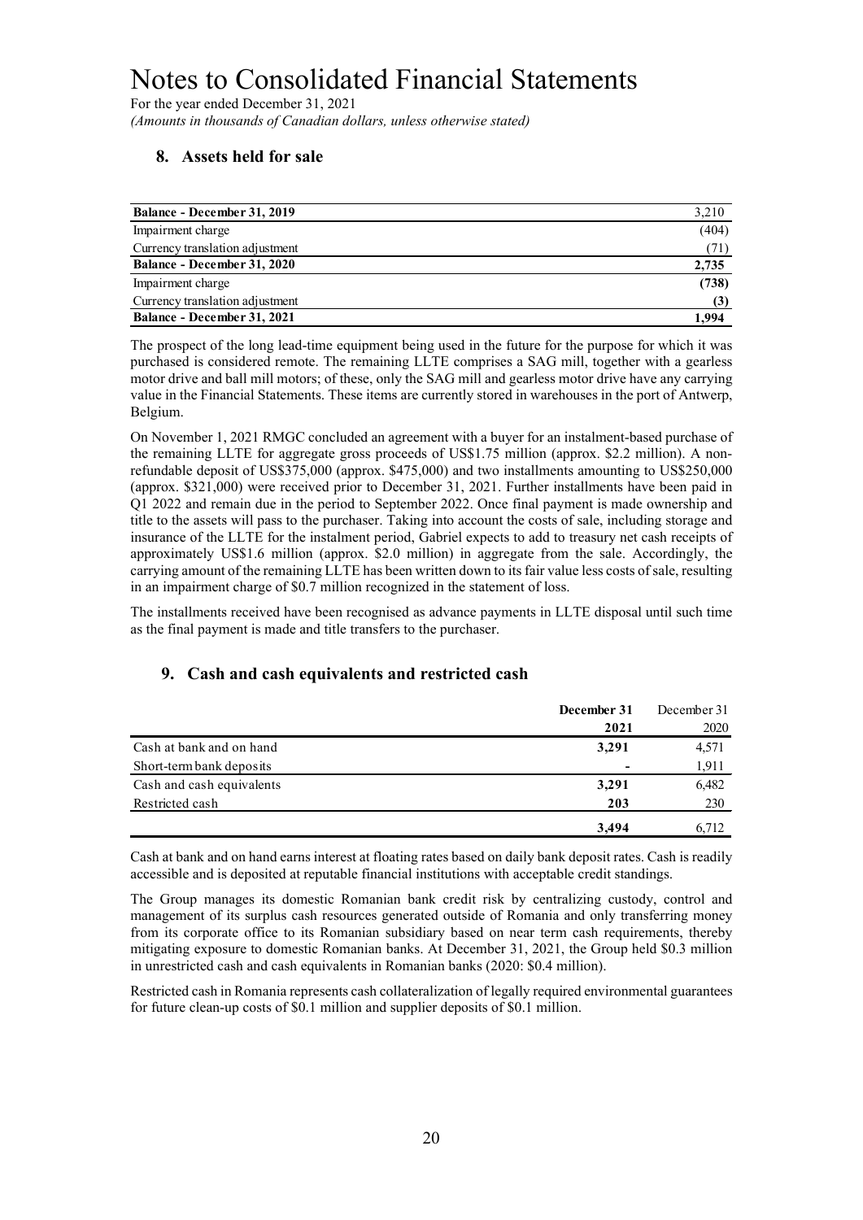# Notes to Consolidated Financial Statements

For the year ended December 31, 2021

*(Amounts in thousands of Canadian dollars, unless otherwise stated)*

## 8. Assets held for sale

| | |
|---|---|
| **Balance - December 31, 2019** | 3,210 |
| Impairment charge | (404) |
| Currency translation adjustment | (71) |
| **Balance - December 31, 2020** | **2,735** |
| Impairment charge | **(738)** |
| Currency translation adjustment | **(3)** |
| **Balance - December 31, 2021** | **1,994** |

The prospect of the long lead-time equipment being used in the future for the purpose for which it was purchased is considered remote. The remaining LLTE comprises a SAG mill, together with a gearless motor drive and ball mill motors; of these, only the SAG mill and gearless motor drive have any carrying value in the Financial Statements. These items are currently stored in warehouses in the port of Antwerp, Belgium.

On November 1, 2021 RMGC concluded an agreement with a buyer for an instalment-based purchase of the remaining LLTE for aggregate gross proceeds of US$1.75 million (approx. $2.2 million). A non-refundable deposit of US$375,000 (approx. $475,000) and two installments amounting to US$250,000 (approx. $321,000) were received prior to December 31, 2021. Further installments have been paid in Q1 2022 and remain due in the period to September 2022. Once final payment is made ownership and title to the assets will pass to the purchaser. Taking into account the costs of sale, including storage and insurance of the LLTE for the instalment period, Gabriel expects to add to treasury net cash receipts of approximately US$1.6 million (approx. $2.0 million) in aggregate from the sale. Accordingly, the carrying amount of the remaining LLTE has been written down to its fair value less costs of sale, resulting in an impairment charge of $0.7 million recognized in the statement of loss.

The installments received have been recognised as advance payments in LLTE disposal until such time as the final payment is made and title transfers to the purchaser.

## 9. Cash and cash equivalents and restricted cash

| | **December 31 2021** | December 31 2020 |
|---|---|---|
| Cash at bank and on hand | **3,291** | 4,571 |
| Short-term bank deposits | **-** | 1,911 |
| Cash and cash equivalents | **3,291** | 6,482 |
| Restricted cash | **203** | 230 |
| | **3,494** | 6,712 |

Cash at bank and on hand earns interest at floating rates based on daily bank deposit rates. Cash is readily accessible and is deposited at reputable financial institutions with acceptable credit standings.

The Group manages its domestic Romanian bank credit risk by centralizing custody, control and management of its surplus cash resources generated outside of Romania and only transferring money from its corporate office to its Romanian subsidiary based on near term cash requirements, thereby mitigating exposure to domestic Romanian banks. At December 31, 2021, the Group held $0.3 million in unrestricted cash and cash equivalents in Romanian banks (2020: $0.4 million).

Restricted cash in Romania represents cash collateralization of legally required environmental guarantees for future clean-up costs of $0.1 million and supplier deposits of $0.1 million.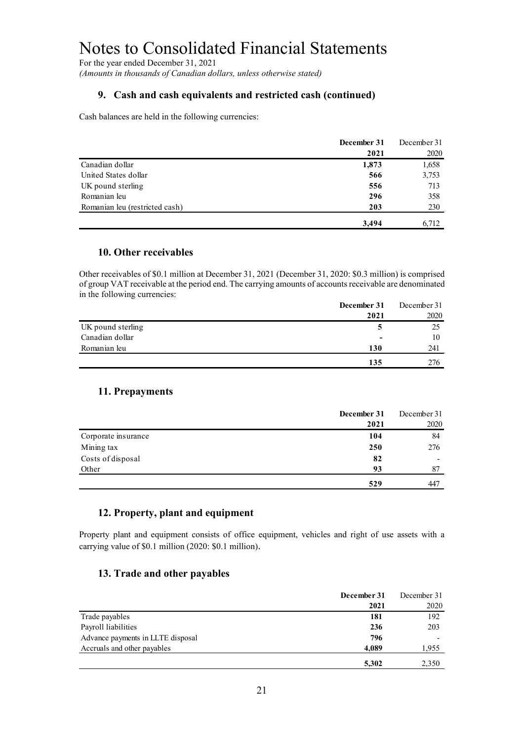# Notes to Consolidated Financial Statements

For the year ended December 31, 2021

*(Amounts in thousands of Canadian dollars, unless otherwise stated)*

## 9. Cash and cash equivalents and restricted cash (continued)

Cash balances are held in the following currencies:

| | **December 31 2021** | December 31 2020 |
|---|---|---|
| Canadian dollar | **1,873** | 1,658 |
| United States dollar | **566** | 3,753 |
| UK pound sterling | **556** | 713 |
| Romanian leu | **296** | 358 |
| Romanian leu (restricted cash) | **203** | 230 |
| | **3,494** | 6,712 |

## 10. Other receivables

Other receivables of $0.1 million at December 31, 2021 (December 31, 2020: $0.3 million) is comprised of group VAT receivable at the period end. The carrying amounts of accounts receivable are denominated in the following currencies:

| | **December 31 2021** | December 31 2020 |
|---|---|---|
| UK pound sterling | **5** | 25 |
| Canadian dollar | **-** | 10 |
| Romanian leu | **130** | 241 |
| | **135** | 276 |

## 11. Prepayments

| | **December 31 2021** | December 31 2020 |
|---|---|---|
| Corporate insurance | **104** | 84 |
| Mining tax | **250** | 276 |
| Costs of disposal | **82** | - |
| Other | **93** | 87 |
| | **529** | 447 |

## 12. Property, plant and equipment

Property plant and equipment consists of office equipment, vehicles and right of use assets with a carrying value of $0.1 million (2020: $0.1 million).

## 13. Trade and other payables

| | **December 31 2021** | December 31 2020 |
|---|---|---|
| Trade payables | **181** | 192 |
| Payroll liabilities | **236** | 203 |
| Advance payments in LLTE disposal | **796** | - |
| Accruals and other payables | **4,089** | 1,955 |
| | **5,302** | 2,350 |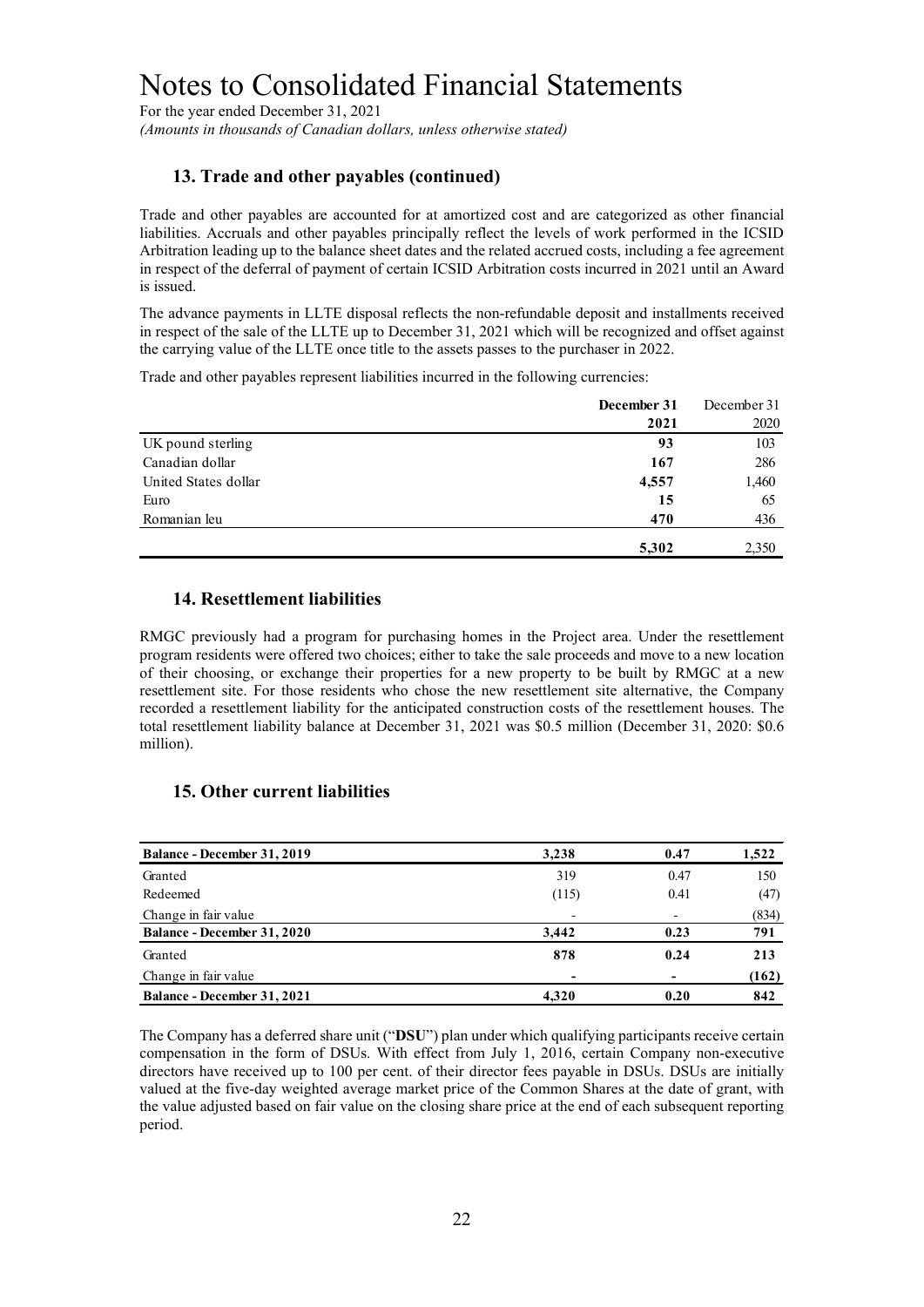# Notes to Consolidated Financial Statements

For the year ended December 31, 2021

*(Amounts in thousands of Canadian dollars, unless otherwise stated)*

## 13. Trade and other payables (continued)

Trade and other payables are accounted for at amortized cost and are categorized as other financial liabilities. Accruals and other payables principally reflect the levels of work performed in the ICSID Arbitration leading up to the balance sheet dates and the related accrued costs, including a fee agreement in respect of the deferral of payment of certain ICSID Arbitration costs incurred in 2021 until an Award is issued.

The advance payments in LLTE disposal reflects the non-refundable deposit and installments received in respect of the sale of the LLTE up to December 31, 2021 which will be recognized and offset against the carrying value of the LLTE once title to the assets passes to the purchaser in 2022.

Trade and other payables represent liabilities incurred in the following currencies:

| | **December 31 2021** | December 31 2020 |
|---|---|---|
| UK pound sterling | **93** | 103 |
| Canadian dollar | **167** | 286 |
| United States dollar | **4,557** | 1,460 |
| Euro | **15** | 65 |
| Romanian leu | **470** | 436 |
| | **5,302** | 2,350 |

## 14. Resettlement liabilities

RMGC previously had a program for purchasing homes in the Project area. Under the resettlement program residents were offered two choices; either to take the sale proceeds and move to a new location of their choosing, or exchange their properties for a new property to be built by RMGC at a new resettlement site. For those residents who chose the new resettlement site alternative, the Company recorded a resettlement liability for the anticipated construction costs of the resettlement houses. The total resettlement liability balance at December 31, 2021 was \$0.5 million (December 31, 2020: \$0.6 million).

## 15. Other current liabilities

| **Balance - December 31, 2019** | **3,238** | **0.47** | **1,522** |
|---|---|---|---|
| Granted | 319 | 0.47 | 150 |
| Redeemed | (115) | 0.41 | (47) |
| Change in fair value | - | - | (834) |
| **Balance - December 31, 2020** | **3,442** | **0.23** | **791** |
| Granted | **878** | **0.24** | **213** |
| Change in fair value | **-** | **-** | **(162)** |
| **Balance - December 31, 2021** | **4,320** | **0.20** | **842** |

The Company has a deferred share unit ("**DSU**") plan under which qualifying participants receive certain compensation in the form of DSUs. With effect from July 1, 2016, certain Company non-executive directors have received up to 100 per cent. of their director fees payable in DSUs. DSUs are initially valued at the five-day weighted average market price of the Common Shares at the date of grant, with the value adjusted based on fair value on the closing share price at the end of each subsequent reporting period.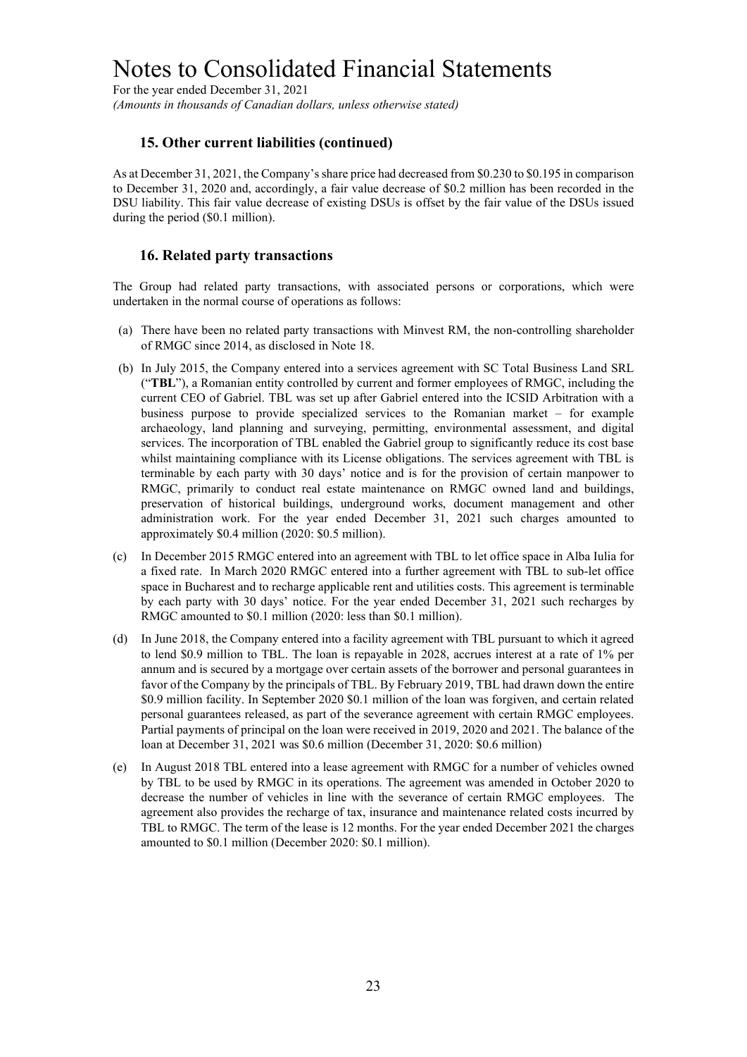## 15. Other current liabilities (continued)

As at December 31, 2021, the Company's share price had decreased from \$0.230 to \$0.195 in comparison to December 31, 2020 and, accordingly, a fair value decrease of \$0.2 million has been recorded in the DSU liability. This fair value decrease of existing DSUs is offset by the fair value of the DSUs issued during the period (\$0.1 million).

## 16. Related party transactions

The Group had related party transactions, with associated persons or corporations, which were undertaken in the normal course of operations as follows:

(a) There have been no related party transactions with Minvest RM, the non-controlling shareholder of RMGC since 2014, as disclosed in Note 18.

(b) In July 2015, the Company entered into a services agreement with SC Total Business Land SRL ("**TBL**"), a Romanian entity controlled by current and former employees of RMGC, including the current CEO of Gabriel. TBL was set up after Gabriel entered into the ICSID Arbitration with a business purpose to provide specialized services to the Romanian market – for example archaeology, land planning and surveying, permitting, environmental assessment, and digital services. The incorporation of TBL enabled the Gabriel group to significantly reduce its cost base whilst maintaining compliance with its License obligations. The services agreement with TBL is terminable by each party with 30 days' notice and is for the provision of certain manpower to RMGC, primarily to conduct real estate maintenance on RMGC owned land and buildings, preservation of historical buildings, underground works, document management and other administration work. For the year ended December 31, 2021 such charges amounted to approximately \$0.4 million (2020: \$0.5 million).

(c) In December 2015 RMGC entered into an agreement with TBL to let office space in Alba Iulia for a fixed rate. In March 2020 RMGC entered into a further agreement with TBL to sub-let office space in Bucharest and to recharge applicable rent and utilities costs. This agreement is terminable by each party with 30 days' notice. For the year ended December 31, 2021 such recharges by RMGC amounted to \$0.1 million (2020: less than \$0.1 million).

(d) In June 2018, the Company entered into a facility agreement with TBL pursuant to which it agreed to lend \$0.9 million to TBL. The loan is repayable in 2028, accrues interest at a rate of 1% per annum and is secured by a mortgage over certain assets of the borrower and personal guarantees in favor of the Company by the principals of TBL. By February 2019, TBL had drawn down the entire \$0.9 million facility. In September 2020 \$0.1 million of the loan was forgiven, and certain related personal guarantees released, as part of the severance agreement with certain RMGC employees. Partial payments of principal on the loan were received in 2019, 2020 and 2021. The balance of the loan at December 31, 2021 was \$0.6 million (December 31, 2020: \$0.6 million)

(e) In August 2018 TBL entered into a lease agreement with RMGC for a number of vehicles owned by TBL to be used by RMGC in its operations. The agreement was amended in October 2020 to decrease the number of vehicles in line with the severance of certain RMGC employees. The agreement also provides the recharge of tax, insurance and maintenance related costs incurred by TBL to RMGC. The term of the lease is 12 months. For the year ended December 2021 the charges amounted to \$0.1 million (December 2020: \$0.1 million).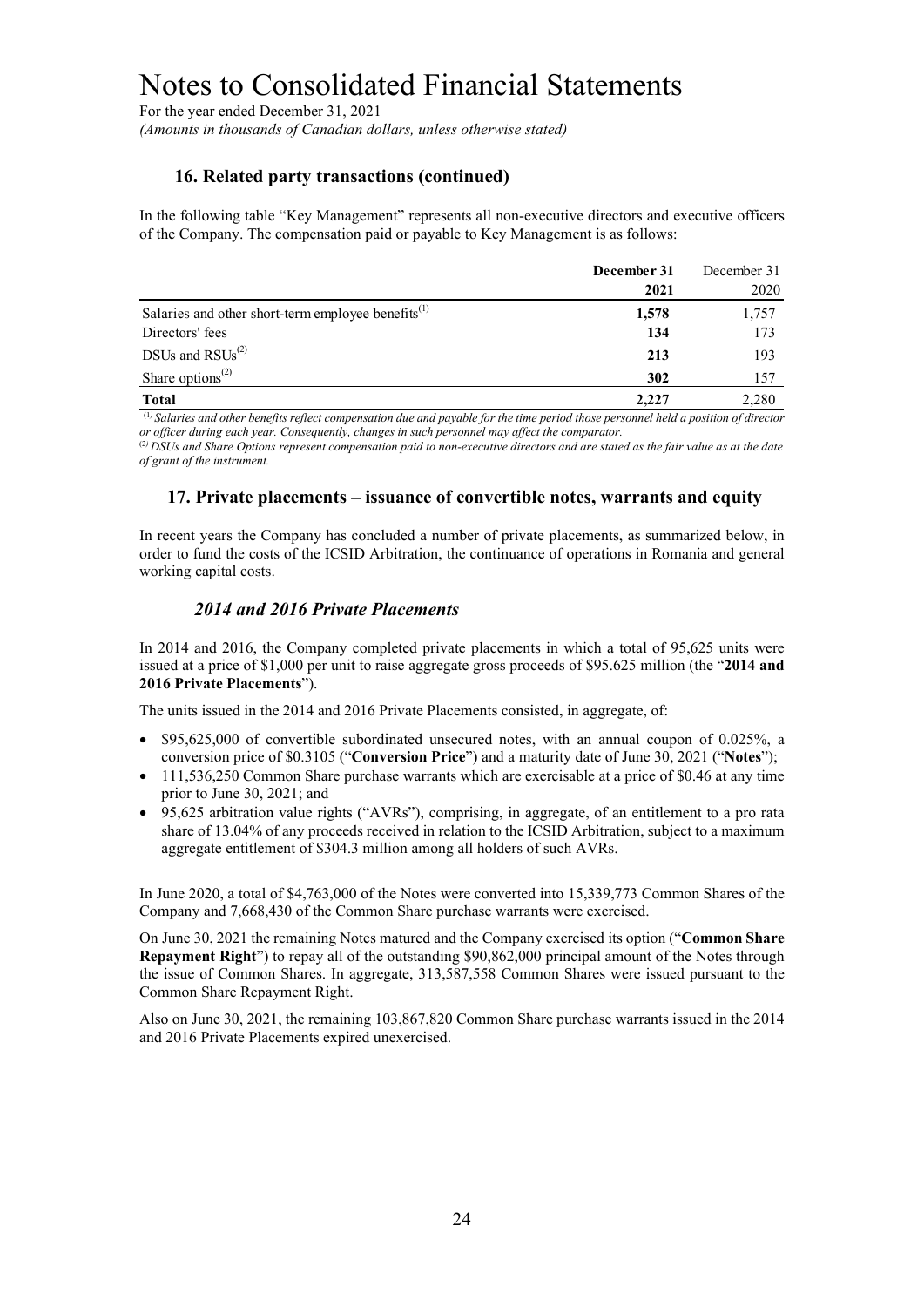# Notes to Consolidated Financial Statements

For the year ended December 31, 2021

*(Amounts in thousands of Canadian dollars, unless otherwise stated)*

## 16. Related party transactions (continued)

In the following table "Key Management" represents all non-executive directors and executive officers of the Company. The compensation paid or payable to Key Management is as follows:

| | **December 31 2021** | December 31 2020 |
|---|---|---|
| Salaries and other short-term employee benefits[(1)] | **1,578** | 1,757 |
| Directors' fees | **134** | 173 |
| DSUs and RSUs[(2)] | **213** | 193 |
| Share options[(2)] | **302** | 157 |
| **Total** | **2,227** | 2,280 |

*[(1)] Salaries and other benefits reflect compensation due and payable for the time period those personnel held a position of director or officer during each year. Consequently, changes in such personnel may affect the comparator.*

*[(2)] DSUs and Share Options represent compensation paid to non-executive directors and are stated as the fair value as at the date of grant of the instrument.*

## 17. Private placements – issuance of convertible notes, warrants and equity

In recent years the Company has concluded a number of private placements, as summarized below, in order to fund the costs of the ICSID Arbitration, the continuance of operations in Romania and general working capital costs.

### *2014 and 2016 Private Placements*

In 2014 and 2016, the Company completed private placements in which a total of 95,625 units were issued at a price of $1,000 per unit to raise aggregate gross proceeds of $95.625 million (the "**2014 and 2016 Private Placements**").

The units issued in the 2014 and 2016 Private Placements consisted, in aggregate, of:

- $95,625,000 of convertible subordinated unsecured notes, with an annual coupon of 0.025%, a conversion price of $0.3105 ("**Conversion Price**") and a maturity date of June 30, 2021 ("**Notes**");
- 111,536,250 Common Share purchase warrants which are exercisable at a price of $0.46 at any time prior to June 30, 2021; and
- 95,625 arbitration value rights ("AVRs"), comprising, in aggregate, of an entitlement to a pro rata share of 13.04% of any proceeds received in relation to the ICSID Arbitration, subject to a maximum aggregate entitlement of $304.3 million among all holders of such AVRs.

In June 2020, a total of $4,763,000 of the Notes were converted into 15,339,773 Common Shares of the Company and 7,668,430 of the Common Share purchase warrants were exercised.

On June 30, 2021 the remaining Notes matured and the Company exercised its option ("**Common Share Repayment Right**") to repay all of the outstanding $90,862,000 principal amount of the Notes through the issue of Common Shares. In aggregate, 313,587,558 Common Shares were issued pursuant to the Common Share Repayment Right.

Also on June 30, 2021, the remaining 103,867,820 Common Share purchase warrants issued in the 2014 and 2016 Private Placements expired unexercised.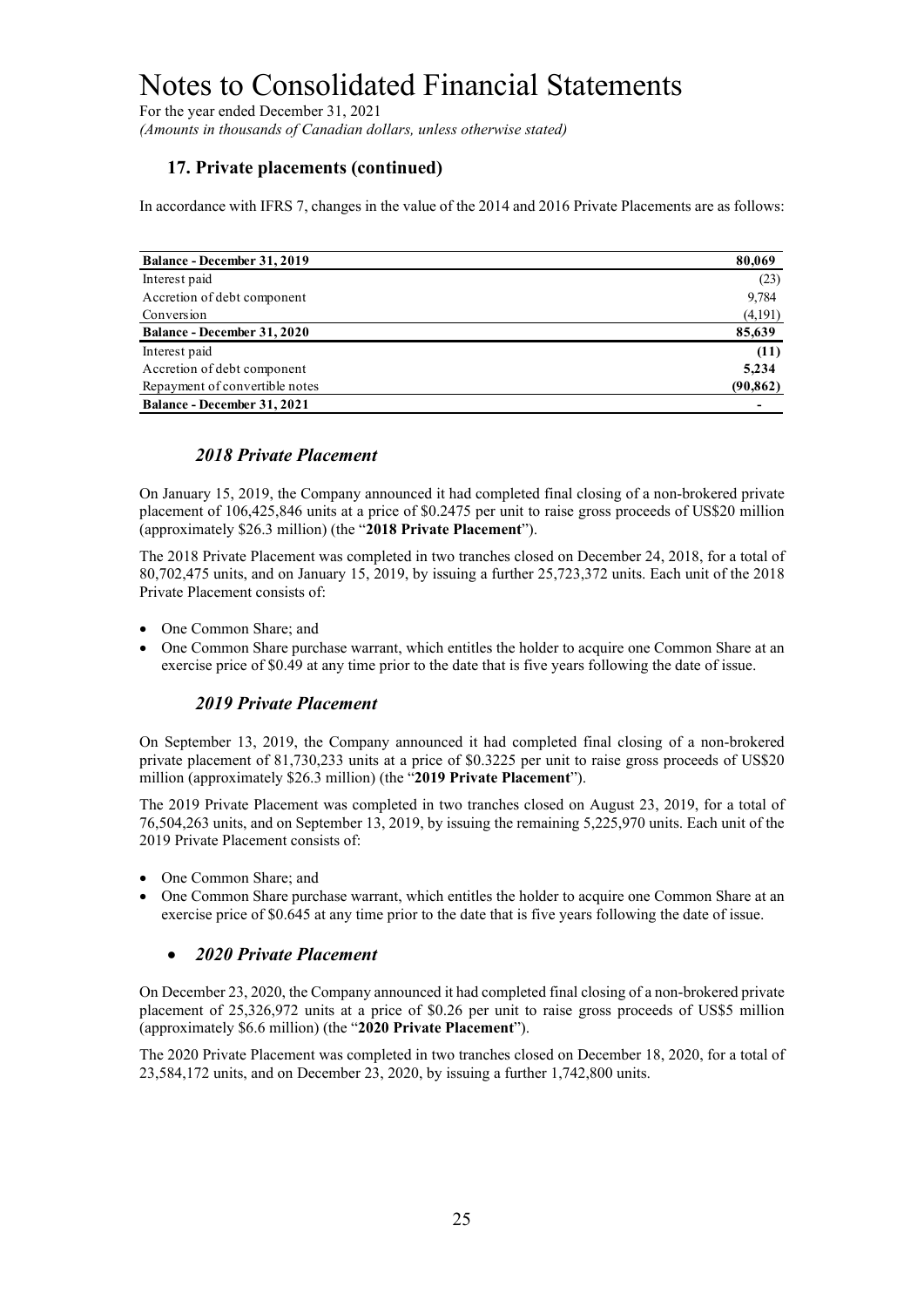# Notes to Consolidated Financial Statements

For the year ended December 31, 2021

*(Amounts in thousands of Canadian dollars, unless otherwise stated)*

## 17. Private placements (continued)

In accordance with IFRS 7, changes in the value of the 2014 and 2016 Private Placements are as follows:

| | |
|---|---|
| **Balance - December 31, 2019** | **80,069** |
| Interest paid | (23) |
| Accretion of debt component | 9,784 |
| Conversion | (4,191) |
| **Balance - December 31, 2020** | **85,639** |
| Interest paid | **(11)** |
| Accretion of debt component | **5,234** |
| Repayment of convertible notes | **(90,862)** |
| **Balance - December 31, 2021** | **-** |

### *2018 Private Placement*

On January 15, 2019, the Company announced it had completed final closing of a non-brokered private placement of 106,425,846 units at a price of $0.2475 per unit to raise gross proceeds of US$20 million (approximately $26.3 million) (the "**2018 Private Placement**").

The 2018 Private Placement was completed in two tranches closed on December 24, 2018, for a total of 80,702,475 units, and on January 15, 2019, by issuing a further 25,723,372 units. Each unit of the 2018 Private Placement consists of:

- One Common Share; and
- One Common Share purchase warrant, which entitles the holder to acquire one Common Share at an exercise price of $0.49 at any time prior to the date that is five years following the date of issue.

### *2019 Private Placement*

On September 13, 2019, the Company announced it had completed final closing of a non-brokered private placement of 81,730,233 units at a price of $0.3225 per unit to raise gross proceeds of US$20 million (approximately $26.3 million) (the "**2019 Private Placement**").

The 2019 Private Placement was completed in two tranches closed on August 23, 2019, for a total of 76,504,263 units, and on September 13, 2019, by issuing the remaining 5,225,970 units. Each unit of the 2019 Private Placement consists of:

- One Common Share; and
- One Common Share purchase warrant, which entitles the holder to acquire one Common Share at an exercise price of $0.645 at any time prior to the date that is five years following the date of issue.

### *2020 Private Placement*

On December 23, 2020, the Company announced it had completed final closing of a non-brokered private placement of 25,326,972 units at a price of $0.26 per unit to raise gross proceeds of US$5 million (approximately $6.6 million) (the "**2020 Private Placement**").

The 2020 Private Placement was completed in two tranches closed on December 18, 2020, for a total of 23,584,172 units, and on December 23, 2020, by issuing a further 1,742,800 units.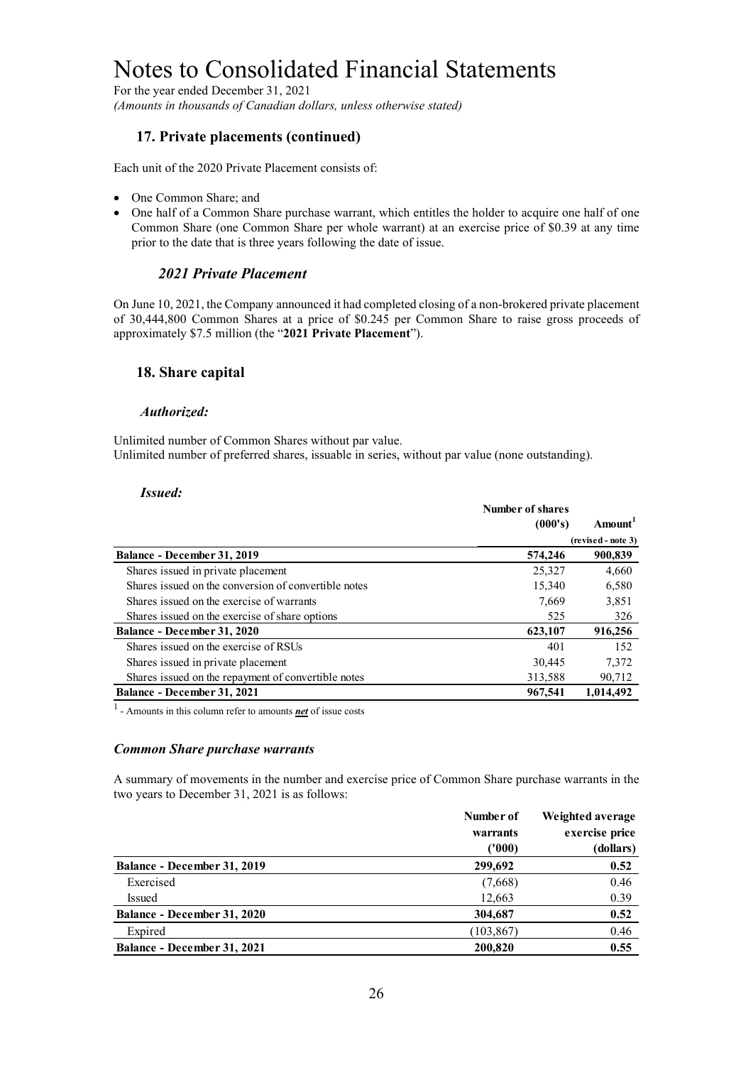# Notes to Consolidated Financial Statements

For the year ended December 31, 2021
*(Amounts in thousands of Canadian dollars, unless otherwise stated)*

## 17. Private placements (continued)

Each unit of the 2020 Private Placement consists of:

- One Common Share; and
- One half of a Common Share purchase warrant, which entitles the holder to acquire one half of one Common Share (one Common Share per whole warrant) at an exercise price of $0.39 at any time prior to the date that is three years following the date of issue.

### *2021 Private Placement*

On June 10, 2021, the Company announced it had completed closing of a non-brokered private placement of 30,444,800 Common Shares at a price of $0.245 per Common Share to raise gross proceeds of approximately $7.5 million (the "**2021 Private Placement**").

## 18. Share capital

### *Authorized:*

Unlimited number of Common Shares without par value.
Unlimited number of preferred shares, issuable in series, without par value (none outstanding).

### *Issued:*

| | Number of shares (000's) | Amount[1] (revised - note 3) |
|---|---|---|
| **Balance - December 31, 2019** | **574,246** | **900,839** |
| Shares issued in private placement | 25,327 | 4,660 |
| Shares issued on the conversion of convertible notes | 15,340 | 6,580 |
| Shares issued on the exercise of warrants | 7,669 | 3,851 |
| Shares issued on the exercise of share options | 525 | 326 |
| **Balance - December 31, 2020** | **623,107** | **916,256** |
| Shares issued on the exercise of RSUs | 401 | 152 |
| Shares issued in private placement | 30,445 | 7,372 |
| Shares issued on the repayment of convertible notes | 313,588 | 90,712 |
| **Balance - December 31, 2021** | **967,541** | **1,014,492** |

[1] - Amounts in this column refer to amounts ***net*** of issue costs

### *Common Share purchase warrants*

A summary of movements in the number and exercise price of Common Share purchase warrants in the two years to December 31, 2021 is as follows:

| | Number of warrants ('000) | Weighted average exercise price (dollars) |
|---|---|---|
| **Balance - December 31, 2019** | **299,692** | **0.52** |
| Exercised | (7,668) | 0.46 |
| Issued | 12,663 | 0.39 |
| **Balance - December 31, 2020** | **304,687** | **0.52** |
| Expired | (103,867) | 0.46 |
| **Balance - December 31, 2021** | **200,820** | **0.55** |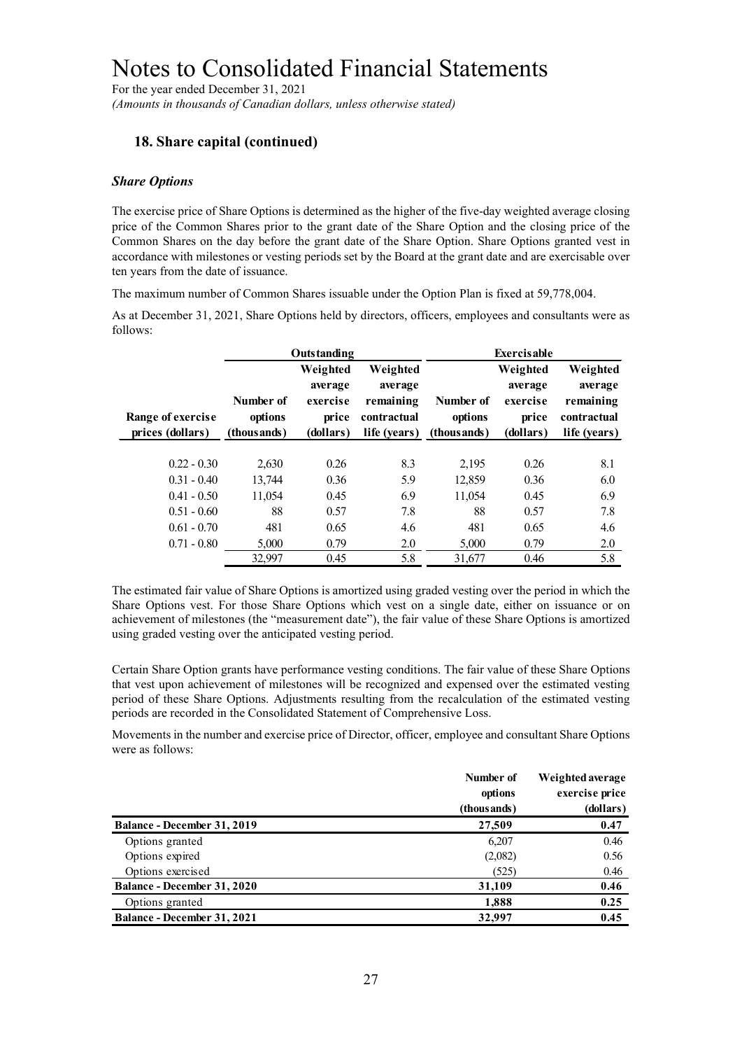# Notes to Consolidated Financial Statements

For the year ended December 31, 2021

*(Amounts in thousands of Canadian dollars, unless otherwise stated)*

## 18. Share capital (continued)

### *Share Options*

The exercise price of Share Options is determined as the higher of the five-day weighted average closing price of the Common Shares prior to the grant date of the Share Option and the closing price of the Common Shares on the day before the grant date of the Share Option. Share Options granted vest in accordance with milestones or vesting periods set by the Board at the grant date and are exercisable over ten years from the date of issuance.

The maximum number of Common Shares issuable under the Option Plan is fixed at 59,778,004.

As at December 31, 2021, Share Options held by directors, officers, employees and consultants were as follows:

| | Outstanding | | | Exercisable | | |
|---|---|---|---|---|---|---|
| Range of exercise prices (dollars) | Number of options (thousands) | Weighted average exercise price (dollars) | Weighted average remaining contractual life (years) | Number of options (thousands) | Weighted average exercise price (dollars) | Weighted average remaining contractual life (years) |
| 0.22 - 0.30 | 2,630 | 0.26 | 8.3 | 2,195 | 0.26 | 8.1 |
| 0.31 - 0.40 | 13,744 | 0.36 | 5.9 | 12,859 | 0.36 | 6.0 |
| 0.41 - 0.50 | 11,054 | 0.45 | 6.9 | 11,054 | 0.45 | 6.9 |
| 0.51 - 0.60 | 88 | 0.57 | 7.8 | 88 | 0.57 | 7.8 |
| 0.61 - 0.70 | 481 | 0.65 | 4.6 | 481 | 0.65 | 4.6 |
| 0.71 - 0.80 | 5,000 | 0.79 | 2.0 | 5,000 | 0.79 | 2.0 |
| | 32,997 | 0.45 | 5.8 | 31,677 | 0.46 | 5.8 |

The estimated fair value of Share Options is amortized using graded vesting over the period in which the Share Options vest. For those Share Options which vest on a single date, either on issuance or on achievement of milestones (the "measurement date"), the fair value of these Share Options is amortized using graded vesting over the anticipated vesting period.

Certain Share Option grants have performance vesting conditions. The fair value of these Share Options that vest upon achievement of milestones will be recognized and expensed over the estimated vesting period of these Share Options. Adjustments resulting from the recalculation of the estimated vesting periods are recorded in the Consolidated Statement of Comprehensive Loss.

Movements in the number and exercise price of Director, officer, employee and consultant Share Options were as follows:

| | Number of options (thousands) | Weighted average exercise price (dollars) |
|---|---|---|
| **Balance - December 31, 2019** | **27,509** | **0.47** |
| Options granted | 6,207 | 0.46 |
| Options expired | (2,082) | 0.56 |
| Options exercised | (525) | 0.46 |
| **Balance - December 31, 2020** | **31,109** | **0.46** |
| Options granted | **1,888** | **0.25** |
| **Balance - December 31, 2021** | **32,997** | **0.45** |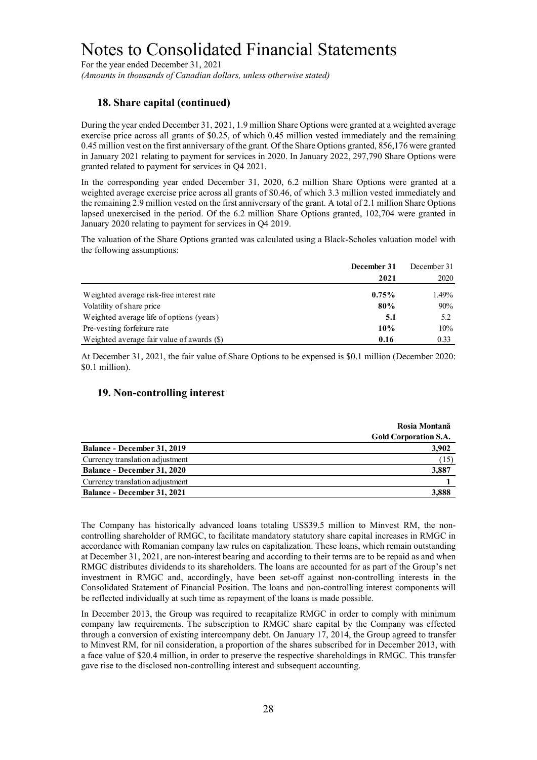# Notes to Consolidated Financial Statements

For the year ended December 31, 2021
*(Amounts in thousands of Canadian dollars, unless otherwise stated)*

## 18. Share capital (continued)

During the year ended December 31, 2021, 1.9 million Share Options were granted at a weighted average exercise price across all grants of \$0.25, of which 0.45 million vested immediately and the remaining 0.45 million vest on the first anniversary of the grant. Of the Share Options granted, 856,176 were granted in January 2021 relating to payment for services in 2020. In January 2022, 297,790 Share Options were granted related to payment for services in Q4 2021.

In the corresponding year ended December 31, 2020, 6.2 million Share Options were granted at a weighted average exercise price across all grants of \$0.46, of which 3.3 million vested immediately and the remaining 2.9 million vested on the first anniversary of the grant. A total of 2.1 million Share Options lapsed unexercised in the period. Of the 6.2 million Share Options granted, 102,704 were granted in January 2020 relating to payment for services in Q4 2019.

The valuation of the Share Options granted was calculated using a Black-Scholes valuation model with the following assumptions:

| | **December 31 2021** | December 31 2020 |
|---|---|---|
| Weighted average risk-free interest rate | **0.75%** | 1.49% |
| Volatility of share price | **80%** | 90% |
| Weighted average life of options (years) | **5.1** | 5.2 |
| Pre-vesting forfeiture rate | **10%** | 10% |
| Weighted average fair value of awards (\$) | **0.16** | 0.33 |

At December 31, 2021, the fair value of Share Options to be expensed is \$0.1 million (December 2020: \$0.1 million).

## 19. Non-controlling interest

| | **Rosia Montană Gold Corporation S.A.** |
|---|---|
| **Balance - December 31, 2019** | **3,902** |
| Currency translation adjustment | (15) |
| **Balance - December 31, 2020** | **3,887** |
| Currency translation adjustment | **1** |
| **Balance - December 31, 2021** | **3,888** |

The Company has historically advanced loans totaling US\$39.5 million to Minvest RM, the non-controlling shareholder of RMGC, to facilitate mandatory statutory share capital increases in RMGC in accordance with Romanian company law rules on capitalization. These loans, which remain outstanding at December 31, 2021, are non-interest bearing and according to their terms are to be repaid as and when RMGC distributes dividends to its shareholders. The loans are accounted for as part of the Group's net investment in RMGC and, accordingly, have been set-off against non-controlling interests in the Consolidated Statement of Financial Position. The loans and non-controlling interest components will be reflected individually at such time as repayment of the loans is made possible.

In December 2013, the Group was required to recapitalize RMGC in order to comply with minimum company law requirements. The subscription to RMGC share capital by the Company was effected through a conversion of existing intercompany debt. On January 17, 2014, the Group agreed to transfer to Minvest RM, for nil consideration, a proportion of the shares subscribed for in December 2013, with a face value of \$20.4 million, in order to preserve the respective shareholdings in RMGC. This transfer gave rise to the disclosed non-controlling interest and subsequent accounting.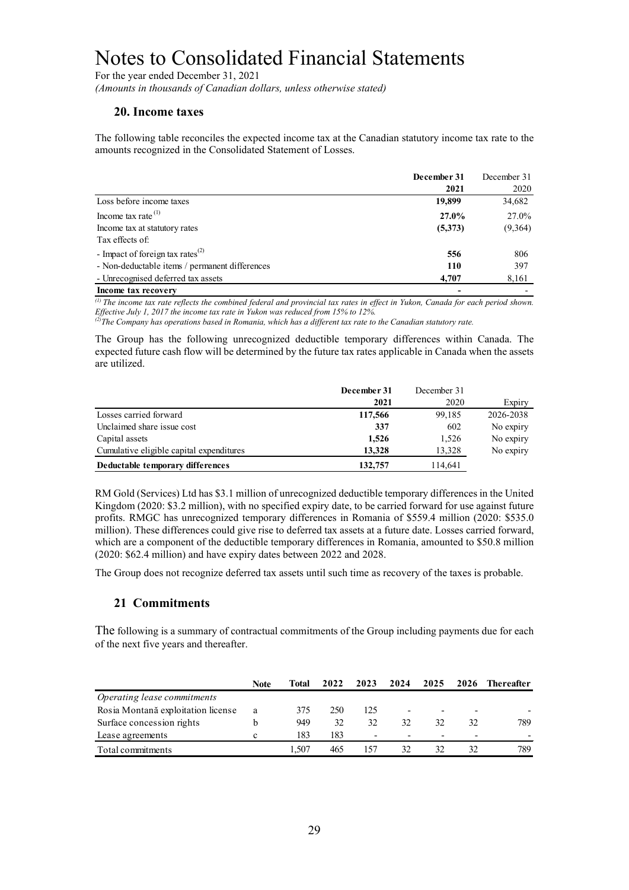# Notes to Consolidated Financial Statements

For the year ended December 31, 2021

*(Amounts in thousands of Canadian dollars, unless otherwise stated)*

## 20. Income taxes

The following table reconciles the expected income tax at the Canadian statutory income tax rate to the amounts recognized in the Consolidated Statement of Losses.

| | December 31 2021 | December 31 2020 |
|---|---|---|
| Loss before income taxes | **19,899** | 34,682 |
| Income tax rate [(1)] | **27.0%** | 27.0% |
| Income tax at statutory rates | **(5,373)** | (9,364) |
| Tax effects of: | | |
| - Impact of foreign tax rates[(2)] | **556** | 806 |
| - Non-deductable items / permanent differences | **110** | 397 |
| - Unrecognised deferred tax assets | **4,707** | 8,161 |
| **Income tax recovery** | **-** | - |

*[(1)] The income tax rate reflects the combined federal and provincial tax rates in effect in Yukon, Canada for each period shown. Effective July 1, 2017 the income tax rate in Yukon was reduced from 15% to 12%.*

*[(2)]The Company has operations based in Romania, which has a different tax rate to the Canadian statutory rate.*

The Group has the following unrecognized deductible temporary differences within Canada. The expected future cash flow will be determined by the future tax rates applicable in Canada when the assets are utilized.

| | December 31 2021 | December 31 2020 | Expiry |
|---|---|---|---|
| Losses carried forward | **117,566** | 99,185 | 2026-2038 |
| Unclaimed share issue cost | **337** | 602 | No expiry |
| Capital assets | **1,526** | 1,526 | No expiry |
| Cumulative eligible capital expenditures | **13,328** | 13,328 | No expiry |
| **Deductable temporary differences** | **132,757** | 114,641 | |

RM Gold (Services) Ltd has \$3.1 million of unrecognized deductible temporary differences in the United Kingdom (2020: \$3.2 million), with no specified expiry date, to be carried forward for use against future profits. RMGC has unrecognized temporary differences in Romania of \$559.4 million (2020: \$535.0 million). These differences could give rise to deferred tax assets at a future date. Losses carried forward, which are a component of the deductible temporary differences in Romania, amounted to \$50.8 million (2020: \$62.4 million) and have expiry dates between 2022 and 2028.

The Group does not recognize deferred tax assets until such time as recovery of the taxes is probable.

## 21 Commitments

The following is a summary of contractual commitments of the Group including payments due for each of the next five years and thereafter.

| | Note | Total | 2022 | 2023 | 2024 | 2025 | 2026 | Thereafter |
|---|---|---|---|---|---|---|---|---|
| *Operating lease commitments* | | | | | | | | |
| Roșia Montană exploitation license | a | 375 | 250 | 125 | - | - | - | - |
| Surface concession rights | b | 949 | 32 | 32 | 32 | 32 | 32 | 789 |
| Lease agreements | c | 183 | 183 | - | - | - | - | - |
| Total commitments | | 1,507 | 465 | 157 | 32 | 32 | 32 | 789 |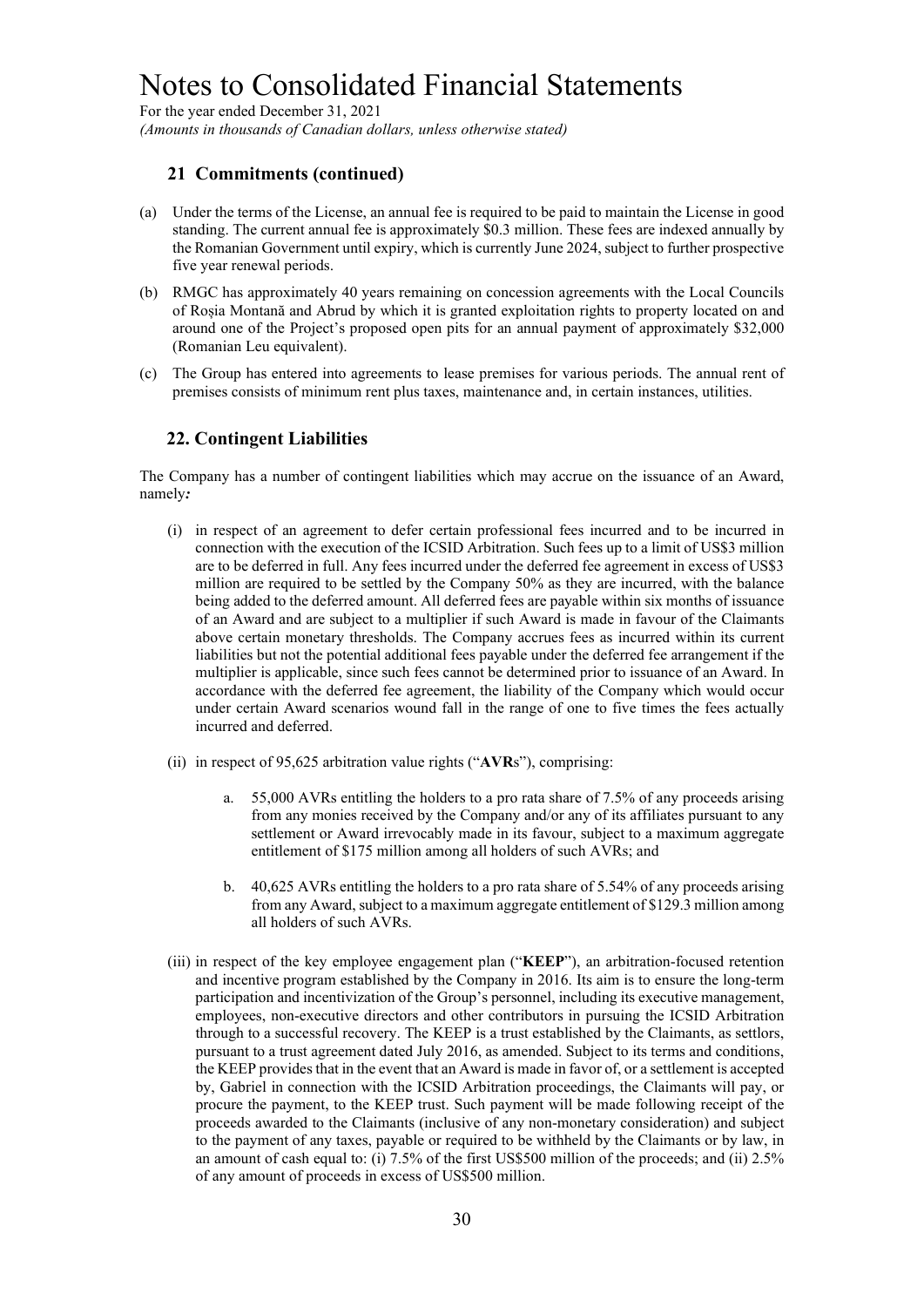# Notes to Consolidated Financial Statements

For the year ended December 31, 2021

*(Amounts in thousands of Canadian dollars, unless otherwise stated)*

## 21 Commitments (continued)

(a) Under the terms of the License, an annual fee is required to be paid to maintain the License in good standing. The current annual fee is approximately $0.3 million. These fees are indexed annually by the Romanian Government until expiry, which is currently June 2024, subject to further prospective five year renewal periods.

(b) RMGC has approximately 40 years remaining on concession agreements with the Local Councils of Roșia Montană and Abrud by which it is granted exploitation rights to property located on and around one of the Project's proposed open pits for an annual payment of approximately $32,000 (Romanian Leu equivalent).

(c) The Group has entered into agreements to lease premises for various periods. The annual rent of premises consists of minimum rent plus taxes, maintenance and, in certain instances, utilities.

## 22. Contingent Liabilities

The Company has a number of contingent liabilities which may accrue on the issuance of an Award, namely*:*

(i) in respect of an agreement to defer certain professional fees incurred and to be incurred in connection with the execution of the ICSID Arbitration. Such fees up to a limit of US$3 million are to be deferred in full. Any fees incurred under the deferred fee agreement in excess of US$3 million are required to be settled by the Company 50% as they are incurred, with the balance being added to the deferred amount. All deferred fees are payable within six months of issuance of an Award and are subject to a multiplier if such Award is made in favour of the Claimants above certain monetary thresholds. The Company accrues fees as incurred within its current liabilities but not the potential additional fees payable under the deferred fee arrangement if the multiplier is applicable, since such fees cannot be determined prior to issuance of an Award. In accordance with the deferred fee agreement, the liability of the Company which would occur under certain Award scenarios wound fall in the range of one to five times the fees actually incurred and deferred.

(ii) in respect of 95,625 arbitration value rights ("**AVR**s"), comprising:

   a. 55,000 AVRs entitling the holders to a pro rata share of 7.5% of any proceeds arising from any monies received by the Company and/or any of its affiliates pursuant to any settlement or Award irrevocably made in its favour, subject to a maximum aggregate entitlement of $175 million among all holders of such AVRs; and

   b. 40,625 AVRs entitling the holders to a pro rata share of 5.54% of any proceeds arising from any Award, subject to a maximum aggregate entitlement of $129.3 million among all holders of such AVRs.

(iii) in respect of the key employee engagement plan ("**KEEP**"), an arbitration-focused retention and incentive program established by the Company in 2016. Its aim is to ensure the long-term participation and incentivization of the Group's personnel, including its executive management, employees, non-executive directors and other contributors in pursuing the ICSID Arbitration through to a successful recovery. The KEEP is a trust established by the Claimants, as settlors, pursuant to a trust agreement dated July 2016, as amended. Subject to its terms and conditions, the KEEP provides that in the event that an Award is made in favor of, or a settlement is accepted by, Gabriel in connection with the ICSID Arbitration proceedings, the Claimants will pay, or procure the payment, to the KEEP trust. Such payment will be made following receipt of the proceeds awarded to the Claimants (inclusive of any non-monetary consideration) and subject to the payment of any taxes, payable or required to be withheld by the Claimants or by law, in an amount of cash equal to: (i) 7.5% of the first US$500 million of the proceeds; and (ii) 2.5% of any amount of proceeds in excess of US$500 million.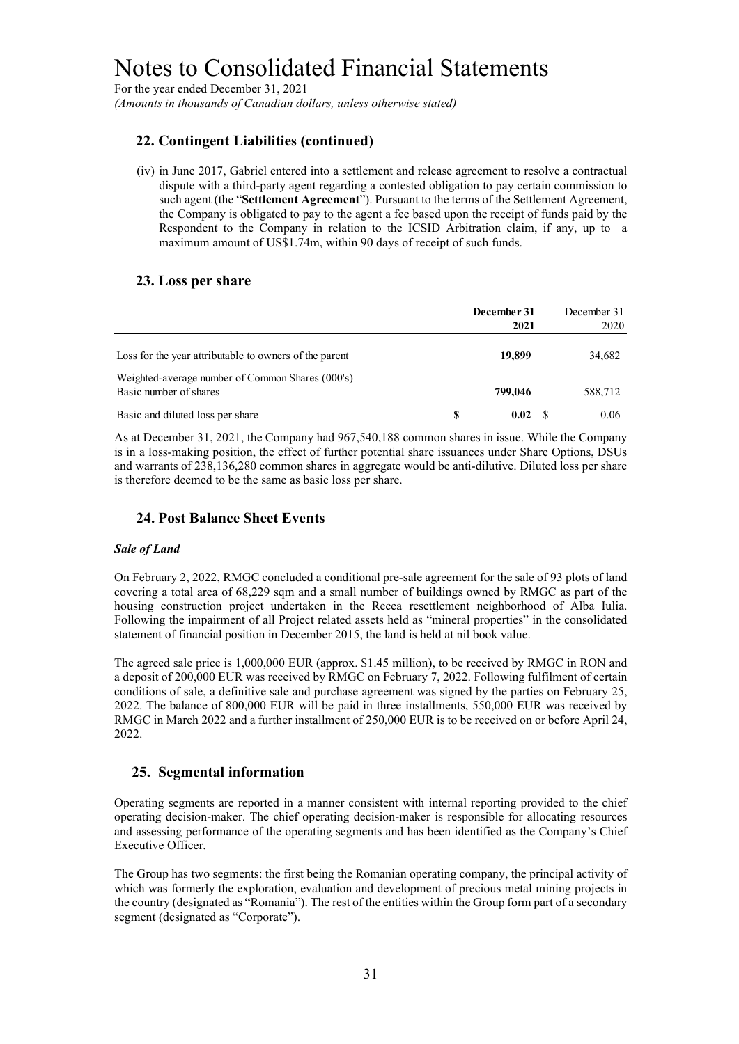# Notes to Consolidated Financial Statements

For the year ended December 31, 2021

*(Amounts in thousands of Canadian dollars, unless otherwise stated)*

## 22. Contingent Liabilities (continued)

(iv) in June 2017, Gabriel entered into a settlement and release agreement to resolve a contractual dispute with a third-party agent regarding a contested obligation to pay certain commission to such agent (the "**Settlement Agreement**"). Pursuant to the terms of the Settlement Agreement, the Company is obligated to pay to the agent a fee based upon the receipt of funds paid by the Respondent to the Company in relation to the ICSID Arbitration claim, if any, up to a maximum amount of US$1.74m, within 90 days of receipt of such funds.

## 23. Loss per share

| | **December 31 2021** | December 31 2020 |
|---|---|---|
| Loss for the year attributable to owners of the parent | **19,899** | 34,682 |
| Weighted-average number of Common Shares (000's) Basic number of shares | **799,046** | 588,712 |
| Basic and diluted loss per share | **$ 0.02** | $ 0.06 |

As at December 31, 2021, the Company had 967,540,188 common shares in issue. While the Company is in a loss-making position, the effect of further potential share issuances under Share Options, DSUs and warrants of 238,136,280 common shares in aggregate would be anti-dilutive. Diluted loss per share is therefore deemed to be the same as basic loss per share.

## 24. Post Balance Sheet Events

***Sale of Land***

On February 2, 2022, RMGC concluded a conditional pre-sale agreement for the sale of 93 plots of land covering a total area of 68,229 sqm and a small number of buildings owned by RMGC as part of the housing construction project undertaken in the Recea resettlement neighborhood of Alba Iulia. Following the impairment of all Project related assets held as "mineral properties" in the consolidated statement of financial position in December 2015, the land is held at nil book value.

The agreed sale price is 1,000,000 EUR (approx. $1.45 million), to be received by RMGC in RON and a deposit of 200,000 EUR was received by RMGC on February 7, 2022. Following fulfilment of certain conditions of sale, a definitive sale and purchase agreement was signed by the parties on February 25, 2022. The balance of 800,000 EUR will be paid in three installments, 550,000 EUR was received by RMGC in March 2022 and a further installment of 250,000 EUR is to be received on or before April 24, 2022.

## 25. Segmental information

Operating segments are reported in a manner consistent with internal reporting provided to the chief operating decision-maker. The chief operating decision-maker is responsible for allocating resources and assessing performance of the operating segments and has been identified as the Company's Chief Executive Officer.

The Group has two segments: the first being the Romanian operating company, the principal activity of which was formerly the exploration, evaluation and development of precious metal mining projects in the country (designated as "Romania"). The rest of the entities within the Group form part of a secondary segment (designated as "Corporate").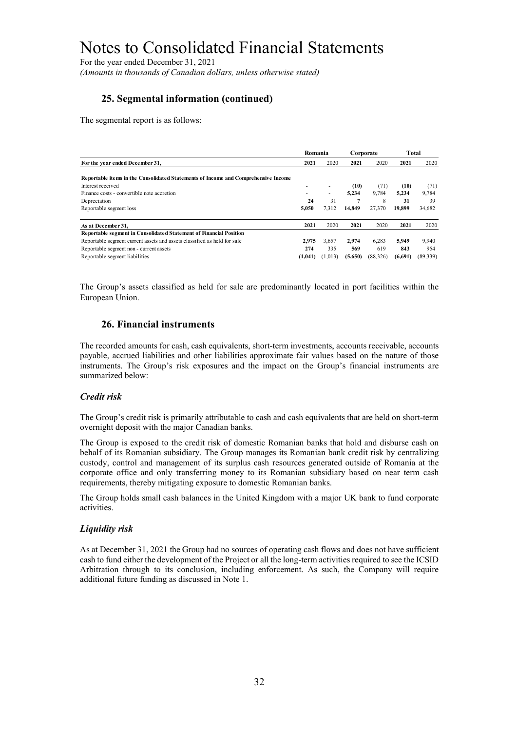# Notes to Consolidated Financial Statements

For the year ended December 31, 2021

*(Amounts in thousands of Canadian dollars, unless otherwise stated)*

## 25. Segmental information (continued)

The segmental report is as follows:

| | Romania | | Corporate | | Total | |
|---|---|---|---|---|---|---|
| **For the year ended December 31,** | **2021** | 2020 | **2021** | 2020 | **2021** | 2020 |
| **Reportable items in the Consolidated Statements of Income and Comprehensive Income** | | | | | | |
| Interest received | - | - | **(10)** | (71) | **(10)** | (71) |
| Finance costs - convertible note accretion | - | - | **5,234** | 9,784 | **5,234** | 9,784 |
| Depreciation | **24** | 31 | **7** | 8 | **31** | 39 |
| Reportable segment loss | **5,050** | 7,312 | **14,849** | 27,370 | **19,899** | 34,682 |
| **As at December 31,** | **2021** | 2020 | **2021** | 2020 | **2021** | 2020 |
| **Reportable segment in Consolidated Statement of Financial Position** | | | | | | |
| Reportable segment current assets and assets classified as held for sale | **2,975** | 3,657 | **2,974** | 6,283 | **5,949** | 9,940 |
| Reportable segment non - current assets | **274** | 335 | **569** | 619 | **843** | 954 |
| Reportable segment liabilities | **(1,041)** | (1,013) | **(5,650)** | (88,326) | **(6,691)** | (89,339) |

The Group's assets classified as held for sale are predominantly located in port facilities within the European Union.

## 26. Financial instruments

The recorded amounts for cash, cash equivalents, short-term investments, accounts receivable, accounts payable, accrued liabilities and other liabilities approximate fair values based on the nature of those instruments. The Group's risk exposures and the impact on the Group's financial instruments are summarized below:

### *Credit risk*

The Group's credit risk is primarily attributable to cash and cash equivalents that are held on short-term overnight deposit with the major Canadian banks.

The Group is exposed to the credit risk of domestic Romanian banks that hold and disburse cash on behalf of its Romanian subsidiary. The Group manages its Romanian bank credit risk by centralizing custody, control and management of its surplus cash resources generated outside of Romania at the corporate office and only transferring money to its Romanian subsidiary based on near term cash requirements, thereby mitigating exposure to domestic Romanian banks.

The Group holds small cash balances in the United Kingdom with a major UK bank to fund corporate activities.

### *Liquidity risk*

As at December 31, 2021 the Group had no sources of operating cash flows and does not have sufficient cash to fund either the development of the Project or all the long-term activities required to see the ICSID Arbitration through to its conclusion, including enforcement. As such, the Company will require additional future funding as discussed in Note 1.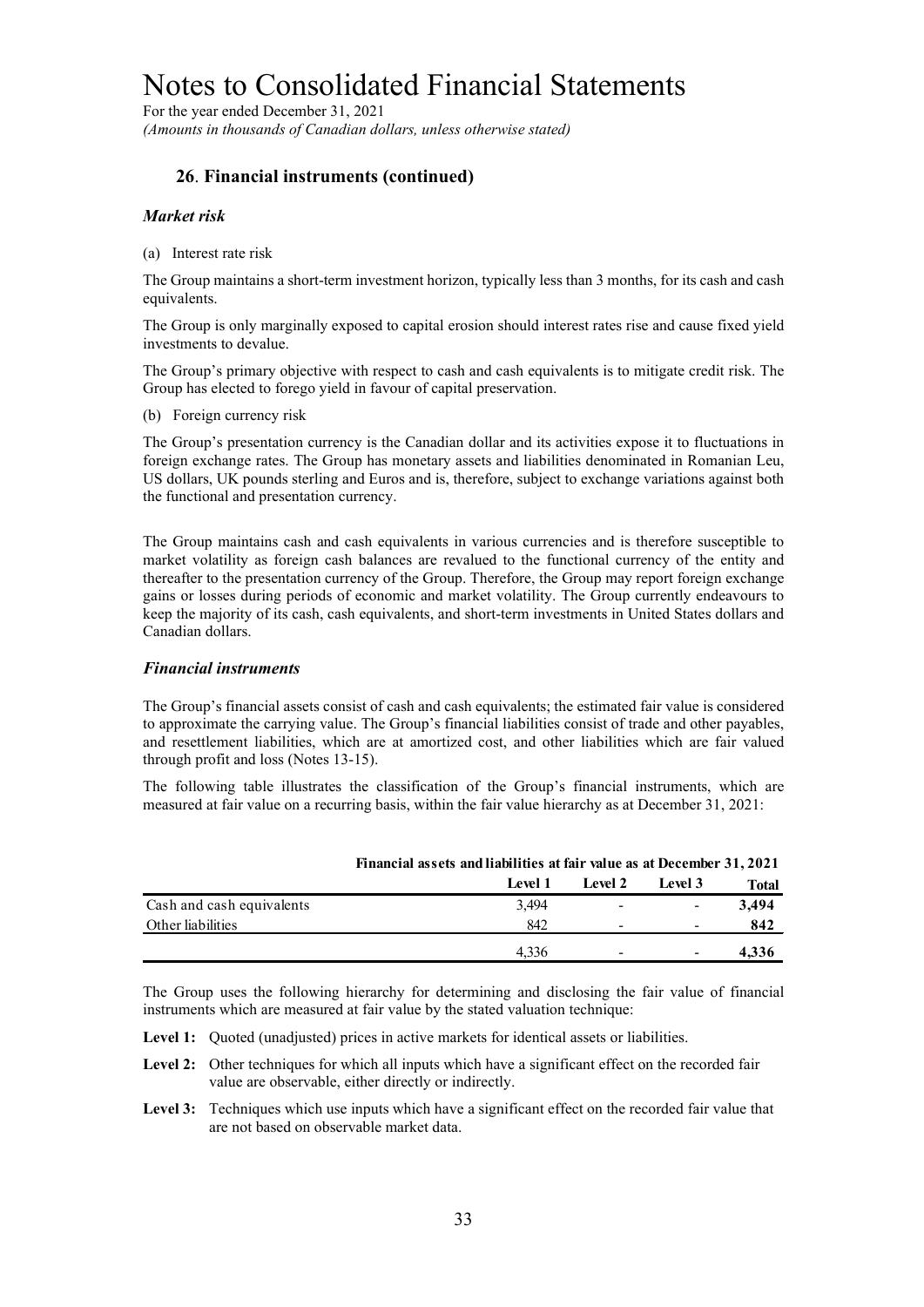# Notes to Consolidated Financial Statements

For the year ended December 31, 2021

*(Amounts in thousands of Canadian dollars, unless otherwise stated)*

## 26. Financial instruments (continued)

### *Market risk*

(a) Interest rate risk

The Group maintains a short-term investment horizon, typically less than 3 months, for its cash and cash equivalents.

The Group is only marginally exposed to capital erosion should interest rates rise and cause fixed yield investments to devalue.

The Group's primary objective with respect to cash and cash equivalents is to mitigate credit risk. The Group has elected to forego yield in favour of capital preservation.

(b) Foreign currency risk

The Group's presentation currency is the Canadian dollar and its activities expose it to fluctuations in foreign exchange rates. The Group has monetary assets and liabilities denominated in Romanian Leu, US dollars, UK pounds sterling and Euros and is, therefore, subject to exchange variations against both the functional and presentation currency.

The Group maintains cash and cash equivalents in various currencies and is therefore susceptible to market volatility as foreign cash balances are revalued to the functional currency of the entity and thereafter to the presentation currency of the Group. Therefore, the Group may report foreign exchange gains or losses during periods of economic and market volatility. The Group currently endeavours to keep the majority of its cash, cash equivalents, and short-term investments in United States dollars and Canadian dollars.

### *Financial instruments*

The Group's financial assets consist of cash and cash equivalents; the estimated fair value is considered to approximate the carrying value. The Group's financial liabilities consist of trade and other payables, and resettlement liabilities, which are at amortized cost, and other liabilities which are fair valued through profit and loss (Notes 13-15).

The following table illustrates the classification of the Group's financial instruments, which are measured at fair value on a recurring basis, within the fair value hierarchy as at December 31, 2021:

| | **Financial assets and liabilities at fair value as at December 31, 2021** | | | |
|---|---|---|---|---|
| | **Level 1** | **Level 2** | **Level 3** | **Total** |
| Cash and cash equivalents | 3,494 | - | - | **3,494** |
| Other liabilities | 842 | - | - | **842** |
| | 4,336 | - | - | **4,336** |

The Group uses the following hierarchy for determining and disclosing the fair value of financial instruments which are measured at fair value by the stated valuation technique:

**Level 1:** Quoted (unadjusted) prices in active markets for identical assets or liabilities.

**Level 2:** Other techniques for which all inputs which have a significant effect on the recorded fair value are observable, either directly or indirectly.

**Level 3:** Techniques which use inputs which have a significant effect on the recorded fair value that are not based on observable market data.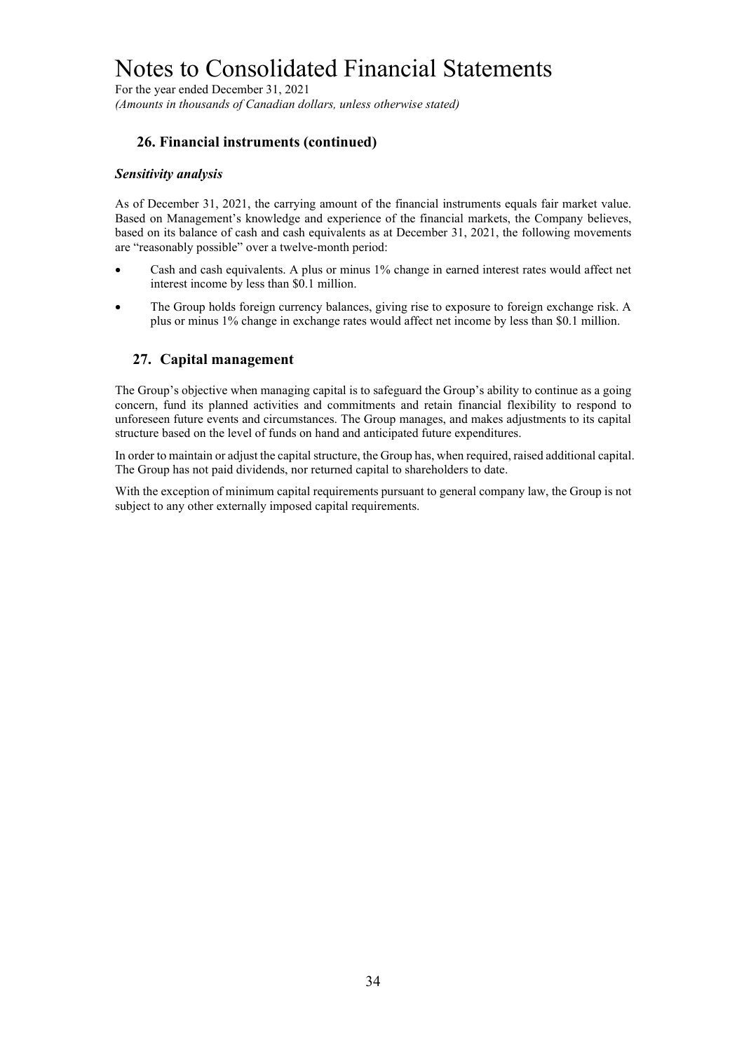# Notes to Consolidated Financial Statements

For the year ended December 31, 2021

*(Amounts in thousands of Canadian dollars, unless otherwise stated)*

## 26. Financial instruments (continued)

### *Sensitivity analysis*

As of December 31, 2021, the carrying amount of the financial instruments equals fair market value. Based on Management's knowledge and experience of the financial markets, the Company believes, based on its balance of cash and cash equivalents as at December 31, 2021, the following movements are "reasonably possible" over a twelve-month period:

- Cash and cash equivalents. A plus or minus 1% change in earned interest rates would affect net interest income by less than $0.1 million.
- The Group holds foreign currency balances, giving rise to exposure to foreign exchange risk. A plus or minus 1% change in exchange rates would affect net income by less than $0.1 million.

## 27. Capital management

The Group's objective when managing capital is to safeguard the Group's ability to continue as a going concern, fund its planned activities and commitments and retain financial flexibility to respond to unforeseen future events and circumstances. The Group manages, and makes adjustments to its capital structure based on the level of funds on hand and anticipated future expenditures.

In order to maintain or adjust the capital structure, the Group has, when required, raised additional capital. The Group has not paid dividends, nor returned capital to shareholders to date.

With the exception of minimum capital requirements pursuant to general company law, the Group is not subject to any other externally imposed capital requirements.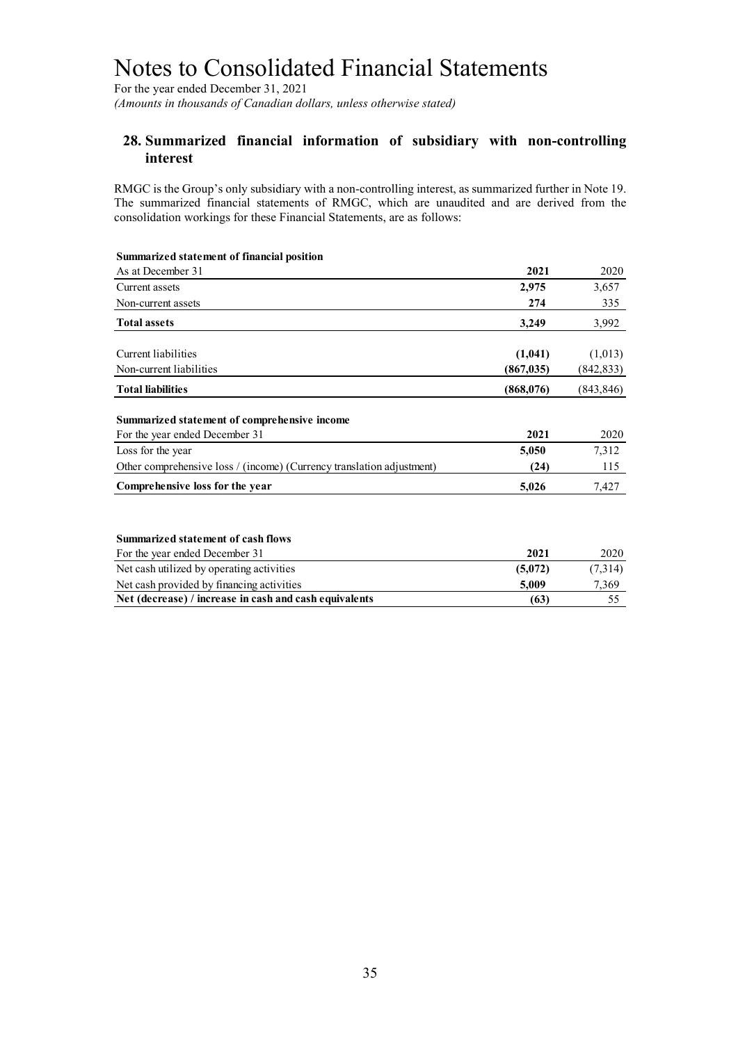# Notes to Consolidated Financial Statements

For the year ended December 31, 2021

*(Amounts in thousands of Canadian dollars, unless otherwise stated)*

## 28. Summarized financial information of subsidiary with non-controlling interest

RMGC is the Group's only subsidiary with a non-controlling interest, as summarized further in Note 19. The summarized financial statements of RMGC, which are unaudited and are derived from the consolidation workings for these Financial Statements, are as follows:

**Summarized statement of financial position**

| As at December 31 | **2021** | 2020 |
|---|---|---|
| Current assets | **2,975** | 3,657 |
| Non-current assets | **274** | 335 |
| **Total assets** | **3,249** | 3,992 |
| Current liabilities | **(1,041)** | (1,013) |
| Non-current liabilities | **(867,035)** | (842,833) |
| **Total liabilities** | **(868,076)** | (843,846) |

**Summarized statement of comprehensive income**

| For the year ended December 31 | **2021** | 2020 |
|---|---|---|
| Loss for the year | **5,050** | 7,312 |
| Other comprehensive loss / (income) (Currency translation adjustment) | **(24)** | 115 |
| **Comprehensive loss for the year** | **5,026** | 7,427 |

**Summarized statement of cash flows**

| For the year ended December 31 | **2021** | 2020 |
|---|---|---|
| Net cash utilized by operating activities | **(5,072)** | (7,314) |
| Net cash provided by financing activities | **5,009** | 7,369 |
| **Net (decrease) / increase in cash and cash equivalents** | **(63)** | 55 |